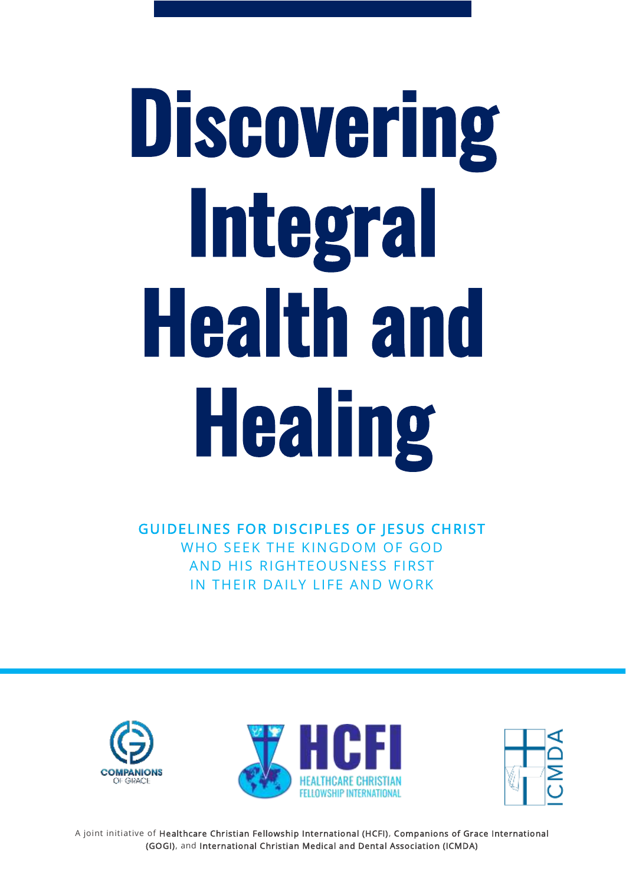# Discovering Integral Health and Healing

**GUIDELINES FOR DISCIPLES OF JESUS CHRIST**
WHO SEEK THE KINGDOM OF GOD
AND HIS RIGHTEOUSNESS FIRST
IN THEIR DAILY LIFE AND WORK

COMPANIONS OF GRACE

HCFI
HEALTHCARE CHRISTIAN FELLOWSHIP INTERNATIONAL

ICMDA

A joint initiative of Healthcare Christian Fellowship International (HCFI), Companions of Grace International (GOGI), and International Christian Medical and Dental Association (ICMDA)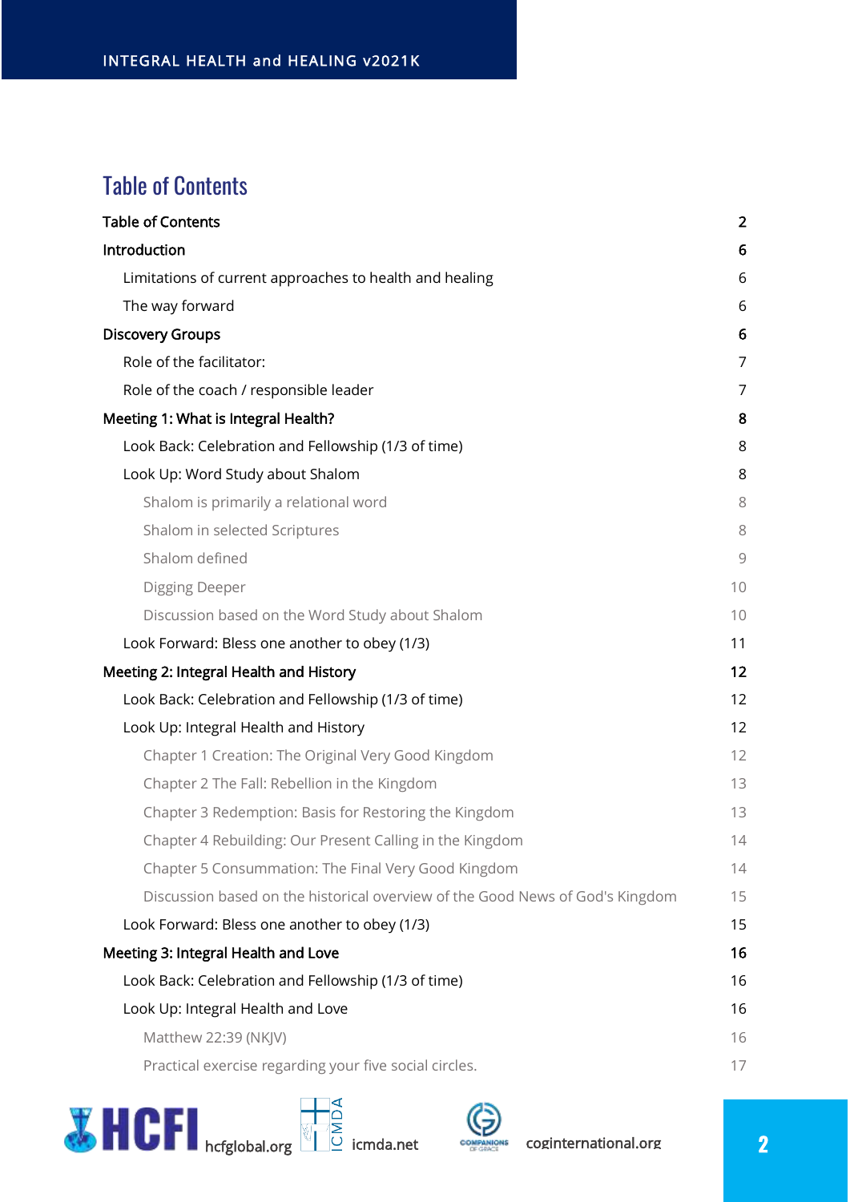# Table of Contents

- Table of Contents 2
- Introduction 6
  - Limitations of current approaches to health and healing 6
  - The way forward 6
- Discovery Groups 6
  - Role of the facilitator: 7
  - Role of the coach / responsible leader 7
- Meeting 1: What is Integral Health? 8
  - Look Back: Celebration and Fellowship (1/3 of time) 8
  - Look Up: Word Study about Shalom 8
    - Shalom is primarily a relational word 8
    - Shalom in selected Scriptures 8
    - Shalom defined 9
    - Digging Deeper 10
    - Discussion based on the Word Study about Shalom 10
  - Look Forward: Bless one another to obey (1/3) 11
- Meeting 2: Integral Health and History 12
  - Look Back: Celebration and Fellowship (1/3 of time) 12
  - Look Up: Integral Health and History 12
    - Chapter 1 Creation: The Original Very Good Kingdom 12
    - Chapter 2 The Fall: Rebellion in the Kingdom 13
    - Chapter 3 Redemption: Basis for Restoring the Kingdom 13
    - Chapter 4 Rebuilding: Our Present Calling in the Kingdom 14
    - Chapter 5 Consummation: The Final Very Good Kingdom 14
    - Discussion based on the historical overview of the Good News of God's Kingdom 15
  - Look Forward: Bless one another to obey (1/3) 15
- Meeting 3: Integral Health and Love 16
  - Look Back: Celebration and Fellowship (1/3 of time) 16
  - Look Up: Integral Health and Love 16
    - Matthew 22:39 (NKJV) 16
    - Practical exercise regarding your five social circles. 17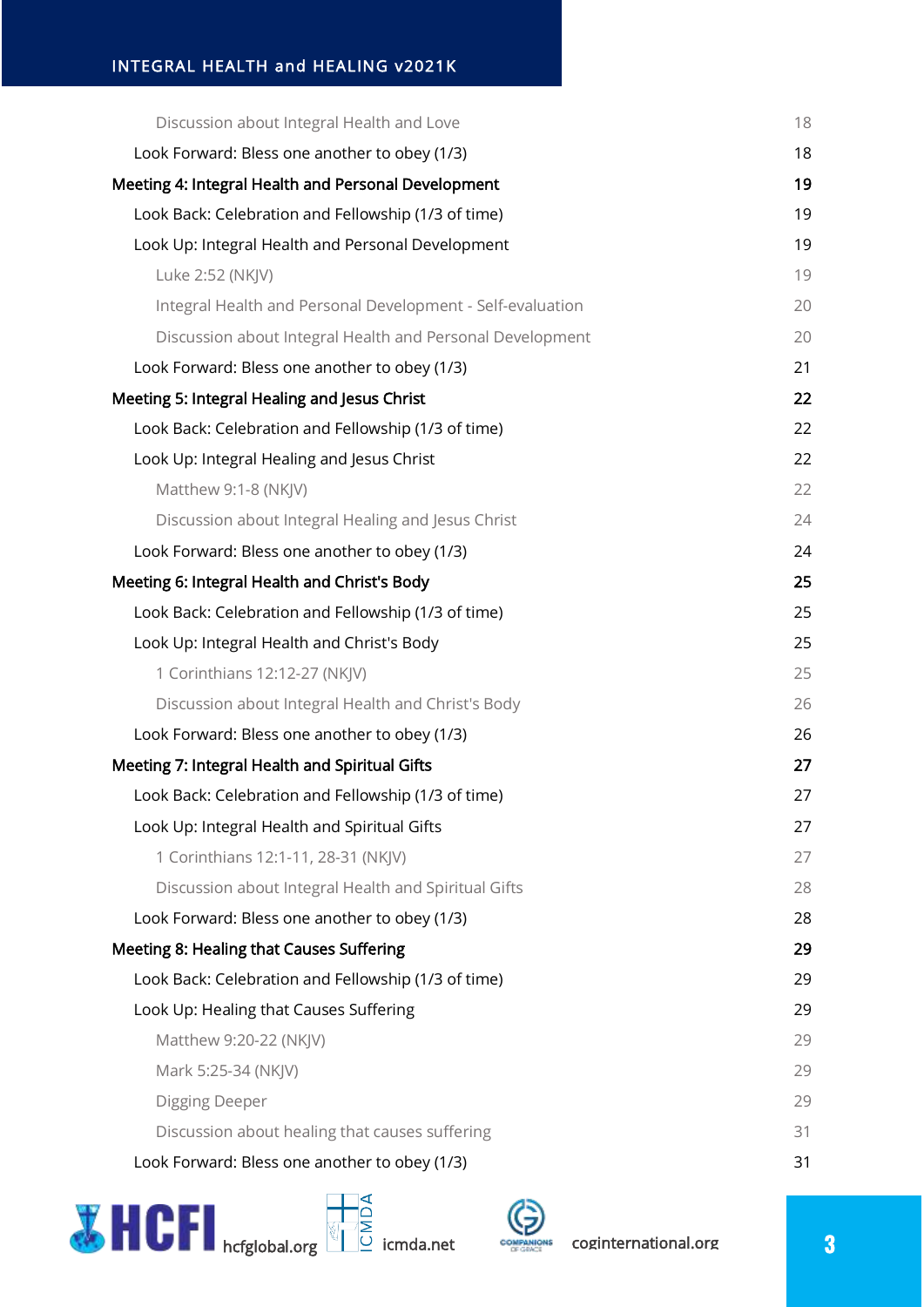Discussion about Integral Health and Love 18

Look Forward: Bless one another to obey (1/3) 18

**Meeting 4: Integral Health and Personal Development** **19**

Look Back: Celebration and Fellowship (1/3 of time) 19

Look Up: Integral Health and Personal Development 19

Luke 2:52 (NKJV) 19

Integral Health and Personal Development - Self-evaluation 20

Discussion about Integral Health and Personal Development 20

Look Forward: Bless one another to obey (1/3) 21

**Meeting 5: Integral Healing and Jesus Christ** **22**

Look Back: Celebration and Fellowship (1/3 of time) 22

Look Up: Integral Healing and Jesus Christ 22

Matthew 9:1-8 (NKJV) 22

Discussion about Integral Healing and Jesus Christ 24

Look Forward: Bless one another to obey (1/3) 24

**Meeting 6: Integral Health and Christ's Body** **25**

Look Back: Celebration and Fellowship (1/3 of time) 25

Look Up: Integral Health and Christ's Body 25

1 Corinthians 12:12-27 (NKJV) 25

Discussion about Integral Health and Christ's Body 26

Look Forward: Bless one another to obey (1/3) 26

**Meeting 7: Integral Health and Spiritual Gifts** **27**

Look Back: Celebration and Fellowship (1/3 of time) 27

Look Up: Integral Health and Spiritual Gifts 27

1 Corinthians 12:1-11, 28-31 (NKJV) 27

Discussion about Integral Health and Spiritual Gifts 28

Look Forward: Bless one another to obey (1/3) 28

**Meeting 8: Healing that Causes Suffering** **29**

Look Back: Celebration and Fellowship (1/3 of time) 29

Look Up: Healing that Causes Suffering 29

Matthew 9:20-22 (NKJV) 29

Mark 5:25-34 (NKJV) 29

Digging Deeper 29

Discussion about healing that causes suffering 31

Look Forward: Bless one another to obey (1/3) 31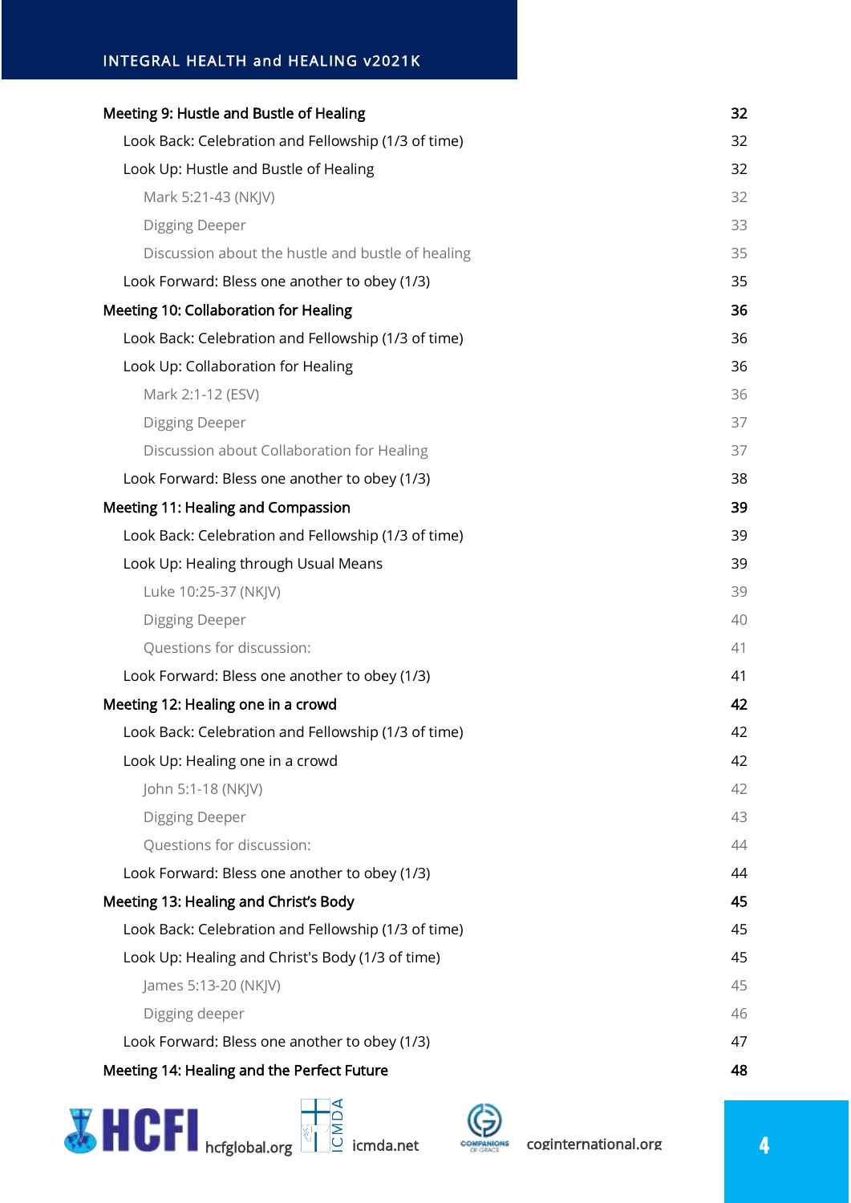- Meeting 9: Hustle and Bustle of Healing — 32
  - Look Back: Celebration and Fellowship (1/3 of time) — 32
  - Look Up: Hustle and Bustle of Healing — 32
    - Mark 5:21-43 (NKJV) — 32
    - Digging Deeper — 33
    - Discussion about the hustle and bustle of healing — 35
  - Look Forward: Bless one another to obey (1/3) — 35
- Meeting 10: Collaboration for Healing — 36
  - Look Back: Celebration and Fellowship (1/3 of time) — 36
  - Look Up: Collaboration for Healing — 36
    - Mark 2:1-12 (ESV) — 36
    - Digging Deeper — 37
    - Discussion about Collaboration for Healing — 37
  - Look Forward: Bless one another to obey (1/3) — 38
- Meeting 11: Healing and Compassion — 39
  - Look Back: Celebration and Fellowship (1/3 of time) — 39
  - Look Up: Healing through Usual Means — 39
    - Luke 10:25-37 (NKJV) — 39
    - Digging Deeper — 40
    - Questions for discussion: — 41
  - Look Forward: Bless one another to obey (1/3) — 41
- Meeting 12: Healing one in a crowd — 42
  - Look Back: Celebration and Fellowship (1/3 of time) — 42
  - Look Up: Healing one in a crowd — 42
    - John 5:1-18 (NKJV) — 42
    - Digging Deeper — 43
    - Questions for discussion: — 44
  - Look Forward: Bless one another to obey (1/3) — 44
- Meeting 13: Healing and Christ's Body — 45
  - Look Back: Celebration and Fellowship (1/3 of time) — 45
  - Look Up: Healing and Christ's Body (1/3 of time) — 45
    - James 5:13-20 (NKJV) — 45
    - Digging deeper — 46
  - Look Forward: Bless one another to obey (1/3) — 47
- Meeting 14: Healing and the Perfect Future — 48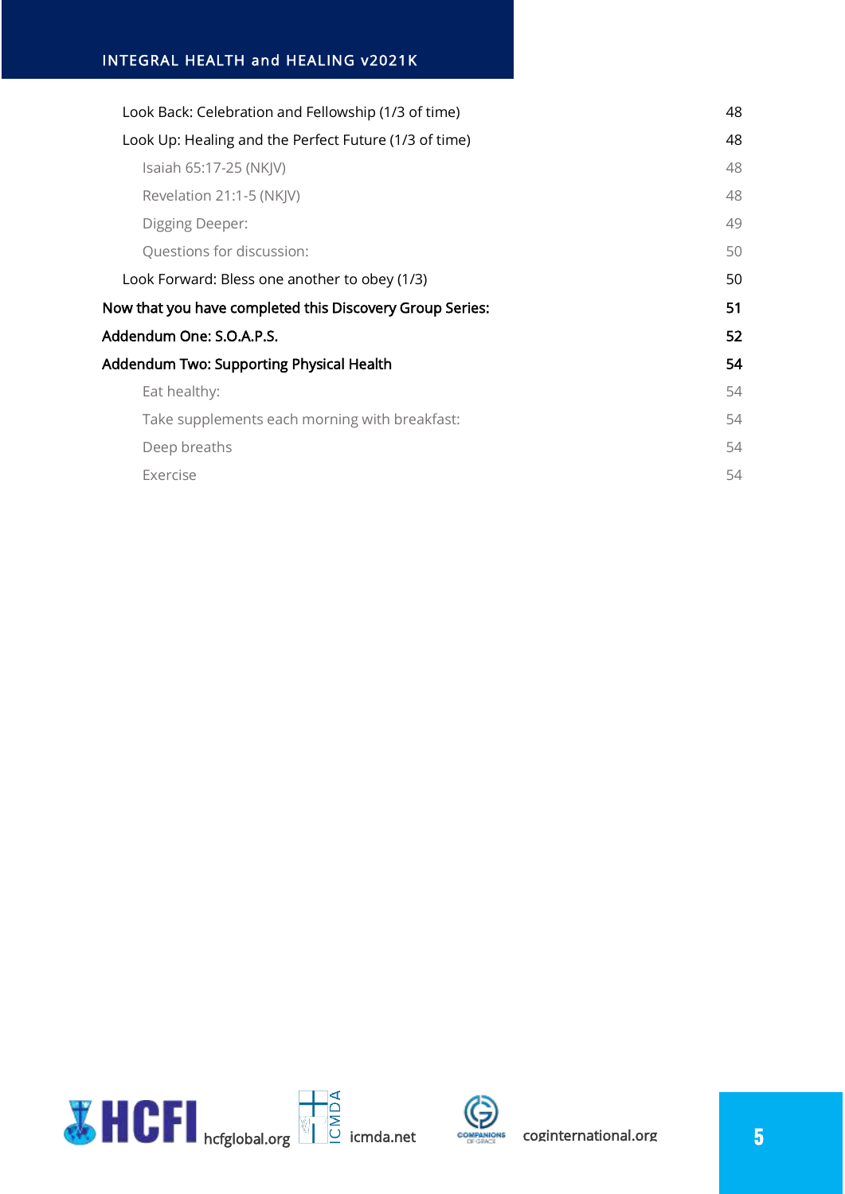- Look Back: Celebration and Fellowship (1/3 of time) — 48
- Look Up: Healing and the Perfect Future (1/3 of time) — 48
  - Isaiah 65:17-25 (NKJV) — 48
  - Revelation 21:1-5 (NKJV) — 48
  - Digging Deeper: — 49
  - Questions for discussion: — 50
- Look Forward: Bless one another to obey (1/3) — 50

Now that you have completed this Discovery Group Series: — 51

Addendum One: S.O.A.P.S. — 52

Addendum Two: Supporting Physical Health — 54

- Eat healthy: — 54
- Take supplements each morning with breakfast: — 54
- Deep breaths — 54
- Exercise — 54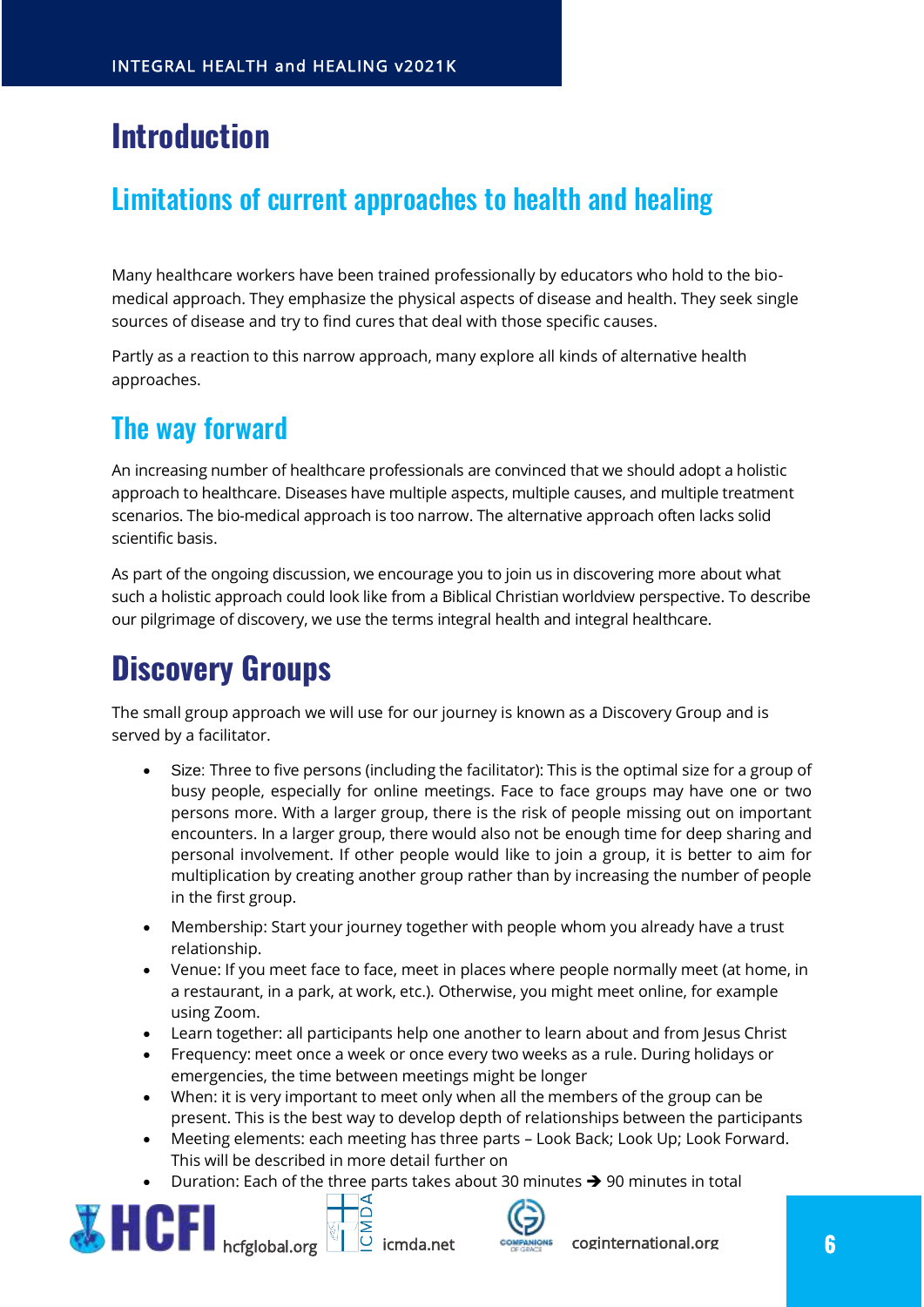# Introduction

## Limitations of current approaches to health and healing

Many healthcare workers have been trained professionally by educators who hold to the bio-medical approach. They emphasize the physical aspects of disease and health. They seek single sources of disease and try to find cures that deal with those specific causes.

Partly as a reaction to this narrow approach, many explore all kinds of alternative health approaches.

## The way forward

An increasing number of healthcare professionals are convinced that we should adopt a holistic approach to healthcare. Diseases have multiple aspects, multiple causes, and multiple treatment scenarios. The bio-medical approach is too narrow. The alternative approach often lacks solid scientific basis.

As part of the ongoing discussion, we encourage you to join us in discovering more about what such a holistic approach could look like from a Biblical Christian worldview perspective. To describe our pilgrimage of discovery, we use the terms integral health and integral healthcare.

# Discovery Groups

The small group approach we will use for our journey is known as a Discovery Group and is served by a facilitator.

- Size: Three to five persons (including the facilitator): This is the optimal size for a group of busy people, especially for online meetings. Face to face groups may have one or two persons more. With a larger group, there is the risk of people missing out on important encounters. In a larger group, there would also not be enough time for deep sharing and personal involvement. If other people would like to join a group, it is better to aim for multiplication by creating another group rather than by increasing the number of people in the first group.
- Membership: Start your journey together with people whom you already have a trust relationship.
- Venue: If you meet face to face, meet in places where people normally meet (at home, in a restaurant, in a park, at work, etc.). Otherwise, you might meet online, for example using Zoom.
- Learn together: all participants help one another to learn about and from Jesus Christ
- Frequency: meet once a week or once every two weeks as a rule. During holidays or emergencies, the time between meetings might be longer
- When: it is very important to meet only when all the members of the group can be present. This is the best way to develop depth of relationships between the participants
- Meeting elements: each meeting has three parts – Look Back; Look Up; Look Forward. This will be described in more detail further on
- Duration: Each of the three parts takes about 30 minutes ➔ 90 minutes in total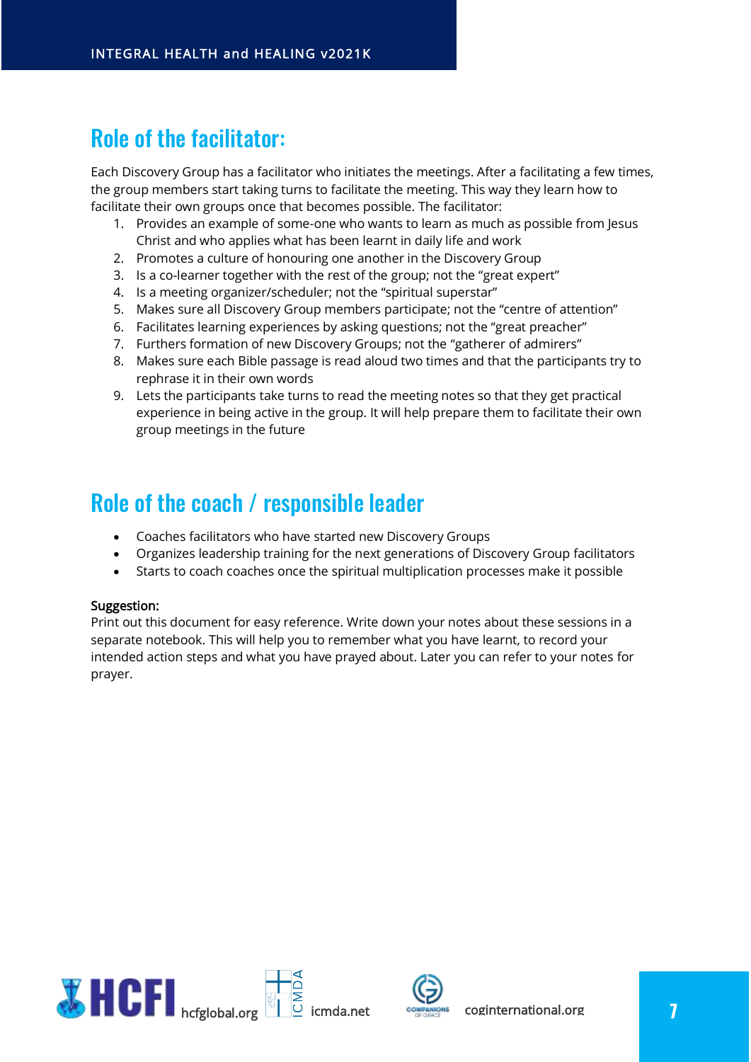## Role of the facilitator:

Each Discovery Group has a facilitator who initiates the meetings. After a facilitating a few times, the group members start taking turns to facilitate the meeting. This way they learn how to facilitate their own groups once that becomes possible. The facilitator:

1. Provides an example of some-one who wants to learn as much as possible from Jesus Christ and who applies what has been learnt in daily life and work
2. Promotes a culture of honouring one another in the Discovery Group
3. Is a co-learner together with the rest of the group; not the "great expert"
4. Is a meeting organizer/scheduler; not the "spiritual superstar"
5. Makes sure all Discovery Group members participate; not the "centre of attention"
6. Facilitates learning experiences by asking questions; not the "great preacher"
7. Furthers formation of new Discovery Groups; not the "gatherer of admirers"
8. Makes sure each Bible passage is read aloud two times and that the participants try to rephrase it in their own words
9. Lets the participants take turns to read the meeting notes so that they get practical experience in being active in the group. It will help prepare them to facilitate their own group meetings in the future

## Role of the coach / responsible leader

- Coaches facilitators who have started new Discovery Groups
- Organizes leadership training for the next generations of Discovery Group facilitators
- Starts to coach coaches once the spiritual multiplication processes make it possible

**Suggestion:**
Print out this document for easy reference. Write down your notes about these sessions in a separate notebook. This will help you to remember what you have learnt, to record your intended action steps and what you have prayed about. Later you can refer to your notes for prayer.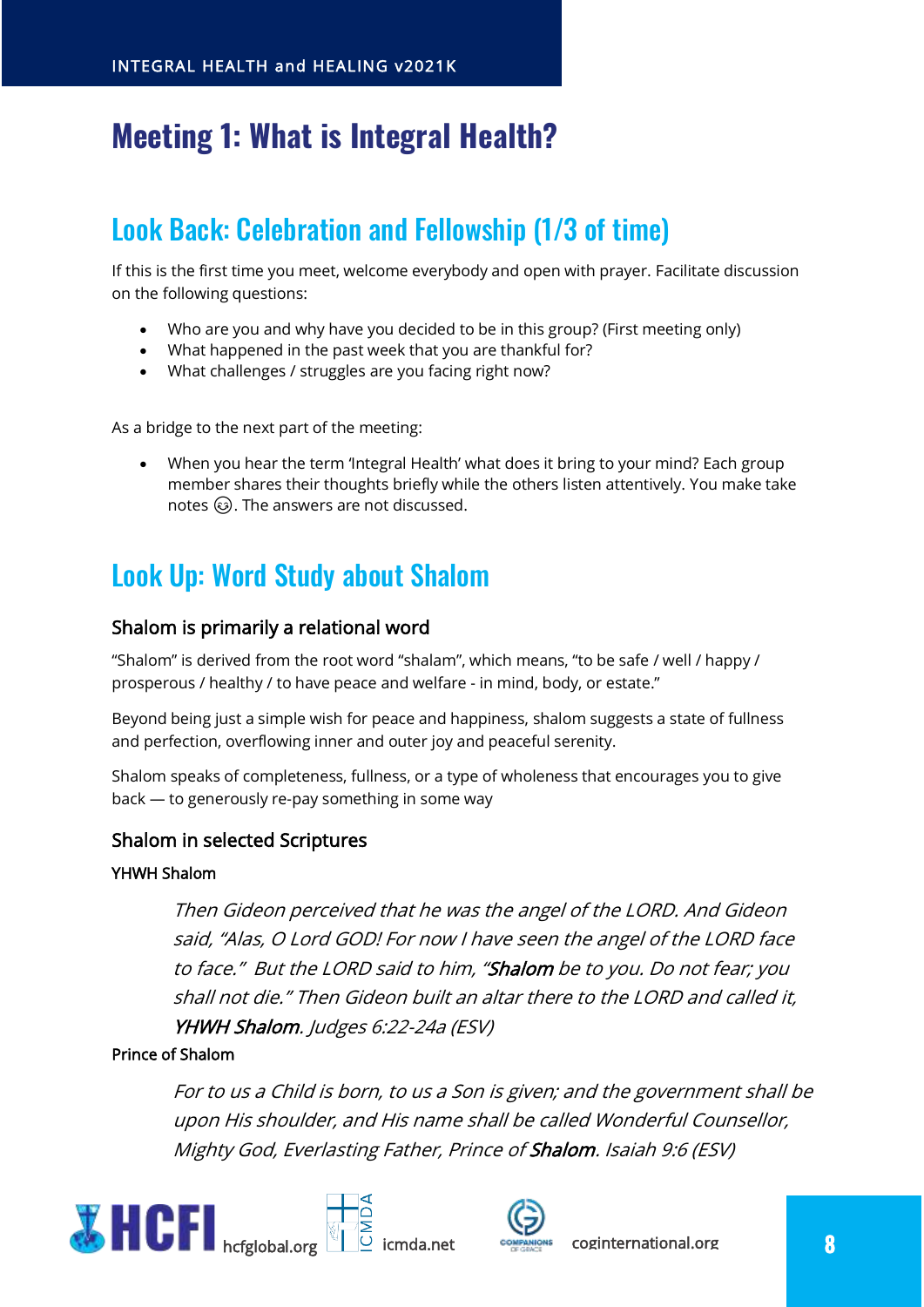# Meeting 1: What is Integral Health?

## Look Back: Celebration and Fellowship (1/3 of time)

If this is the first time you meet, welcome everybody and open with prayer. Facilitate discussion on the following questions:

- Who are you and why have you decided to be in this group? (First meeting only)
- What happened in the past week that you are thankful for?
- What challenges / struggles are you facing right now?

As a bridge to the next part of the meeting:

- When you hear the term 'Integral Health' what does it bring to your mind? Each group member shares their thoughts briefly while the others listen attentively. You make take notes 😉. The answers are not discussed.

## Look Up: Word Study about Shalom

### Shalom is primarily a relational word

"Shalom" is derived from the root word "shalam", which means, "to be safe / well / happy / prosperous / healthy / to have peace and welfare - in mind, body, or estate."

Beyond being just a simple wish for peace and happiness, shalom suggests a state of fullness and perfection, overflowing inner and outer joy and peaceful serenity.

Shalom speaks of completeness, fullness, or a type of wholeness that encourages you to give back — to generously re-pay something in some way

### Shalom in selected Scriptures

#### YHWH Shalom

> *Then Gideon perceived that he was the angel of the LORD. And Gideon said, "Alas, O Lord GOD! For now I have seen the angel of the LORD face to face." But the LORD said to him, "**Shalom** be to you. Do not fear; you shall not die." Then Gideon built an altar there to the LORD and called it, **YHWH Shalom**. Judges 6:22-24a (ESV)*

#### Prince of Shalom

> *For to us a Child is born, to us a Son is given; and the government shall be upon His shoulder, and His name shall be called Wonderful Counsellor, Mighty God, Everlasting Father, Prince of **Shalom**. Isaiah 9:6 (ESV)*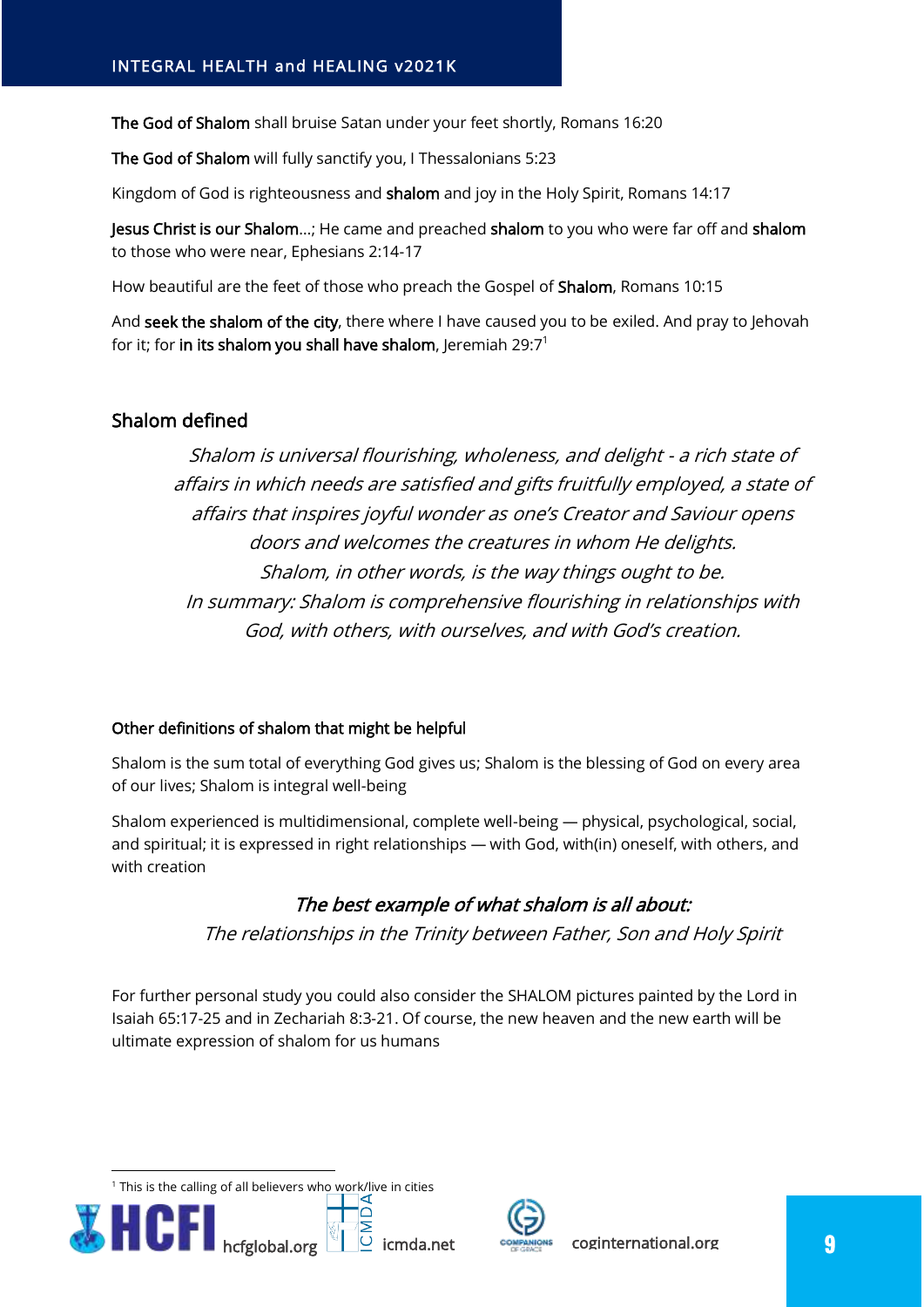**The God of Shalom** shall bruise Satan under your feet shortly, Romans 16:20

**The God of Shalom** will fully sanctify you, I Thessalonians 5:23

Kingdom of God is righteousness and **shalom** and joy in the Holy Spirit, Romans 14:17

**Jesus Christ is our Shalom**…; He came and preached **shalom** to you who were far off and **shalom** to those who were near, Ephesians 2:14-17

How beautiful are the feet of those who preach the Gospel of **Shalom**, Romans 10:15

And **seek the shalom of the city**, there where I have caused you to be exiled. And pray to Jehovah for it; for **in its shalom you shall have shalom**, Jeremiah 29:7[1]

## Shalom defined

*Shalom is universal flourishing, wholeness, and delight - a rich state of affairs in which needs are satisfied and gifts fruitfully employed, a state of affairs that inspires joyful wonder as one's Creator and Saviour opens doors and welcomes the creatures in whom He delights.*
*Shalom, in other words, is the way things ought to be.*
*In summary: Shalom is comprehensive flourishing in relationships with God, with others, with ourselves, and with God's creation.*

### Other definitions of shalom that might be helpful

Shalom is the sum total of everything God gives us; Shalom is the blessing of God on every area of our lives; Shalom is integral well-being

Shalom experienced is multidimensional, complete well-being — physical, psychological, social, and spiritual; it is expressed in right relationships — with God, with(in) oneself, with others, and with creation

*The best example of what shalom is all about:*
*The relationships in the Trinity between Father, Son and Holy Spirit*

For further personal study you could also consider the SHALOM pictures painted by the Lord in Isaiah 65:17-25 and in Zechariah 8:3-21. Of course, the new heaven and the new earth will be ultimate expression of shalom for us humans

[1] This is the calling of all believers who work/live in cities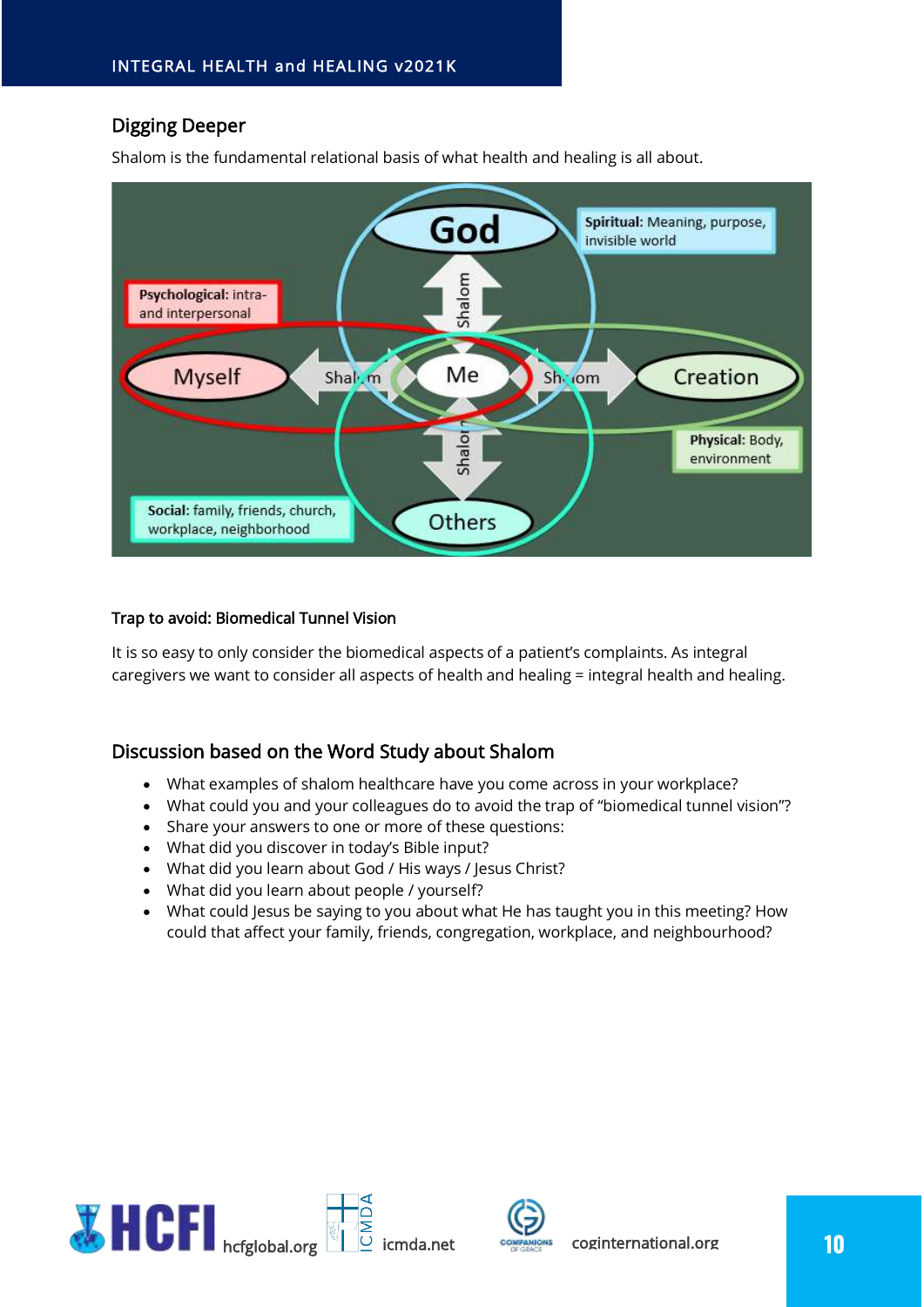## Digging Deeper

Shalom is the fundamental relational basis of what health and healing is all about.

God

Spiritual: Meaning, purpose, invisible world

Psychological: intra- and interpersonal

Myself — Shalom — Me — Shalom — Creation

Shalom

Shalom

Physical: Body, environment

Social: family, friends, church, workplace, neighborhood

Others

#### Trap to avoid: Biomedical Tunnel Vision

It is so easy to only consider the biomedical aspects of a patient's complaints. As integral caregivers we want to consider all aspects of health and healing = integral health and healing.

## Discussion based on the Word Study about Shalom

- What examples of shalom healthcare have you come across in your workplace?
- What could you and your colleagues do to avoid the trap of "biomedical tunnel vision"?
- Share your answers to one or more of these questions:
- What did you discover in today's Bible input?
- What did you learn about God / His ways / Jesus Christ?
- What did you learn about people / yourself?
- What could Jesus be saying to you about what He has taught you in this meeting? How could that affect your family, friends, congregation, workplace, and neighbourhood?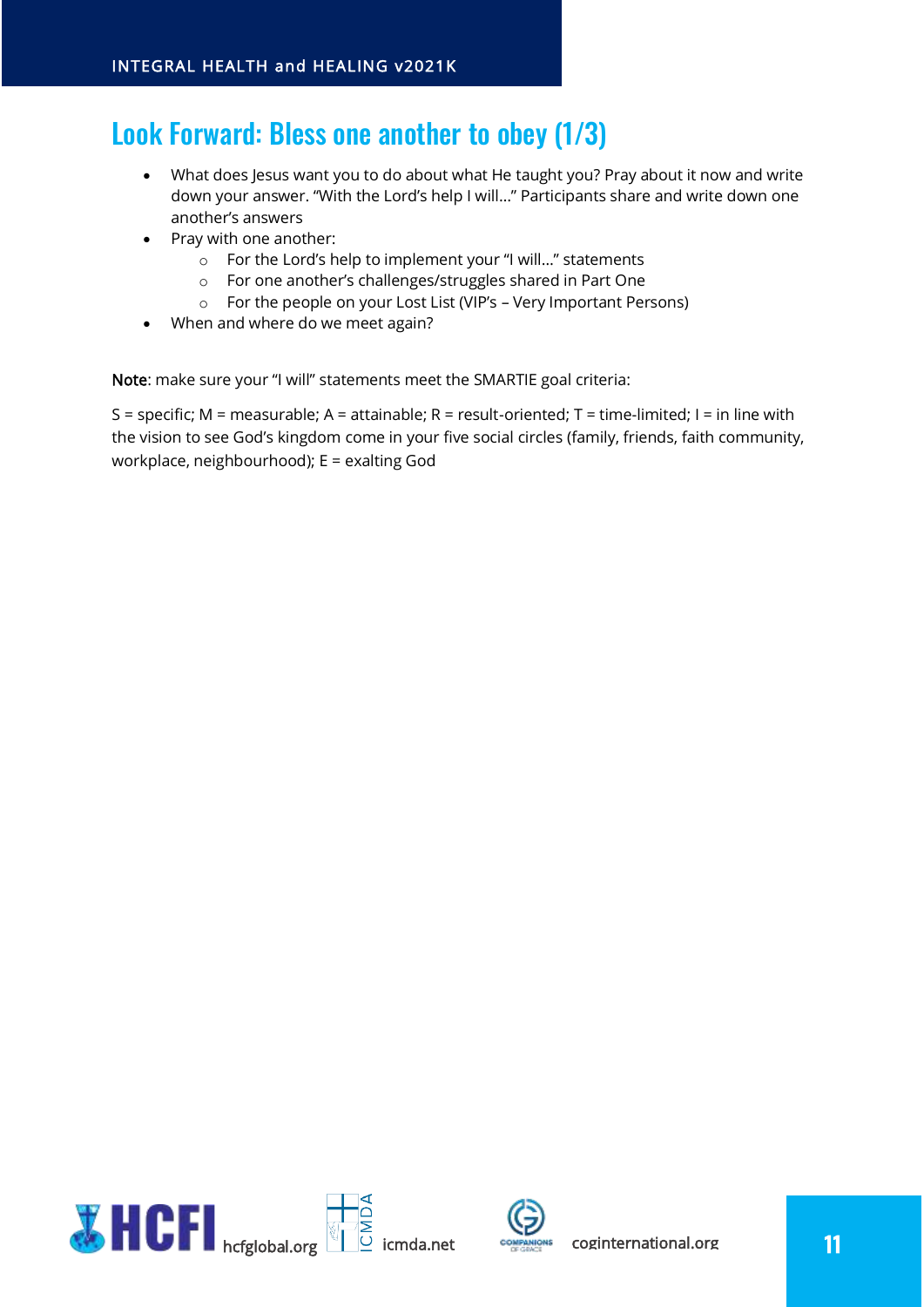## Look Forward: Bless one another to obey (1/3)

- What does Jesus want you to do about what He taught you? Pray about it now and write down your answer. "With the Lord's help I will…" Participants share and write down one another's answers
- Pray with one another:
  - For the Lord's help to implement your "I will…" statements
  - For one another's challenges/struggles shared in Part One
  - For the people on your Lost List (VIP's – Very Important Persons)
- When and where do we meet again?

Note: make sure your "I will" statements meet the SMARTIE goal criteria:

S = specific; M = measurable; A = attainable; R = result-oriented; T = time-limited; I = in line with the vision to see God's kingdom come in your five social circles (family, friends, faith community, workplace, neighbourhood); E = exalting God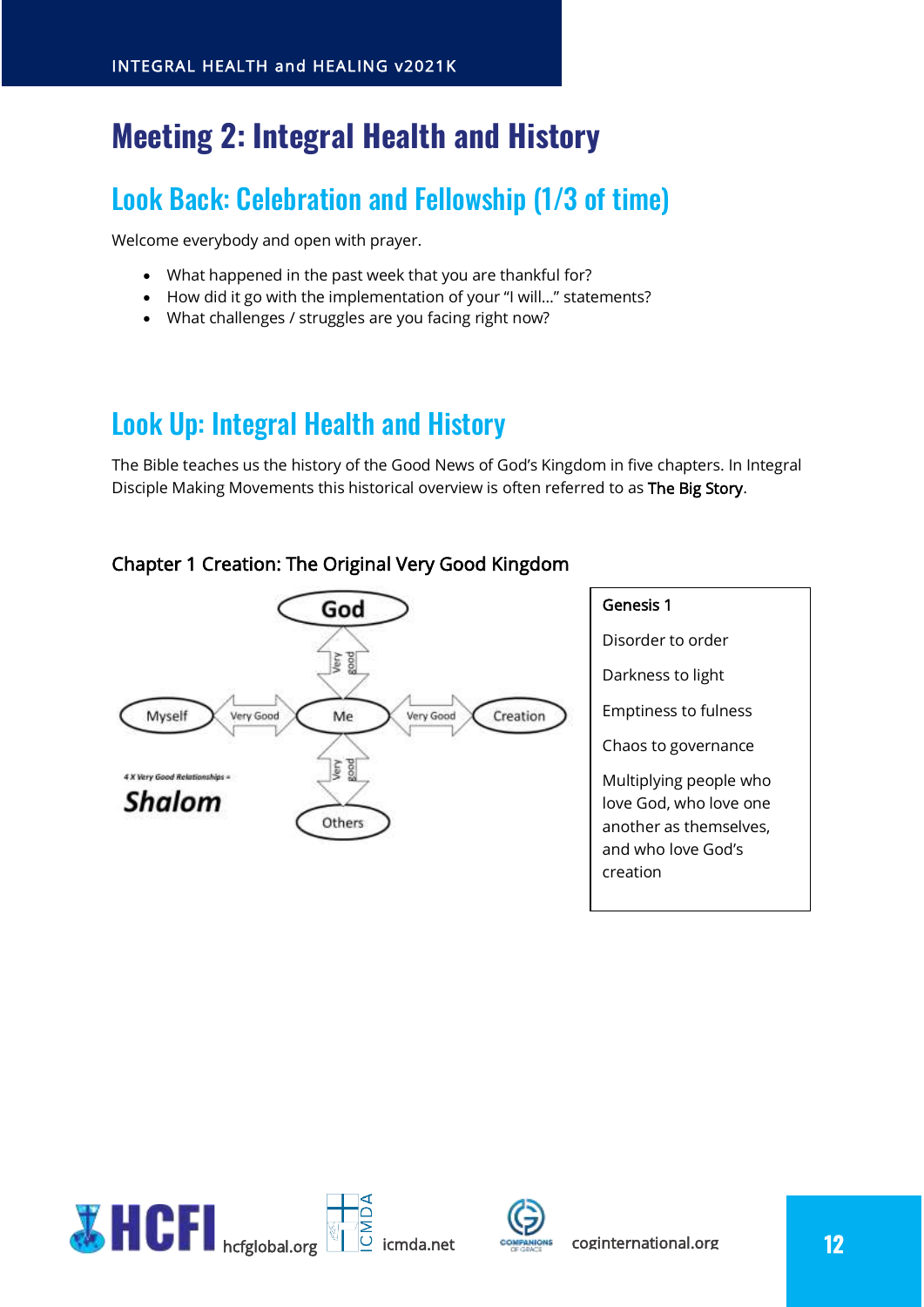# Meeting 2: Integral Health and History

## Look Back: Celebration and Fellowship (1/3 of time)

Welcome everybody and open with prayer.

- What happened in the past week that you are thankful for?
- How did it go with the implementation of your "I will…" statements?
- What challenges / struggles are you facing right now?

## Look Up: Integral Health and History

The Bible teaches us the history of the Good News of God's Kingdom in five chapters. In Integral Disciple Making Movements this historical overview is often referred to as The Big Story.

### Chapter 1 Creation: The Original Very Good Kingdom

God

Very good

Myself — Very Good — Me — Very Good — Creation

Very good

Others

4 X Very Good Relationships =

**Shalom**

Genesis 1

Disorder to order

Darkness to light

Emptiness to fulness

Chaos to governance

Multiplying people who love God, who love one another as themselves, and who love God's creation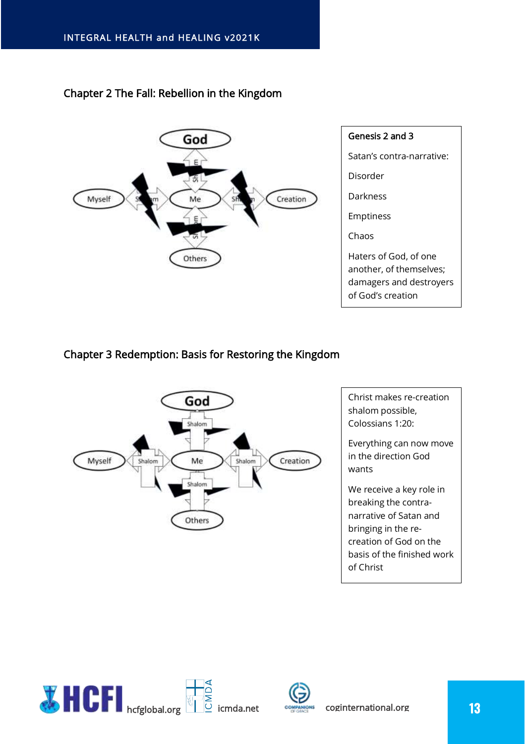## Chapter 2 The Fall: Rebellion in the Kingdom

| Genesis 2 and 3 |
|---|
| Satan's contra-narrative: |
| Disorder |
| Darkness |
| Emptiness |
| Chaos |
| Haters of God, of one another, of themselves; damagers and destroyers of God's creation |

## Chapter 3 Redemption: Basis for Restoring the Kingdom

| Christ makes re-creation shalom possible, Colossians 1:20: |
|---|
| Everything can now move in the direction God wants |
| We receive a key role in breaking the contra-narrative of Satan and bringing in the re-creation of God on the basis of the finished work of Christ |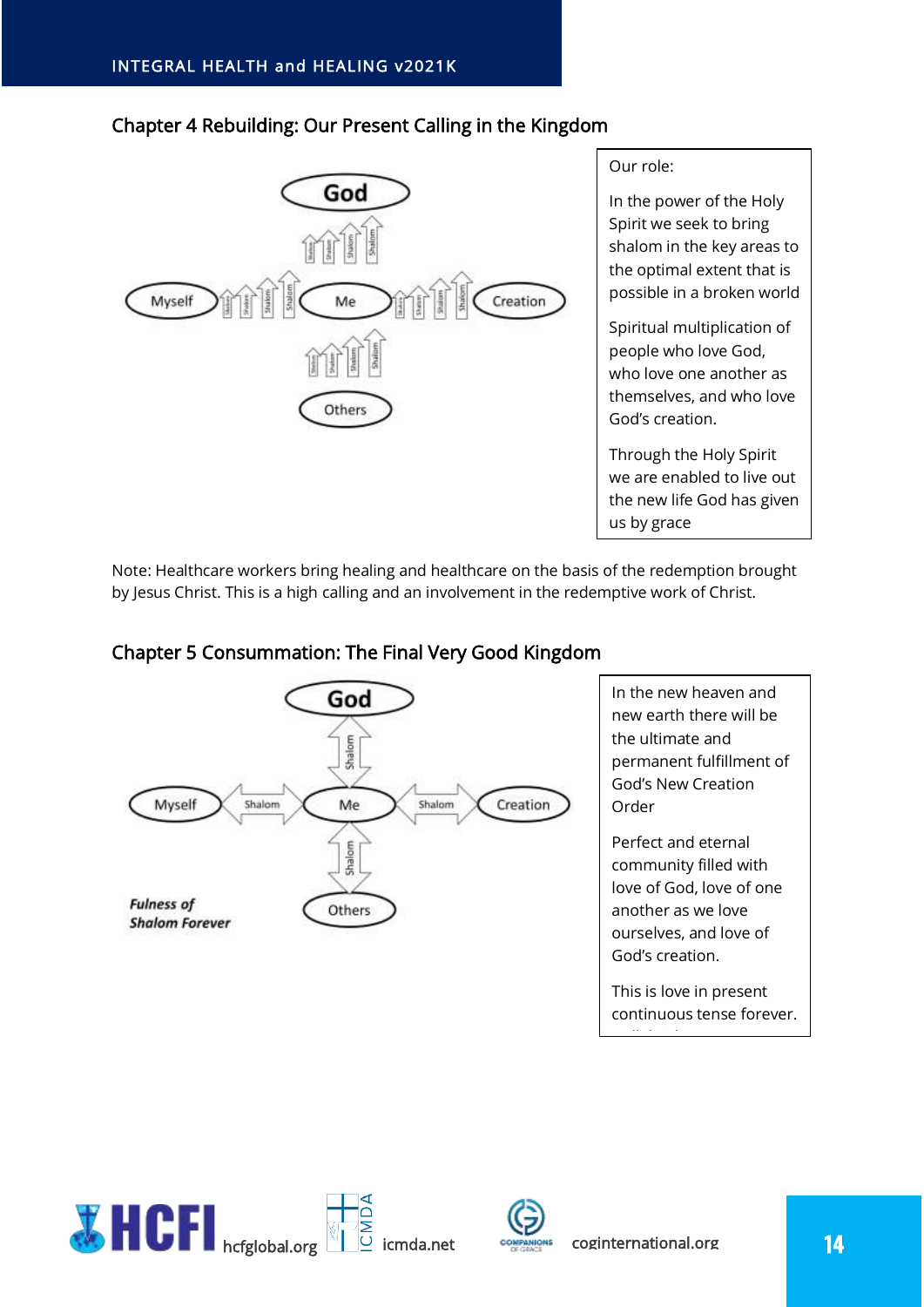## Chapter 4 Rebuilding: Our Present Calling in the Kingdom

Our role:

In the power of the Holy Spirit we seek to bring shalom in the key areas to the optimal extent that is possible in a broken world

Spiritual multiplication of people who love God, who love one another as themselves, and who love God's creation.

Through the Holy Spirit we are enabled to live out the new life God has given us by grace

Note: Healthcare workers bring healing and healthcare on the basis of the redemption brought by Jesus Christ. This is a high calling and an involvement in the redemptive work of Christ.

## Chapter 5 Consummation: The Final Very Good Kingdom

***Fulness of Shalom Forever***

In the new heaven and new earth there will be the ultimate and permanent fulfillment of God's New Creation Order

Perfect and eternal community filled with love of God, love of one another as we love ourselves, and love of God's creation.

This is love in present continuous tense forever.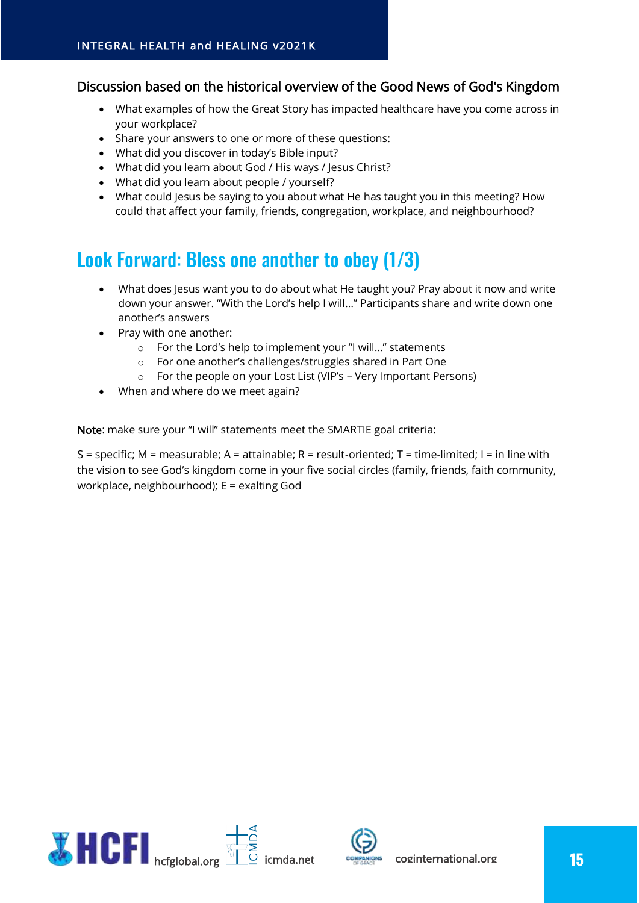### Discussion based on the historical overview of the Good News of God's Kingdom

- What examples of how the Great Story has impacted healthcare have you come across in your workplace?
- Share your answers to one or more of these questions:
- What did you discover in today's Bible input?
- What did you learn about God / His ways / Jesus Christ?
- What did you learn about people / yourself?
- What could Jesus be saying to you about what He has taught you in this meeting? How could that affect your family, friends, congregation, workplace, and neighbourhood?

## Look Forward: Bless one another to obey (1/3)

- What does Jesus want you to do about what He taught you? Pray about it now and write down your answer. "With the Lord's help I will..." Participants share and write down one another's answers
- Pray with one another:
  - For the Lord's help to implement your "I will..." statements
  - For one another's challenges/struggles shared in Part One
  - For the people on your Lost List (VIP's – Very Important Persons)
- When and where do we meet again?

Note: make sure your "I will" statements meet the SMARTIE goal criteria:

S = specific; M = measurable; A = attainable; R = result-oriented; T = time-limited; I = in line with the vision to see God's kingdom come in your five social circles (family, friends, faith community, workplace, neighbourhood); E = exalting God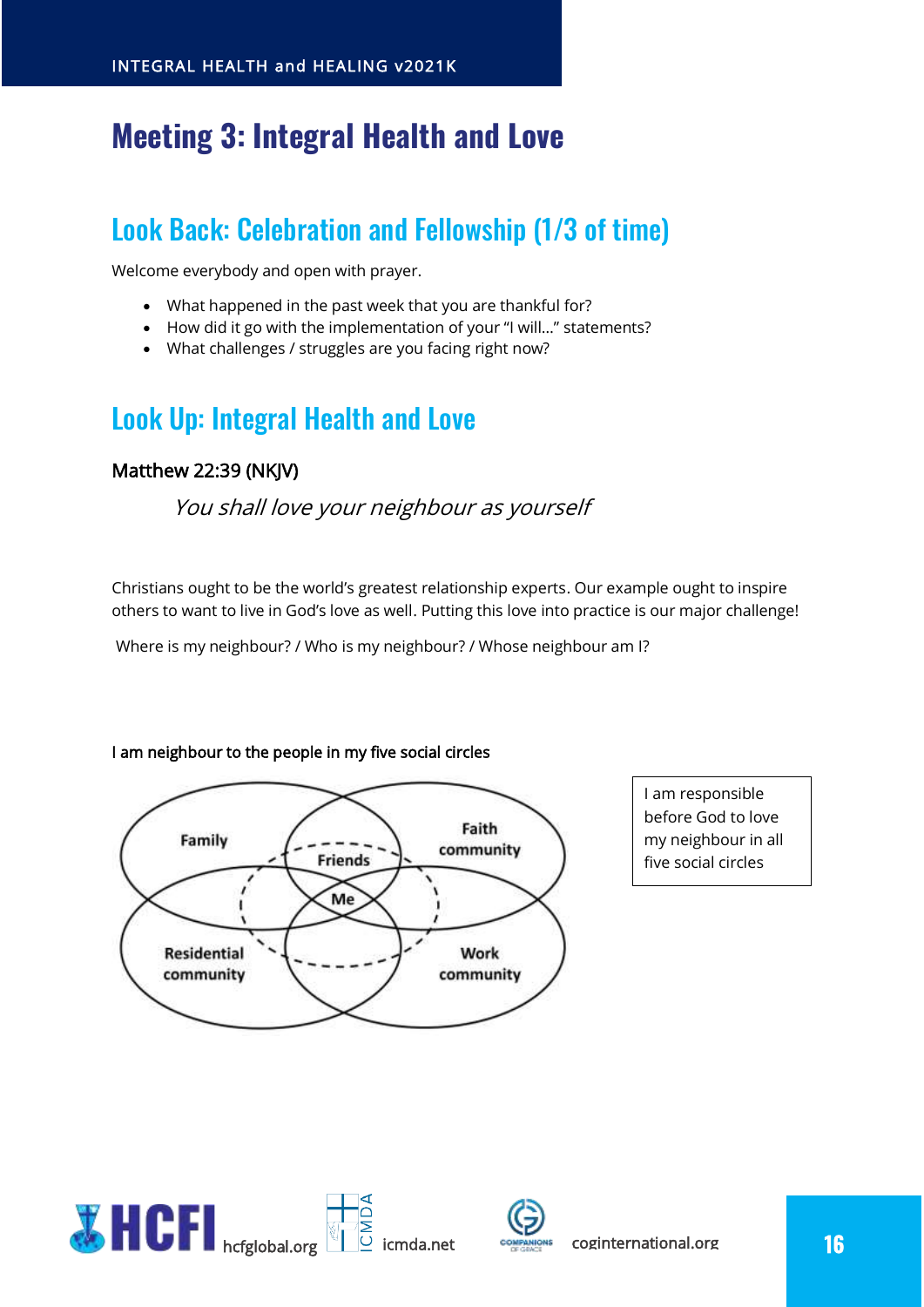# Meeting 3: Integral Health and Love

## Look Back: Celebration and Fellowship (1/3 of time)

Welcome everybody and open with prayer.

- What happened in the past week that you are thankful for?
- How did it go with the implementation of your "I will…" statements?
- What challenges / struggles are you facing right now?

## Look Up: Integral Health and Love

### Matthew 22:39 (NKJV)

*You shall love your neighbour as yourself*

Christians ought to be the world's greatest relationship experts. Our example ought to inspire others to want to live in God's love as well. Putting this love into practice is our major challenge!

Where is my neighbour? / Who is my neighbour? / Whose neighbour am I?

I am neighbour to the people in my five social circles

Family

Faith community

Friends

Me

Residential community

Work community

I am responsible before God to love my neighbour in all five social circles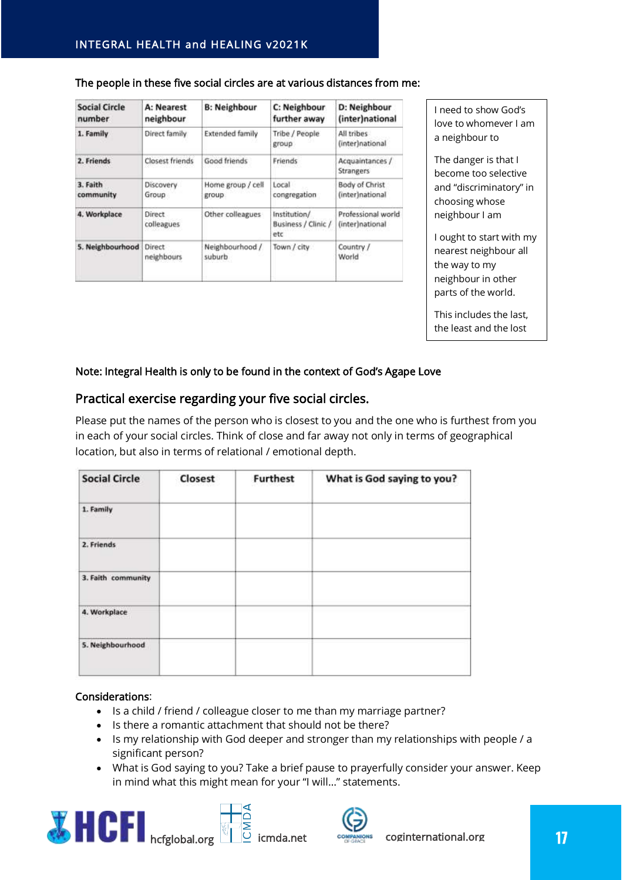The people in these five social circles are at various distances from me:

| Social Circle number | A: Nearest neighbour | B: Neighbour | C: Neighbour further away | D: Neighbour (inter)national |
|---|---|---|---|---|
| 1. Family | Direct family | Extended family | Tribe / People group | All tribes (inter)national |
| 2. Friends | Closest friends | Good friends | Friends | Acquaintances / Strangers |
| 3. Faith community | Discovery Group | Home group / cell group | Local congregation | Body of Christ (inter)national |
| 4. Workplace | Direct colleagues | Other colleagues | Institution/ Business / Clinic / etc | Professional world (inter)national |
| 5. Neighbourhood | Direct neighbours | Neighbourhood / suburb | Town / city | Country / World |

I need to show God's love to whoever I am a neighbour to

The danger is that I become too selective and "discriminatory" in choosing whose neighbour I am

I ought to start with my nearest neighbour all the way to my neighbour in other parts of the world.

This includes the last, the least and the lost

Note: Integral Health is only to be found in the context of God's Agape Love

## Practical exercise regarding your five social circles.

Please put the names of the person who is closest to you and the one who is furthest from you in each of your social circles. Think of close and far away not only in terms of geographical location, but also in terms of relational / emotional depth.

| Social Circle | Closest | Furthest | What is God saying to you? |
|---|---|---|---|
| 1. Family | | | |
| 2. Friends | | | |
| 3. Faith community | | | |
| 4. Workplace | | | |
| 5. Neighbourhood | | | |

Considerations:

- Is a child / friend / colleague closer to me than my marriage partner?
- Is there a romantic attachment that should not be there?
- Is my relationship with God deeper and stronger than my relationships with people / a significant person?
- What is God saying to you? Take a brief pause to prayerfully consider your answer. Keep in mind what this might mean for your "I will..." statements.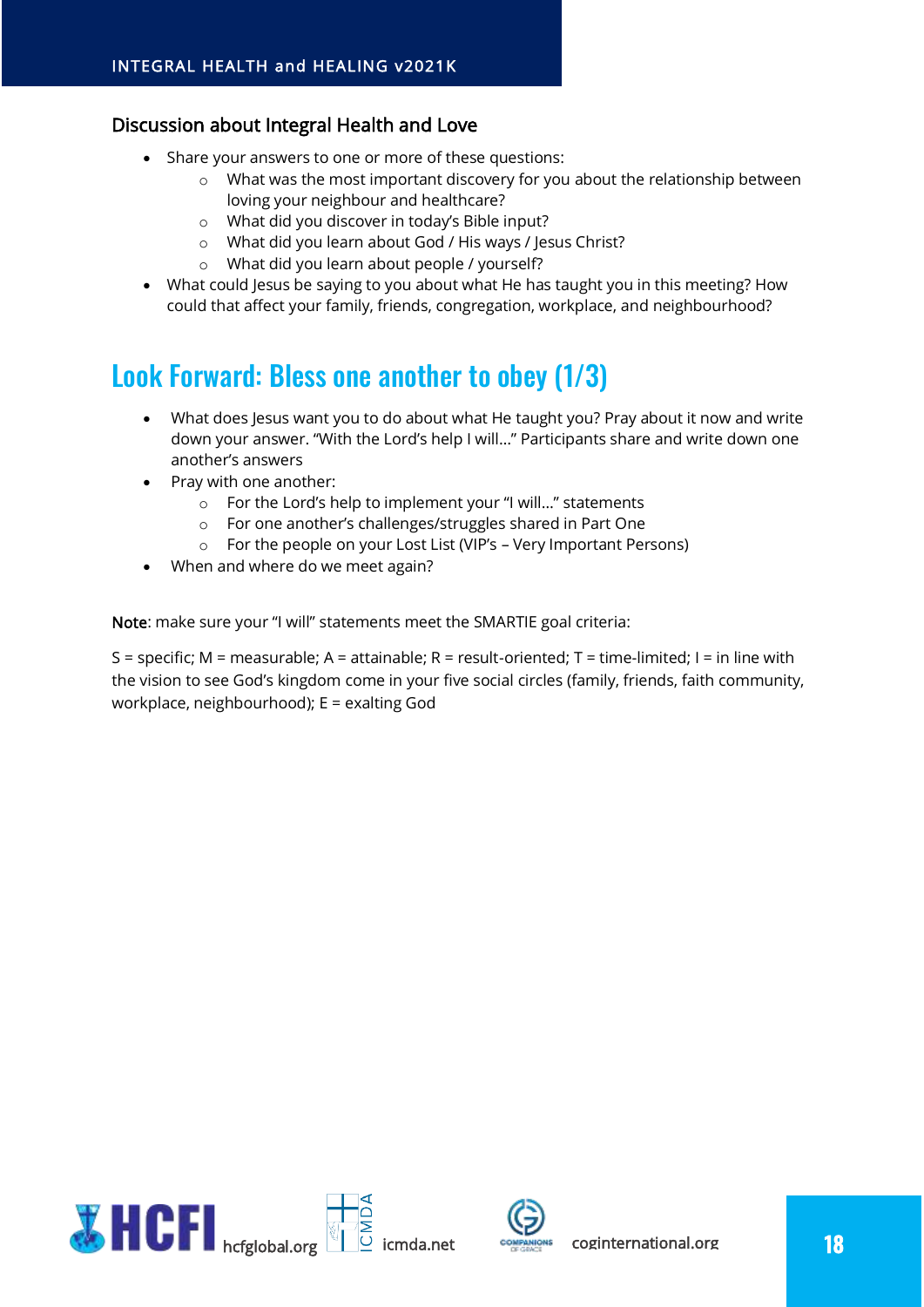### Discussion about Integral Health and Love

- Share your answers to one or more of these questions:
  - What was the most important discovery for you about the relationship between loving your neighbour and healthcare?
  - What did you discover in today's Bible input?
  - What did you learn about God / His ways / Jesus Christ?
  - What did you learn about people / yourself?
- What could Jesus be saying to you about what He has taught you in this meeting? How could that affect your family, friends, congregation, workplace, and neighbourhood?

## Look Forward: Bless one another to obey (1/3)

- What does Jesus want you to do about what He taught you? Pray about it now and write down your answer. "With the Lord's help I will..." Participants share and write down one another's answers
- Pray with one another:
  - For the Lord's help to implement your "I will..." statements
  - For one another's challenges/struggles shared in Part One
  - For the people on your Lost List (VIP's – Very Important Persons)
- When and where do we meet again?

**Note**: make sure your "I will" statements meet the SMARTIE goal criteria:

S = specific; M = measurable; A = attainable; R = result-oriented; T = time-limited; I = in line with the vision to see God's kingdom come in your five social circles (family, friends, faith community, workplace, neighbourhood); E = exalting God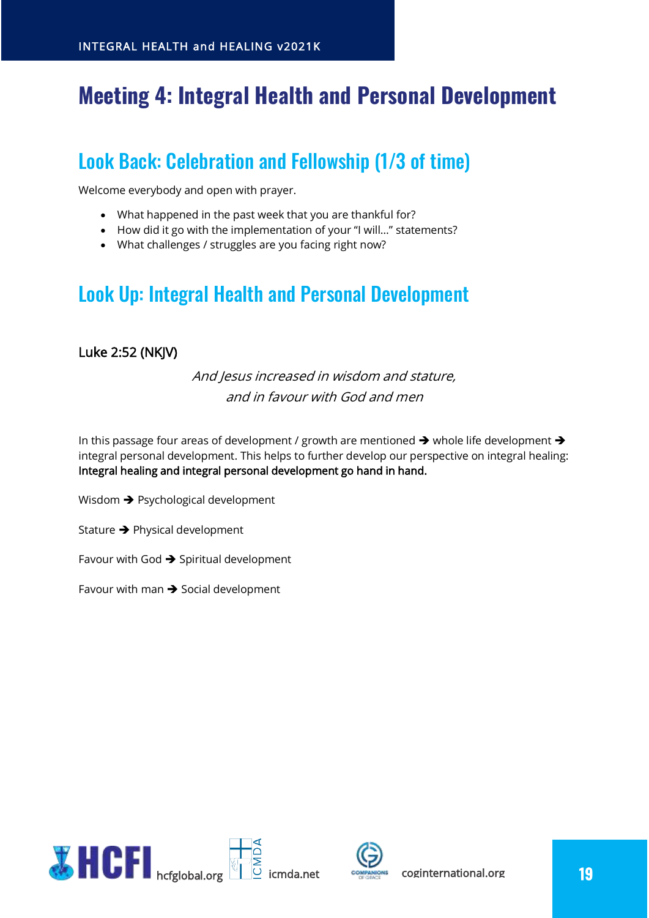# Meeting 4: Integral Health and Personal Development

## Look Back: Celebration and Fellowship (1/3 of time)

Welcome everybody and open with prayer.

- What happened in the past week that you are thankful for?
- How did it go with the implementation of your "I will…" statements?
- What challenges / struggles are you facing right now?

## Look Up: Integral Health and Personal Development

### Luke 2:52 (NKJV)

*And Jesus increased in wisdom and stature,*
*and in favour with God and men*

In this passage four areas of development / growth are mentioned ➔ whole life development ➔ integral personal development. This helps to further develop our perspective on integral healing: **Integral healing and integral personal development go hand in hand.**

Wisdom ➔ Psychological development

Stature ➔ Physical development

Favour with God ➔ Spiritual development

Favour with man ➔ Social development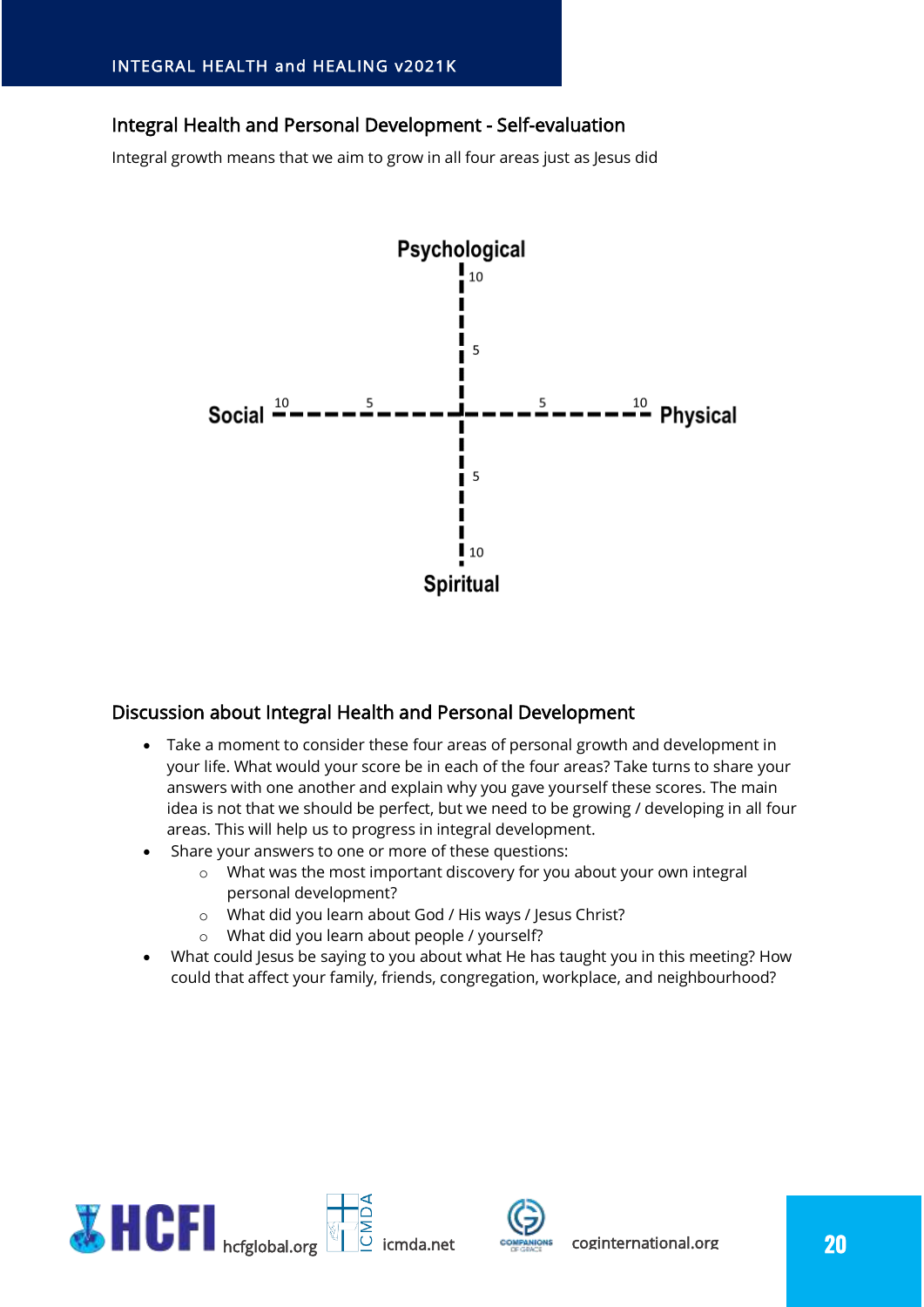## Integral Health and Personal Development - Self-evaluation

Integral growth means that we aim to grow in all four areas just as Jesus did

Psychological

10

5

Social 10 5 5 10 Physical

5

10

Spiritual

## Discussion about Integral Health and Personal Development

- Take a moment to consider these four areas of personal growth and development in your life. What would your score be in each of the four areas? Take turns to share your answers with one another and explain why you gave yourself these scores. The main idea is not that we should be perfect, but we need to be growing / developing in all four areas. This will help us to progress in integral development.
- Share your answers to one or more of these questions:
  - What was the most important discovery for you about your own integral personal development?
  - What did you learn about God / His ways / Jesus Christ?
  - What did you learn about people / yourself?
- What could Jesus be saying to you about what He has taught you in this meeting? How could that affect your family, friends, congregation, workplace, and neighbourhood?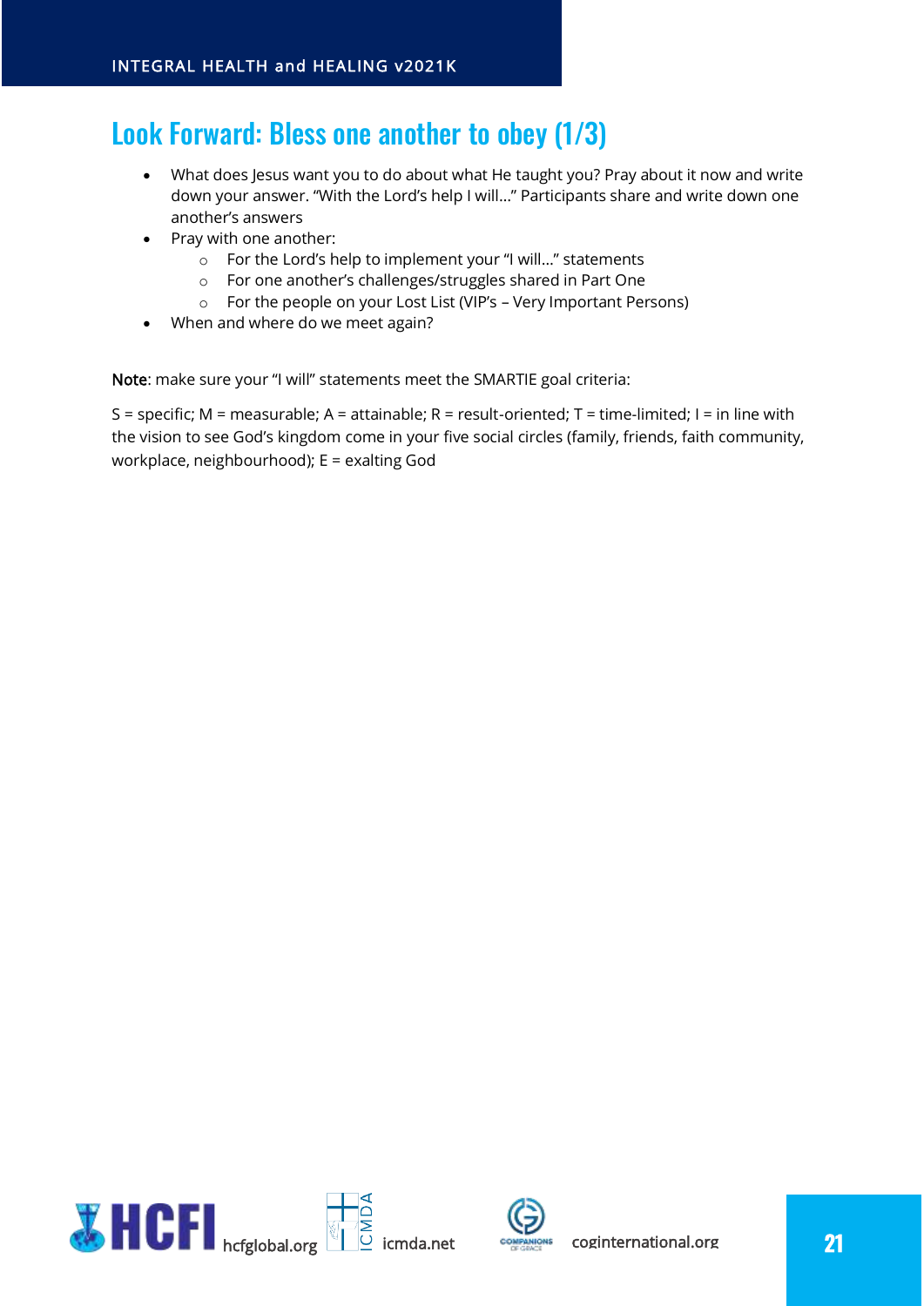## Look Forward: Bless one another to obey (1/3)

- What does Jesus want you to do about what He taught you? Pray about it now and write down your answer. "With the Lord's help I will…" Participants share and write down one another's answers
- Pray with one another:
  - For the Lord's help to implement your "I will…" statements
  - For one another's challenges/struggles shared in Part One
  - For the people on your Lost List (VIP's – Very Important Persons)
- When and where do we meet again?

**Note**: make sure your "I will" statements meet the SMARTIE goal criteria:

S = specific; M = measurable; A = attainable; R = result-oriented; T = time-limited; I = in line with the vision to see God's kingdom come in your five social circles (family, friends, faith community, workplace, neighbourhood); E = exalting God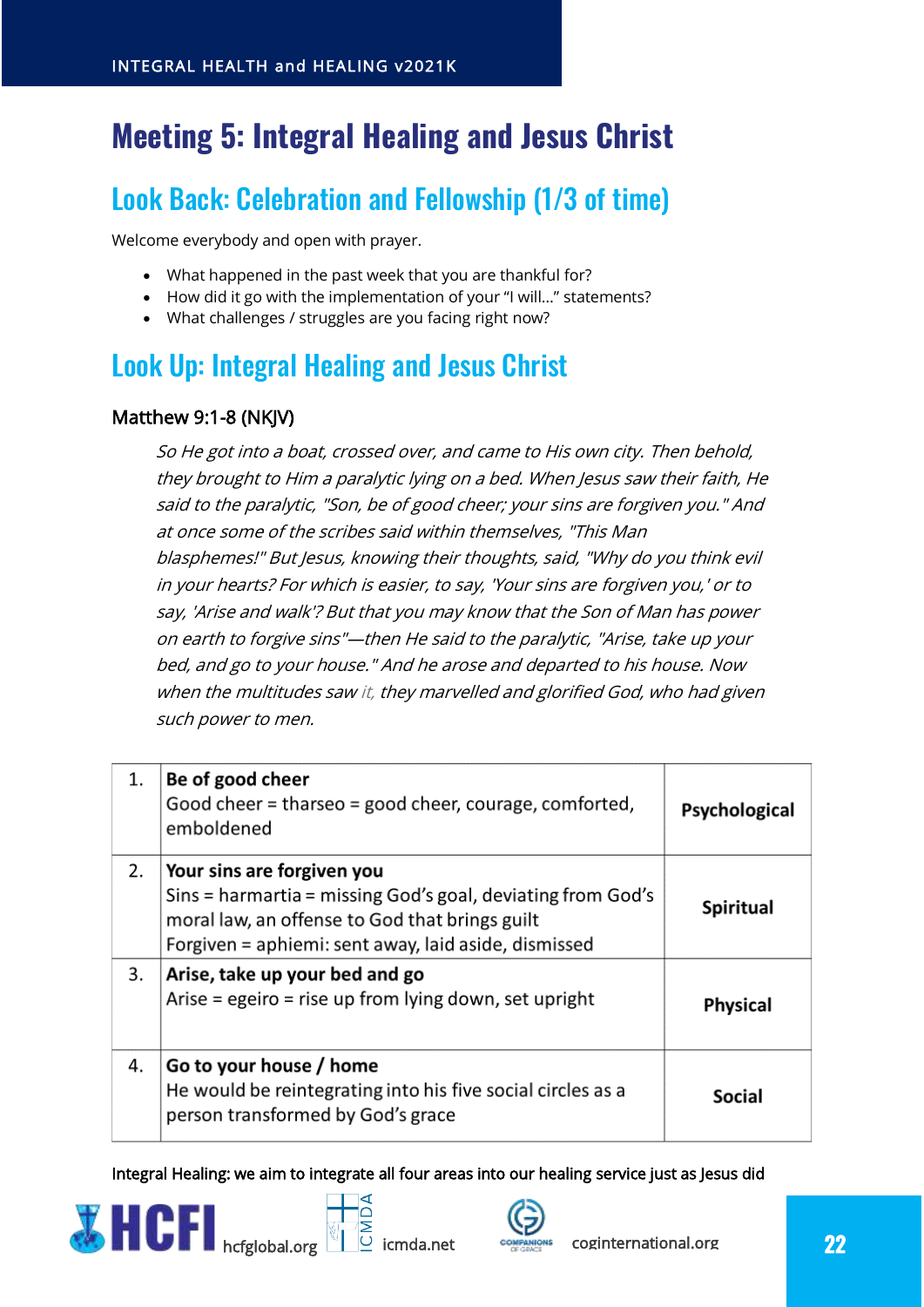# Meeting 5: Integral Healing and Jesus Christ

## Look Back: Celebration and Fellowship (1/3 of time)

Welcome everybody and open with prayer.

- What happened in the past week that you are thankful for?
- How did it go with the implementation of your “I will…” statements?
- What challenges / struggles are you facing right now?

## Look Up: Integral Healing and Jesus Christ

### Matthew 9:1-8 (NKJV)

*So He got into a boat, crossed over, and came to His own city. Then behold, they brought to Him a paralytic lying on a bed. When Jesus saw their faith, He said to the paralytic, "Son, be of good cheer; your sins are forgiven you." And at once some of the scribes said within themselves, "This Man blasphemes!" But Jesus, knowing their thoughts, said, "Why do you think evil in your hearts? For which is easier, to say, 'Your sins are forgiven you,' or to say, 'Arise and walk'? But that you may know that the Son of Man has power on earth to forgive sins"—then He said to the paralytic, "Arise, take up your bed, and go to your house." And he arose and departed to his house. Now when the multitudes saw it, they marvelled and glorified God, who had given such power to men.*

| | | |
|---|---|---|
| 1. | **Be of good cheer**<br>Good cheer = tharseo = good cheer, courage, comforted, emboldened | **Psychological** |
| 2. | **Your sins are forgiven you**<br>Sins = harmartia = missing God’s goal, deviating from God’s moral law, an offense to God that brings guilt<br>Forgiven = aphiemi: sent away, laid aside, dismissed | **Spiritual** |
| 3. | **Arise, take up your bed and go**<br>Arise = egeiro = rise up from lying down, set upright | **Physical** |
| 4. | **Go to your house / home**<br>He would be reintegrating into his five social circles as a person transformed by God’s grace | **Social** |

Integral Healing: we aim to integrate all four areas into our healing service just as Jesus did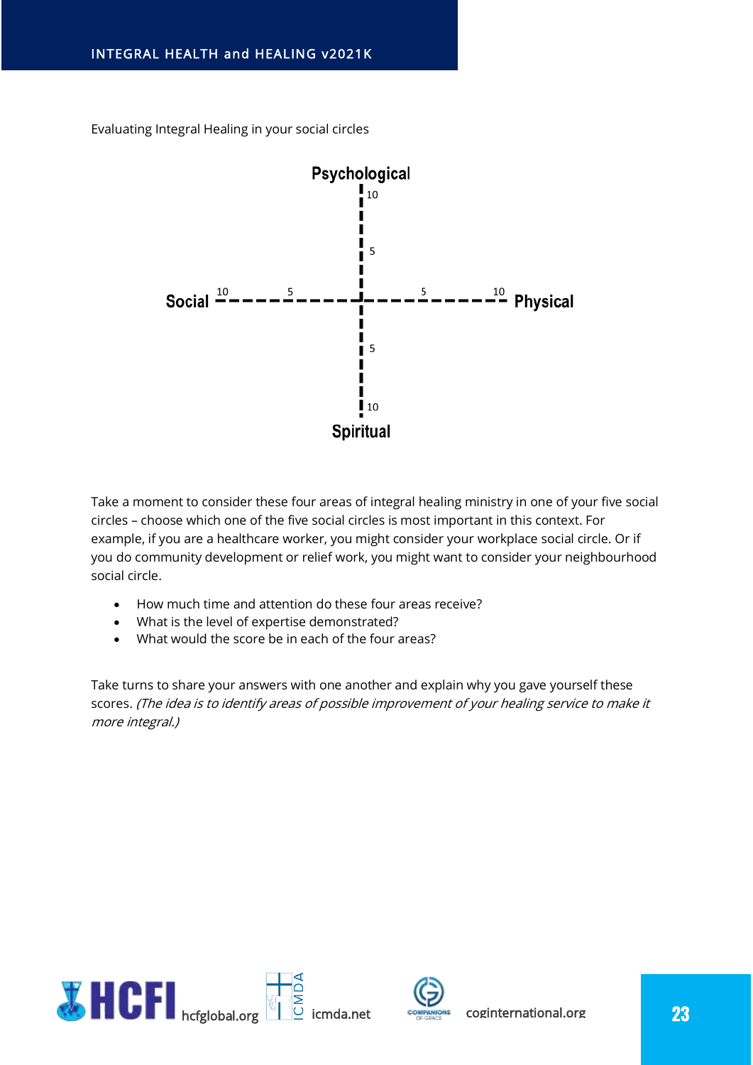Evaluating Integral Healing in your social circles

Psychological

10

5

Social 10 5 5 10 Physical

5

10

Spiritual

Take a moment to consider these four areas of integral healing ministry in one of your five social circles – choose which one of the five social circles is most important in this context. For example, if you are a healthcare worker, you might consider your workplace social circle. Or if you do community development or relief work, you might want to consider your neighbourhood social circle.

- How much time and attention do these four areas receive?
- What is the level of expertise demonstrated?
- What would the score be in each of the four areas?

Take turns to share your answers with one another and explain why you gave yourself these scores. *(The idea is to identify areas of possible improvement of your healing service to make it more integral.)*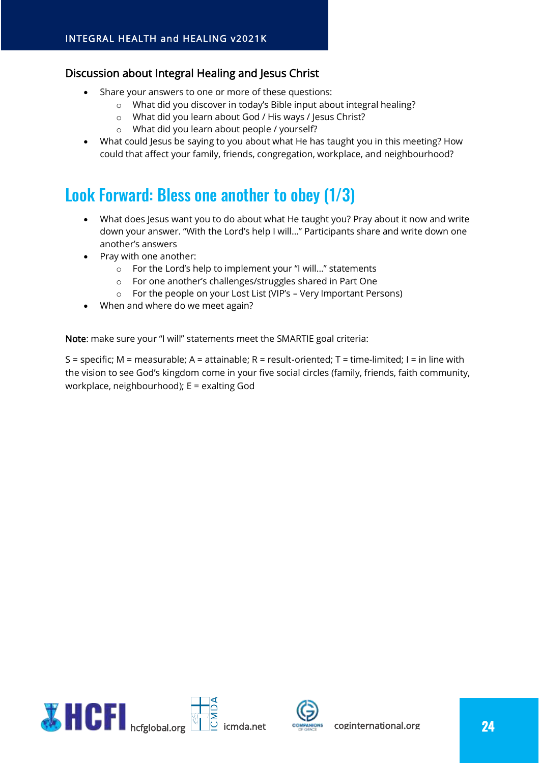### Discussion about Integral Healing and Jesus Christ

- Share your answers to one or more of these questions:
  - What did you discover in today's Bible input about integral healing?
  - What did you learn about God / His ways / Jesus Christ?
  - What did you learn about people / yourself?
- What could Jesus be saying to you about what He has taught you in this meeting? How could that affect your family, friends, congregation, workplace, and neighbourhood?

## Look Forward: Bless one another to obey (1/3)

- What does Jesus want you to do about what He taught you? Pray about it now and write down your answer. "With the Lord's help I will…" Participants share and write down one another's answers
- Pray with one another:
  - For the Lord's help to implement your "I will…" statements
  - For one another's challenges/struggles shared in Part One
  - For the people on your Lost List (VIP's – Very Important Persons)
- When and where do we meet again?

**Note**: make sure your "I will" statements meet the SMARTIE goal criteria:

S = specific; M = measurable; A = attainable; R = result-oriented; T = time-limited; I = in line with the vision to see God's kingdom come in your five social circles (family, friends, faith community, workplace, neighbourhood); E = exalting God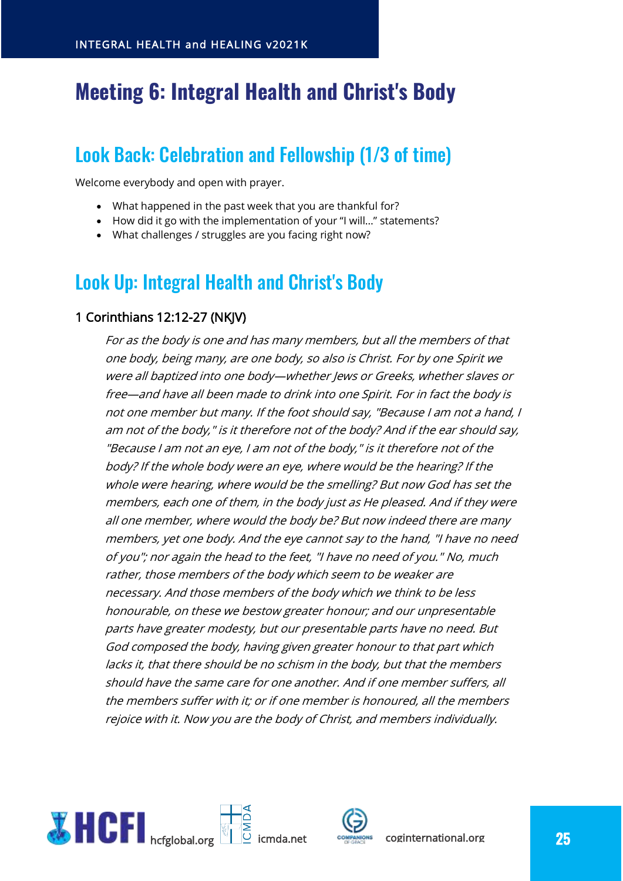# Meeting 6: Integral Health and Christ's Body

## Look Back: Celebration and Fellowship (1/3 of time)

Welcome everybody and open with prayer.

- What happened in the past week that you are thankful for?
- How did it go with the implementation of your "I will..." statements?
- What challenges / struggles are you facing right now?

## Look Up: Integral Health and Christ's Body

### 1 Corinthians 12:12-27 (NKJV)

*For as the body is one and has many members, but all the members of that one body, being many, are one body, so also is Christ. For by one Spirit we were all baptized into one body—whether Jews or Greeks, whether slaves or free—and have all been made to drink into one Spirit. For in fact the body is not one member but many. If the foot should say, "Because I am not a hand, I am not of the body," is it therefore not of the body? And if the ear should say, "Because I am not an eye, I am not of the body," is it therefore not of the body? If the whole body were an eye, where would be the hearing? If the whole were hearing, where would be the smelling? But now God has set the members, each one of them, in the body just as He pleased. And if they were all one member, where would the body be? But now indeed there are many members, yet one body. And the eye cannot say to the hand, "I have no need of you"; nor again the head to the feet, "I have no need of you." No, much rather, those members of the body which seem to be weaker are necessary. And those members of the body which we think to be less honourable, on these we bestow greater honour; and our unpresentable parts have greater modesty, but our presentable parts have no need. But God composed the body, having given greater honour to that part which lacks it, that there should be no schism in the body, but that the members should have the same care for one another. And if one member suffers, all the members suffer with it; or if one member is honoured, all the members rejoice with it. Now you are the body of Christ, and members individually.*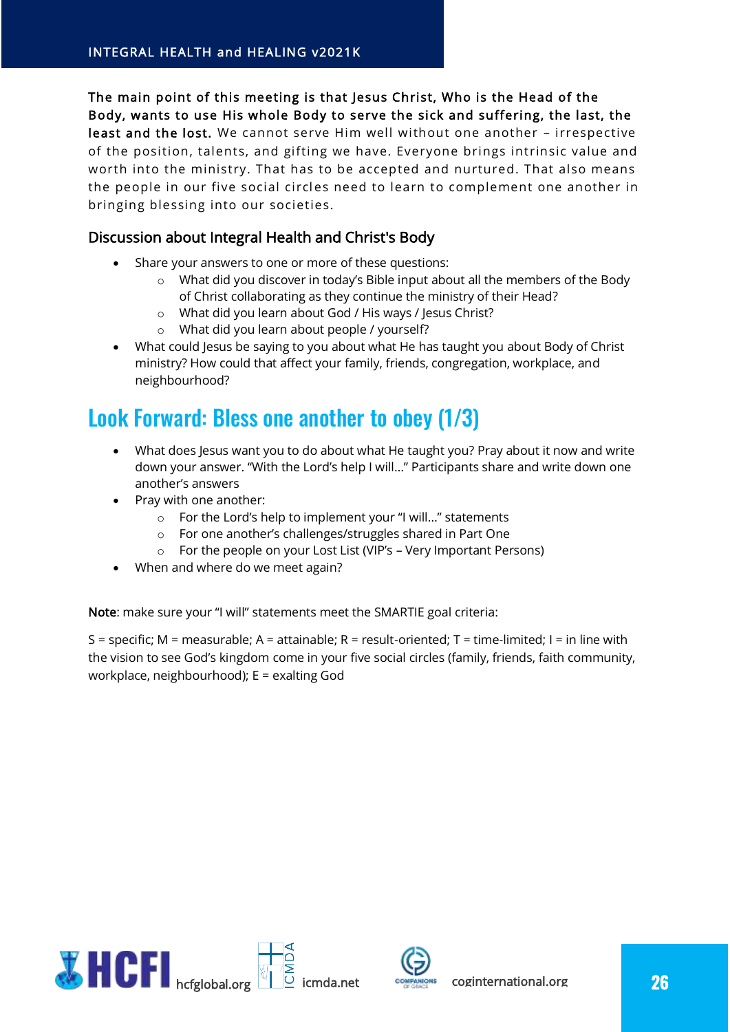**The main point of this meeting is that Jesus Christ, Who is the Head of the Body, wants to use His whole Body to serve the sick and suffering, the last, the least and the lost.** We cannot serve Him well without one another – irrespective of the position, talents, and gifting we have. Everyone brings intrinsic value and worth into the ministry. That has to be accepted and nurtured. That also means the people in our five social circles need to learn to complement one another in bringing blessing into our societies.

### Discussion about Integral Health and Christ's Body

- Share your answers to one or more of these questions:
  - What did you discover in today's Bible input about all the members of the Body of Christ collaborating as they continue the ministry of their Head?
  - What did you learn about God / His ways / Jesus Christ?
  - What did you learn about people / yourself?
- What could Jesus be saying to you about what He has taught you about Body of Christ ministry? How could that affect your family, friends, congregation, workplace, and neighbourhood?

## Look Forward: Bless one another to obey (1/3)

- What does Jesus want you to do about what He taught you? Pray about it now and write down your answer. "With the Lord's help I will..." Participants share and write down one another's answers
- Pray with one another:
  - For the Lord's help to implement your "I will..." statements
  - For one another's challenges/struggles shared in Part One
  - For the people on your Lost List (VIP's – Very Important Persons)
- When and where do we meet again?

**Note**: make sure your "I will" statements meet the SMARTIE goal criteria:

S = specific; M = measurable; A = attainable; R = result-oriented; T = time-limited; I = in line with the vision to see God's kingdom come in your five social circles (family, friends, faith community, workplace, neighbourhood); E = exalting God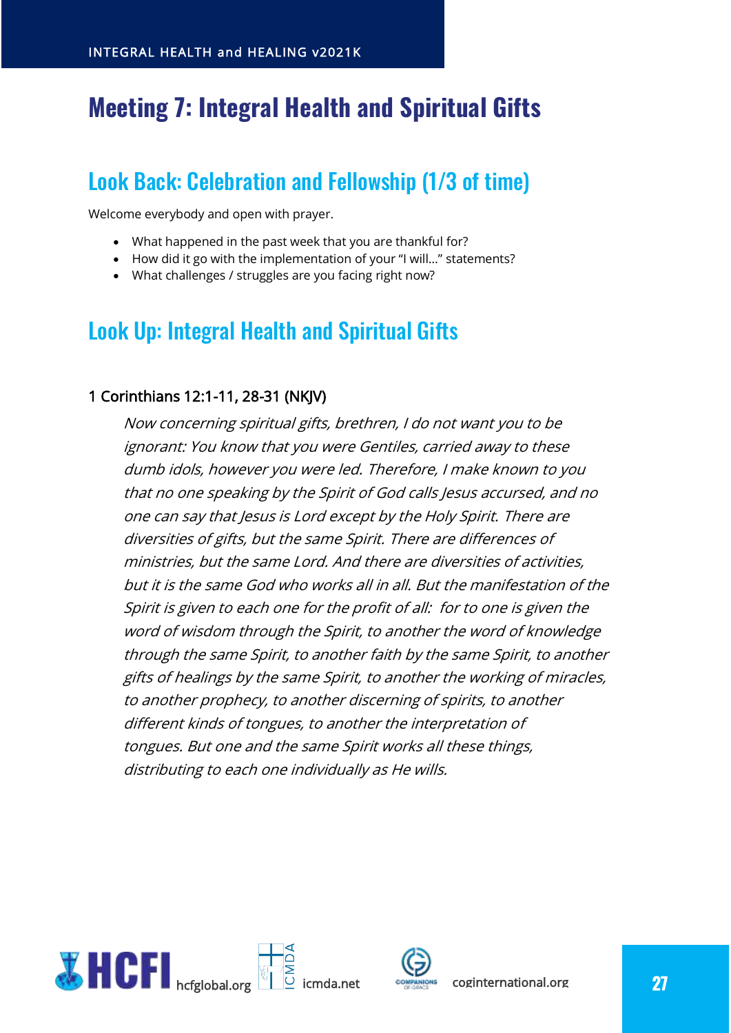# Meeting 7: Integral Health and Spiritual Gifts

## Look Back: Celebration and Fellowship (1/3 of time)

Welcome everybody and open with prayer.

- What happened in the past week that you are thankful for?
- How did it go with the implementation of your "I will…" statements?
- What challenges / struggles are you facing right now?

## Look Up: Integral Health and Spiritual Gifts

### 1 Corinthians 12:1-11, 28-31 (NKJV)

*Now concerning spiritual gifts, brethren, I do not want you to be ignorant: You know that you were Gentiles, carried away to these dumb idols, however you were led. Therefore, I make known to you that no one speaking by the Spirit of God calls Jesus accursed, and no one can say that Jesus is Lord except by the Holy Spirit. There are diversities of gifts, but the same Spirit. There are differences of ministries, but the same Lord. And there are diversities of activities, but it is the same God who works all in all. But the manifestation of the Spirit is given to each one for the profit of all: for to one is given the word of wisdom through the Spirit, to another the word of knowledge through the same Spirit, to another faith by the same Spirit, to another gifts of healings by the same Spirit, to another the working of miracles, to another prophecy, to another discerning of spirits, to another different kinds of tongues, to another the interpretation of tongues. But one and the same Spirit works all these things, distributing to each one individually as He wills.*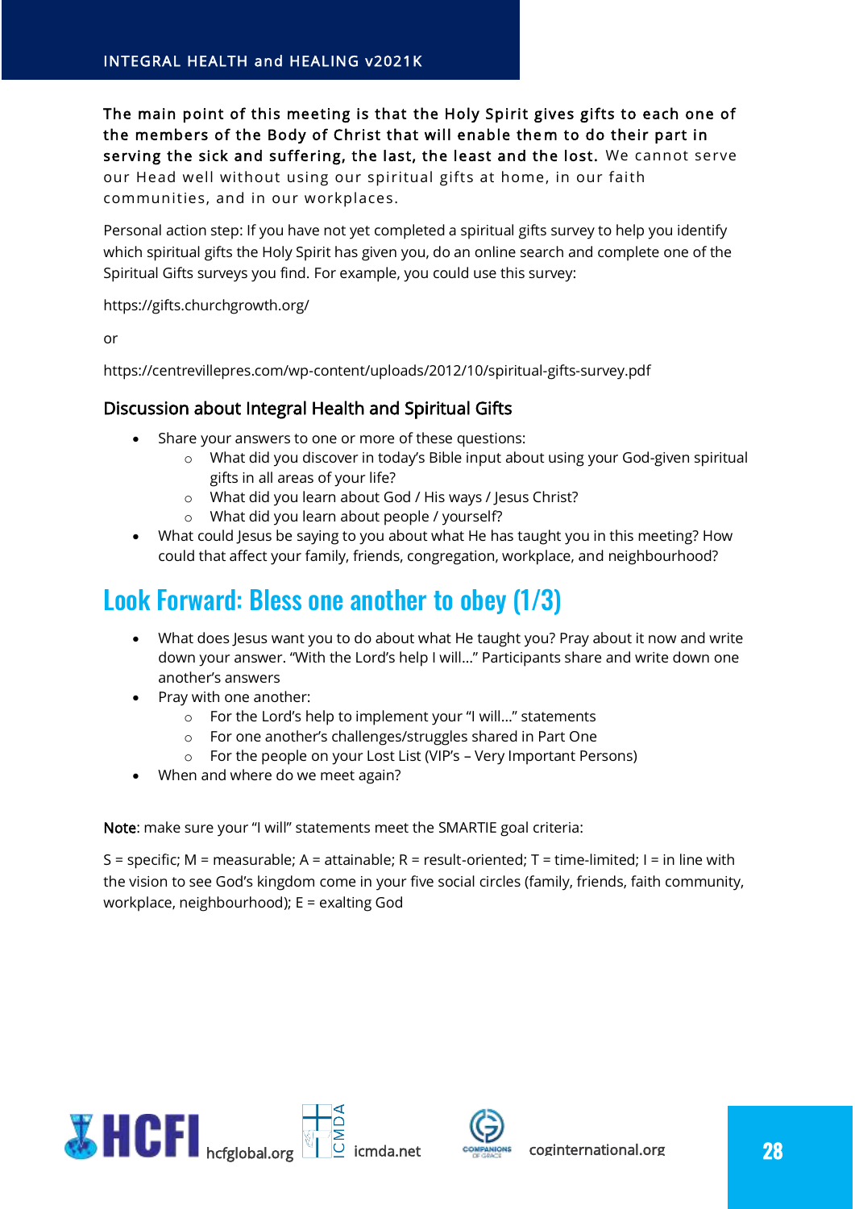**The main point of this meeting is that the Holy Spirit gives gifts to each one of the members of the Body of Christ that will enable them to do their part in serving the sick and suffering, the last, the least and the lost.** We cannot serve our Head well without using our spiritual gifts at home, in our faith communities, and in our workplaces.

Personal action step: If you have not yet completed a spiritual gifts survey to help you identify which spiritual gifts the Holy Spirit has given you, do an online search and complete one of the Spiritual Gifts surveys you find. For example, you could use this survey:

https://gifts.churchgrowth.org/

or

https://centrevillepres.com/wp-content/uploads/2012/10/spiritual-gifts-survey.pdf

### Discussion about Integral Health and Spiritual Gifts

- Share your answers to one or more of these questions:
  - What did you discover in today's Bible input about using your God-given spiritual gifts in all areas of your life?
  - What did you learn about God / His ways / Jesus Christ?
  - What did you learn about people / yourself?
- What could Jesus be saying to you about what He has taught you in this meeting? How could that affect your family, friends, congregation, workplace, and neighbourhood?

## Look Forward: Bless one another to obey (1/3)

- What does Jesus want you to do about what He taught you? Pray about it now and write down your answer. "With the Lord's help I will…" Participants share and write down one another's answers
- Pray with one another:
  - For the Lord's help to implement your "I will…" statements
  - For one another's challenges/struggles shared in Part One
  - For the people on your Lost List (VIP's – Very Important Persons)
- When and where do we meet again?

**Note**: make sure your "I will" statements meet the SMARTIE goal criteria:

S = specific; M = measurable; A = attainable; R = result-oriented; T = time-limited; I = in line with the vision to see God's kingdom come in your five social circles (family, friends, faith community, workplace, neighbourhood); E = exalting God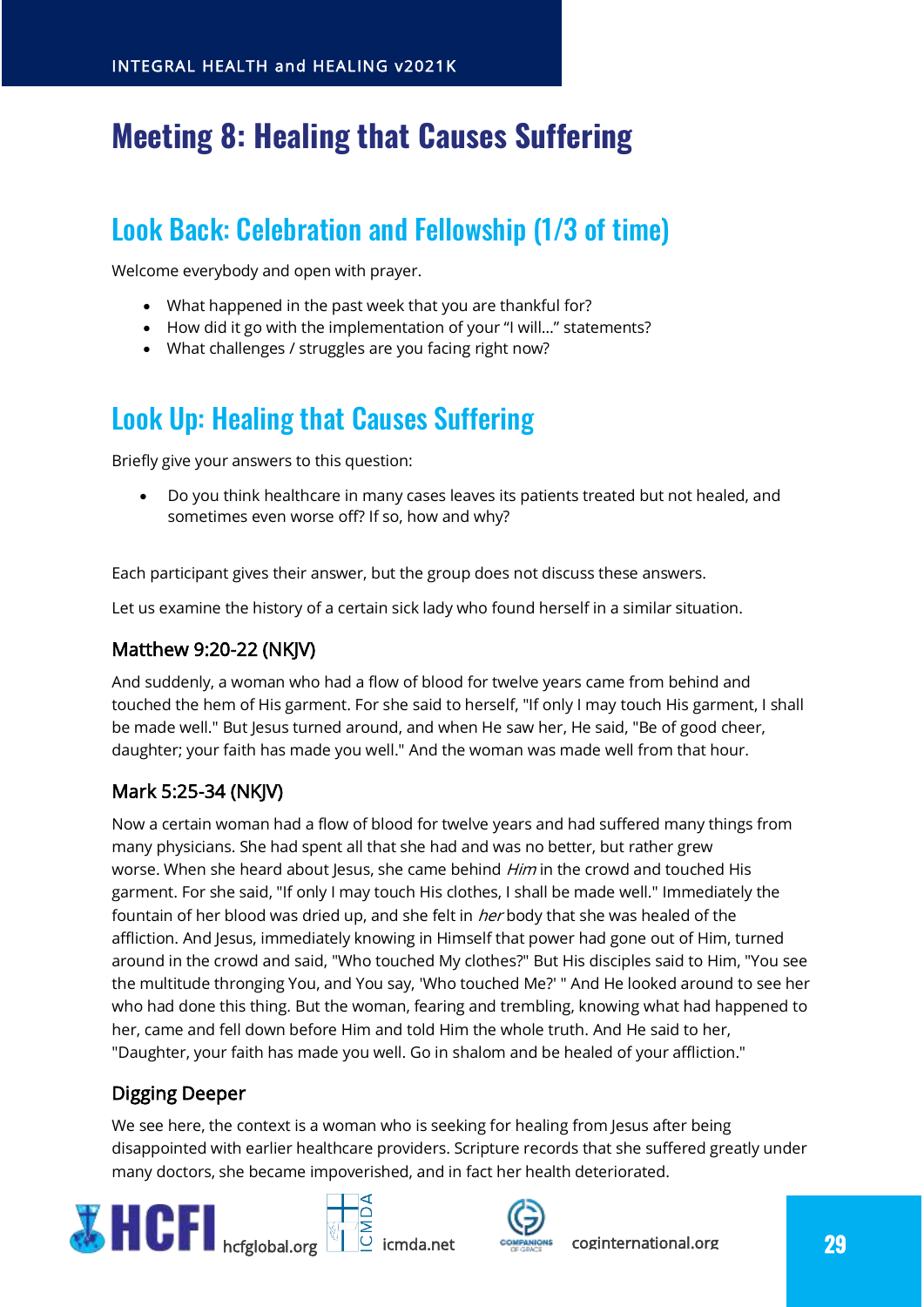# Meeting 8: Healing that Causes Suffering

## Look Back: Celebration and Fellowship (1/3 of time)

Welcome everybody and open with prayer.

- What happened in the past week that you are thankful for?
- How did it go with the implementation of your "I will..." statements?
- What challenges / struggles are you facing right now?

## Look Up: Healing that Causes Suffering

Briefly give your answers to this question:

- Do you think healthcare in many cases leaves its patients treated but not healed, and sometimes even worse off? If so, how and why?

Each participant gives their answer, but the group does not discuss these answers.

Let us examine the history of a certain sick lady who found herself in a similar situation.

### Matthew 9:20-22 (NKJV)

And suddenly, a woman who had a flow of blood for twelve years came from behind and touched the hem of His garment. For she said to herself, "If only I may touch His garment, I shall be made well." But Jesus turned around, and when He saw her, He said, "Be of good cheer, daughter; your faith has made you well." And the woman was made well from that hour.

### Mark 5:25-34 (NKJV)

Now a certain woman had a flow of blood for twelve years and had suffered many things from many physicians. She had spent all that she had and was no better, but rather grew worse. When she heard about Jesus, she came behind *Him* in the crowd and touched His garment. For she said, "If only I may touch His clothes, I shall be made well." Immediately the fountain of her blood was dried up, and she felt in *her* body that she was healed of the affliction. And Jesus, immediately knowing in Himself that power had gone out of Him, turned around in the crowd and said, "Who touched My clothes?" But His disciples said to Him, "You see the multitude thronging You, and You say, 'Who touched Me?' " And He looked around to see her who had done this thing. But the woman, fearing and trembling, knowing what had happened to her, came and fell down before Him and told Him the whole truth. And He said to her, "Daughter, your faith has made you well. Go in shalom and be healed of your affliction."

### Digging Deeper

We see here, the context is a woman who is seeking for healing from Jesus after being disappointed with earlier healthcare providers. Scripture records that she suffered greatly under many doctors, she became impoverished, and in fact her health deteriorated.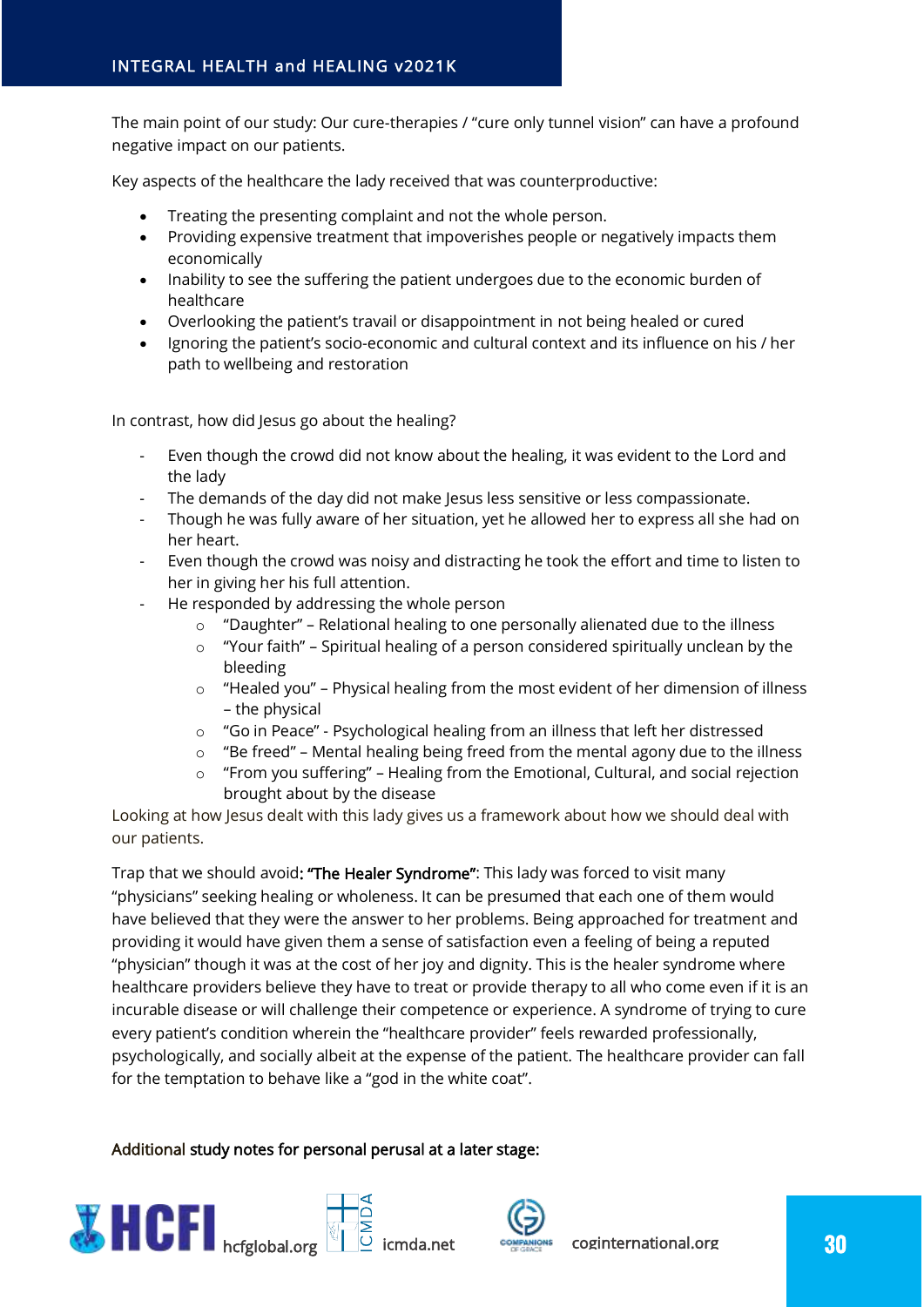The main point of our study: Our cure-therapies / "cure only tunnel vision" can have a profound negative impact on our patients.

Key aspects of the healthcare the lady received that was counterproductive:

- Treating the presenting complaint and not the whole person.
- Providing expensive treatment that impoverishes people or negatively impacts them economically
- Inability to see the suffering the patient undergoes due to the economic burden of healthcare
- Overlooking the patient's travail or disappointment in not being healed or cured
- Ignoring the patient's socio-economic and cultural context and its influence on his / her path to wellbeing and restoration

In contrast, how did Jesus go about the healing?

- Even though the crowd did not know about the healing, it was evident to the Lord and the lady
- The demands of the day did not make Jesus less sensitive or less compassionate.
- Though he was fully aware of her situation, yet he allowed her to express all she had on her heart.
- Even though the crowd was noisy and distracting he took the effort and time to listen to her in giving her his full attention.
- He responded by addressing the whole person
    - "Daughter" – Relational healing to one personally alienated due to the illness
    - "Your faith" – Spiritual healing of a person considered spiritually unclean by the bleeding
    - "Healed you" – Physical healing from the most evident of her dimension of illness – the physical
    - "Go in Peace" - Psychological healing from an illness that left her distressed
    - "Be freed" – Mental healing being freed from the mental agony due to the illness
    - "From you suffering" – Healing from the Emotional, Cultural, and social rejection brought about by the disease

Looking at how Jesus dealt with this lady gives us a framework about how we should deal with our patients.

Trap that we should avoid: **"The Healer Syndrome"**: This lady was forced to visit many "physicians" seeking healing or wholeness. It can be presumed that each one of them would have believed that they were the answer to her problems. Being approached for treatment and providing it would have given them a sense of satisfaction even a feeling of being a reputed "physician" though it was at the cost of her joy and dignity. This is the healer syndrome where healthcare providers believe they have to treat or provide therapy to all who come even if it is an incurable disease or will challenge their competence or experience. A syndrome of trying to cure every patient's condition wherein the "healthcare provider" feels rewarded professionally, psychologically, and socially albeit at the expense of the patient. The healthcare provider can fall for the temptation to behave like a "god in the white coat".

Additional study notes for personal perusal at a later stage: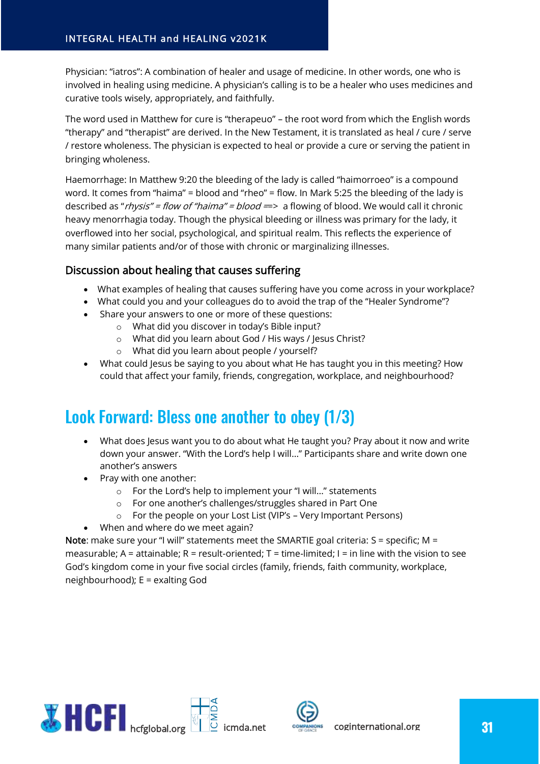Physician: "iatros": A combination of healer and usage of medicine. In other words, one who is involved in healing using medicine. A physician's calling is to be a healer who uses medicines and curative tools wisely, appropriately, and faithfully.

The word used in Matthew for cure is "therapeuo" – the root word from which the English words "therapy" and "therapist" are derived. In the New Testament, it is translated as heal / cure / serve / restore wholeness. The physician is expected to heal or provide a cure or serving the patient in bringing wholeness.

Haemorrhage: In Matthew 9:20 the bleeding of the lady is called "haimorroeo" is a compound word. It comes from "haima" = blood and "rheo" = flow. In Mark 5:25 the bleeding of the lady is described as "*rhysis" = flow of "haima" = blood* ==> a flowing of blood. We would call it chronic heavy menorrhagia today. Though the physical bleeding or illness was primary for the lady, it overflowed into her social, psychological, and spiritual realm. This reflects the experience of many similar patients and/or of those with chronic or marginalizing illnesses.

### Discussion about healing that causes suffering

- What examples of healing that causes suffering have you come across in your workplace?
- What could you and your colleagues do to avoid the trap of the "Healer Syndrome"?
- Share your answers to one or more of these questions:
  - What did you discover in today's Bible input?
  - What did you learn about God / His ways / Jesus Christ?
  - What did you learn about people / yourself?
- What could Jesus be saying to you about what He has taught you in this meeting? How could that affect your family, friends, congregation, workplace, and neighbourhood?

## Look Forward: Bless one another to obey (1/3)

- What does Jesus want you to do about what He taught you? Pray about it now and write down your answer. "With the Lord's help I will..." Participants share and write down one another's answers
- Pray with one another:
  - For the Lord's help to implement your "I will..." statements
  - For one another's challenges/struggles shared in Part One
  - For the people on your Lost List (VIP's – Very Important Persons)
- When and where do we meet again?

**Note**: make sure your "I will" statements meet the SMARTIE goal criteria: S = specific; M = measurable; A = attainable; R = result-oriented; T = time-limited; I = in line with the vision to see God's kingdom come in your five social circles (family, friends, faith community, workplace, neighbourhood); E = exalting God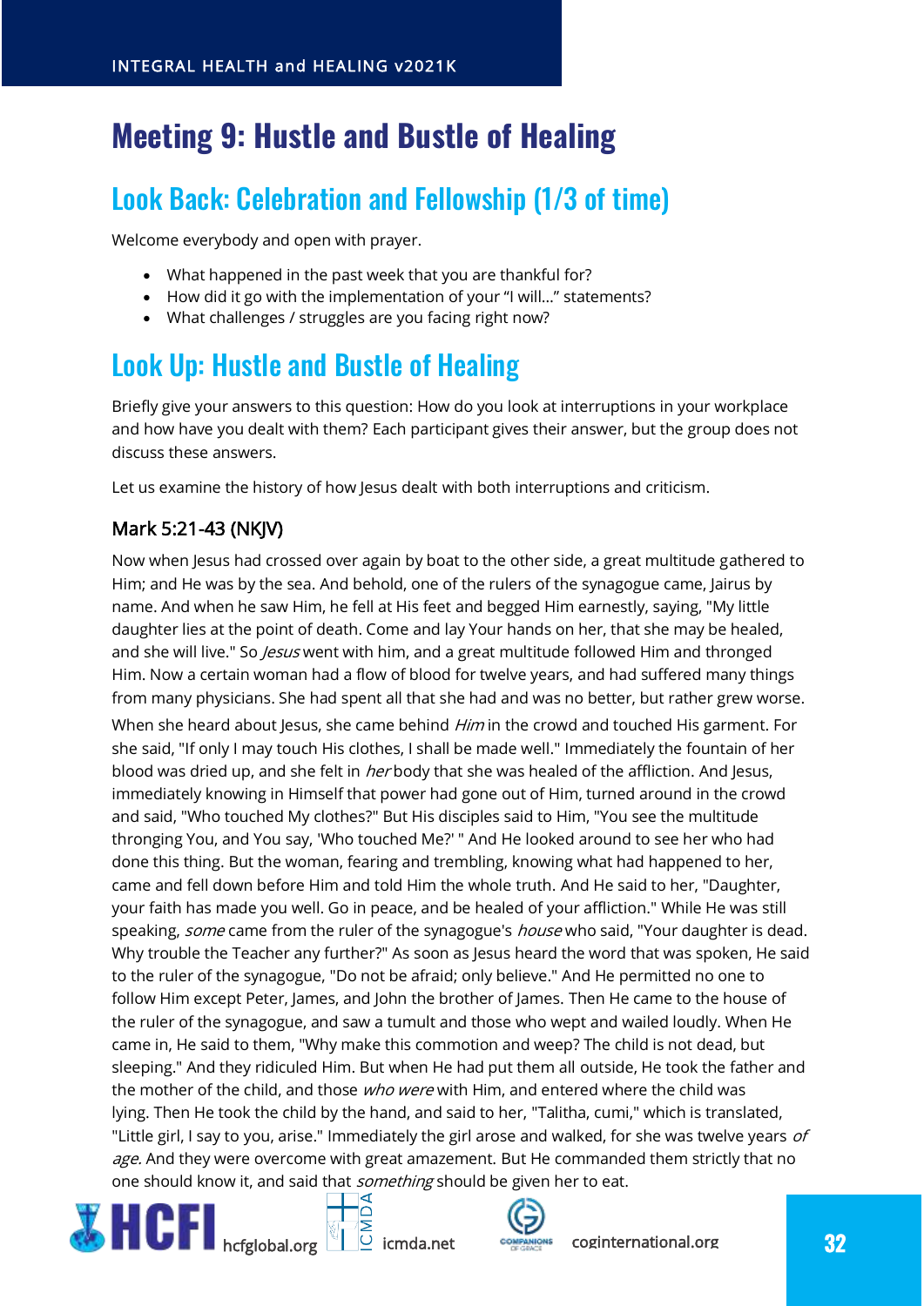# Meeting 9: Hustle and Bustle of Healing

## Look Back: Celebration and Fellowship (1/3 of time)

Welcome everybody and open with prayer.

- What happened in the past week that you are thankful for?
- How did it go with the implementation of your "I will..." statements?
- What challenges / struggles are you facing right now?

## Look Up: Hustle and Bustle of Healing

Briefly give your answers to this question: How do you look at interruptions in your workplace and how have you dealt with them? Each participant gives their answer, but the group does not discuss these answers.

Let us examine the history of how Jesus dealt with both interruptions and criticism.

### Mark 5:21-43 (NKJV)

Now when Jesus had crossed over again by boat to the other side, a great multitude gathered to Him; and He was by the sea. And behold, one of the rulers of the synagogue came, Jairus by name. And when he saw Him, he fell at His feet and begged Him earnestly, saying, "My little daughter lies at the point of death. Come and lay Your hands on her, that she may be healed, and she will live." So *Jesus* went with him, and a great multitude followed Him and thronged Him. Now a certain woman had a flow of blood for twelve years, and had suffered many things from many physicians. She had spent all that she had and was no better, but rather grew worse. When she heard about Jesus, she came behind *Him* in the crowd and touched His garment. For she said, "If only I may touch His clothes, I shall be made well." Immediately the fountain of her blood was dried up, and she felt in *her* body that she was healed of the affliction. And Jesus, immediately knowing in Himself that power had gone out of Him, turned around in the crowd and said, "Who touched My clothes?" But His disciples said to Him, "You see the multitude thronging You, and You say, 'Who touched Me?' " And He looked around to see her who had done this thing. But the woman, fearing and trembling, knowing what had happened to her, came and fell down before Him and told Him the whole truth. And He said to her, "Daughter, your faith has made you well. Go in peace, and be healed of your affliction." While He was still speaking, *some* came from the ruler of the synagogue's *house* who said, "Your daughter is dead. Why trouble the Teacher any further?" As soon as Jesus heard the word that was spoken, He said to the ruler of the synagogue, "Do not be afraid; only believe." And He permitted no one to follow Him except Peter, James, and John the brother of James. Then He came to the house of the ruler of the synagogue, and saw a tumult and those who wept and wailed loudly. When He came in, He said to them, "Why make this commotion and weep? The child is not dead, but sleeping." And they ridiculed Him. But when He had put them all outside, He took the father and the mother of the child, and those *who were* with Him, and entered where the child was lying. Then He took the child by the hand, and said to her, "Talitha, cumi," which is translated, "Little girl, I say to you, arise." Immediately the girl arose and walked, for she was twelve years *of age.* And they were overcome with great amazement. But He commanded them strictly that no one should know it, and said that *something* should be given her to eat.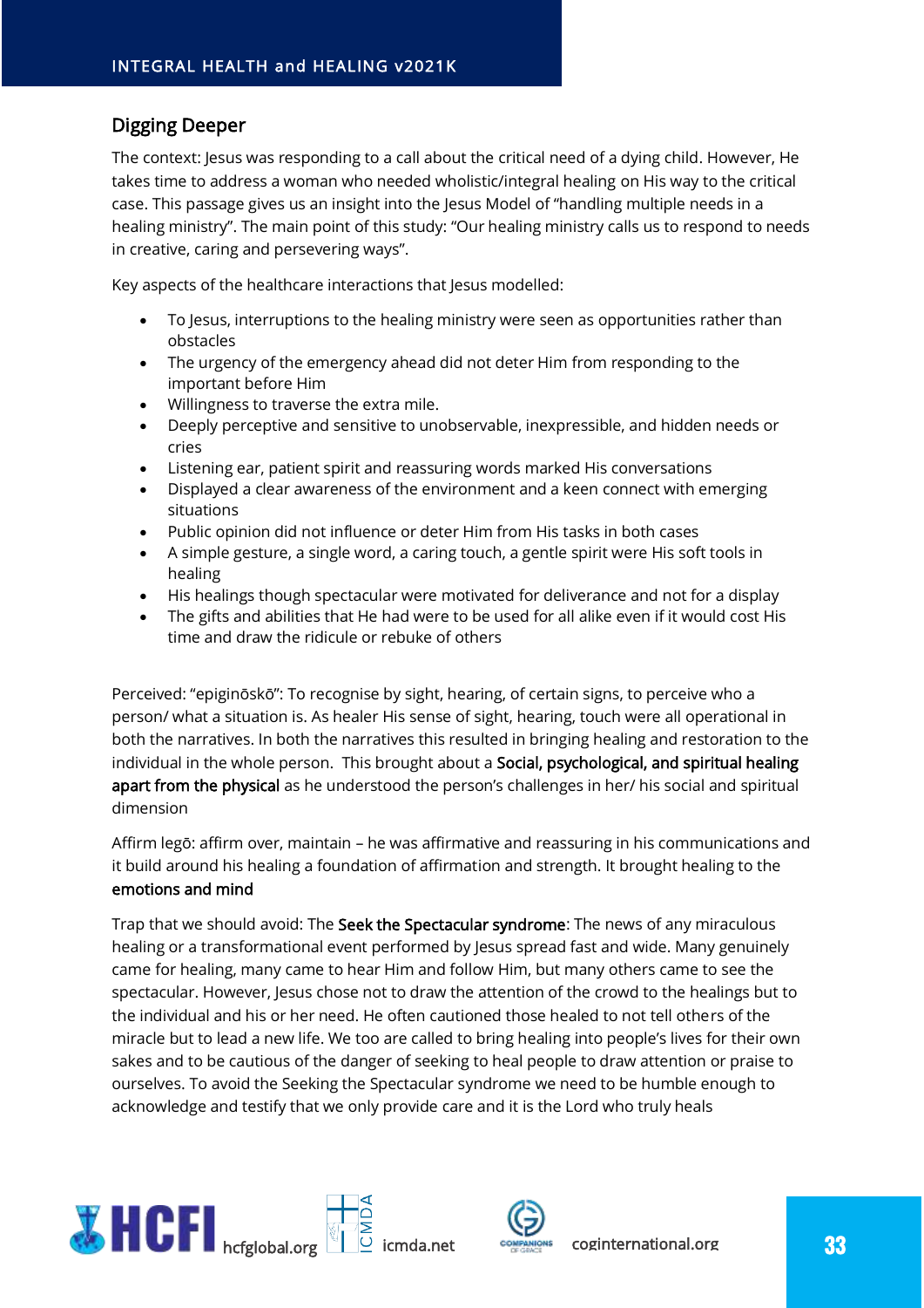## Digging Deeper

The context: Jesus was responding to a call about the critical need of a dying child. However, He takes time to address a woman who needed wholistic/integral healing on His way to the critical case. This passage gives us an insight into the Jesus Model of "handling multiple needs in a healing ministry". The main point of this study: "Our healing ministry calls us to respond to needs in creative, caring and persevering ways".

Key aspects of the healthcare interactions that Jesus modelled:

- To Jesus, interruptions to the healing ministry were seen as opportunities rather than obstacles
- The urgency of the emergency ahead did not deter Him from responding to the important before Him
- Willingness to traverse the extra mile.
- Deeply perceptive and sensitive to unobservable, inexpressible, and hidden needs or cries
- Listening ear, patient spirit and reassuring words marked His conversations
- Displayed a clear awareness of the environment and a keen connect with emerging situations
- Public opinion did not influence or deter Him from His tasks in both cases
- A simple gesture, a single word, a caring touch, a gentle spirit were His soft tools in healing
- His healings though spectacular were motivated for deliverance and not for a display
- The gifts and abilities that He had were to be used for all alike even if it would cost His time and draw the ridicule or rebuke of others

Perceived: "epiginōskō": To recognise by sight, hearing, of certain signs, to perceive who a person/ what a situation is. As healer His sense of sight, hearing, touch were all operational in both the narratives. In both the narratives this resulted in bringing healing and restoration to the individual in the whole person. This brought about a **Social, psychological, and spiritual healing apart from the physical** as he understood the person's challenges in her/ his social and spiritual dimension

Affirm legō: affirm over, maintain – he was affirmative and reassuring in his communications and it build around his healing a foundation of affirmation and strength. It brought healing to the **emotions and mind**

Trap that we should avoid: The **Seek the Spectacular syndrome**: The news of any miraculous healing or a transformational event performed by Jesus spread fast and wide. Many genuinely came for healing, many came to hear Him and follow Him, but many others came to see the spectacular. However, Jesus chose not to draw the attention of the crowd to the healings but to the individual and his or her need. He often cautioned those healed to not tell others of the miracle but to lead a new life. We too are called to bring healing into people's lives for their own sakes and to be cautious of the danger of seeking to heal people to draw attention or praise to ourselves. To avoid the Seeking the Spectacular syndrome we need to be humble enough to acknowledge and testify that we only provide care and it is the Lord who truly heals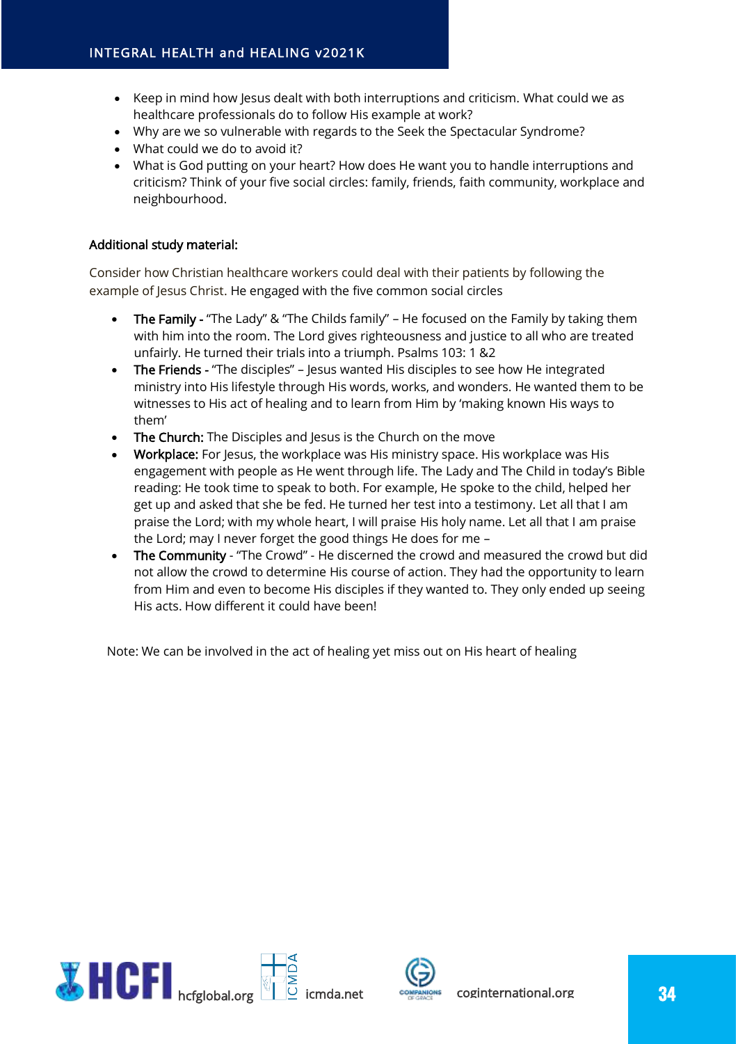- Keep in mind how Jesus dealt with both interruptions and criticism. What could we as healthcare professionals do to follow His example at work?
- Why are we so vulnerable with regards to the Seek the Spectacular Syndrome?
- What could we do to avoid it?
- What is God putting on your heart? How does He want you to handle interruptions and criticism? Think of your five social circles: family, friends, faith community, workplace and neighbourhood.

**Additional study material:**

Consider how Christian healthcare workers could deal with their patients by following the example of Jesus Christ. He engaged with the five common social circles

- **The Family -** "The Lady" & "The Childs family" – He focused on the Family by taking them with him into the room. The Lord gives righteousness and justice to all who are treated unfairly. He turned their trials into a triumph. Psalms 103: 1 &2
- **The Friends -** "The disciples" – Jesus wanted His disciples to see how He integrated ministry into His lifestyle through His words, works, and wonders. He wanted them to be witnesses to His act of healing and to learn from Him by 'making known His ways to them'
- **The Church:** The Disciples and Jesus is the Church on the move
- **Workplace:** For Jesus, the workplace was His ministry space. His workplace was His engagement with people as He went through life. The Lady and The Child in today's Bible reading: He took time to speak to both. For example, He spoke to the child, helped her get up and asked that she be fed. He turned her test into a testimony. Let all that I am praise the Lord; with my whole heart, I will praise His holy name. Let all that I am praise the Lord; may I never forget the good things He does for me –
- **The Community** - "The Crowd" - He discerned the crowd and measured the crowd but did not allow the crowd to determine His course of action. They had the opportunity to learn from Him and even to become His disciples if they wanted to. They only ended up seeing His acts. How different it could have been!

Note: We can be involved in the act of healing yet miss out on His heart of healing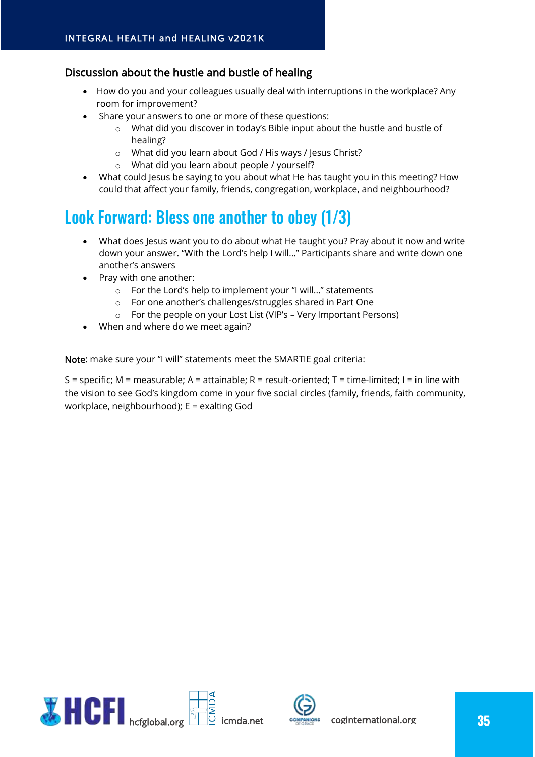### Discussion about the hustle and bustle of healing

- How do you and your colleagues usually deal with interruptions in the workplace? Any room for improvement?
- Share your answers to one or more of these questions:
  - What did you discover in today's Bible input about the hustle and bustle of healing?
  - What did you learn about God / His ways / Jesus Christ?
  - What did you learn about people / yourself?
- What could Jesus be saying to you about what He has taught you in this meeting? How could that affect your family, friends, congregation, workplace, and neighbourhood?

## Look Forward: Bless one another to obey (1/3)

- What does Jesus want you to do about what He taught you? Pray about it now and write down your answer. "With the Lord's help I will..." Participants share and write down one another's answers
- Pray with one another:
  - For the Lord's help to implement your "I will..." statements
  - For one another's challenges/struggles shared in Part One
  - For the people on your Lost List (VIP's – Very Important Persons)
- When and where do we meet again?

Note: make sure your "I will" statements meet the SMARTIE goal criteria:

S = specific; M = measurable; A = attainable; R = result-oriented; T = time-limited; I = in line with the vision to see God's kingdom come in your five social circles (family, friends, faith community, workplace, neighbourhood); E = exalting God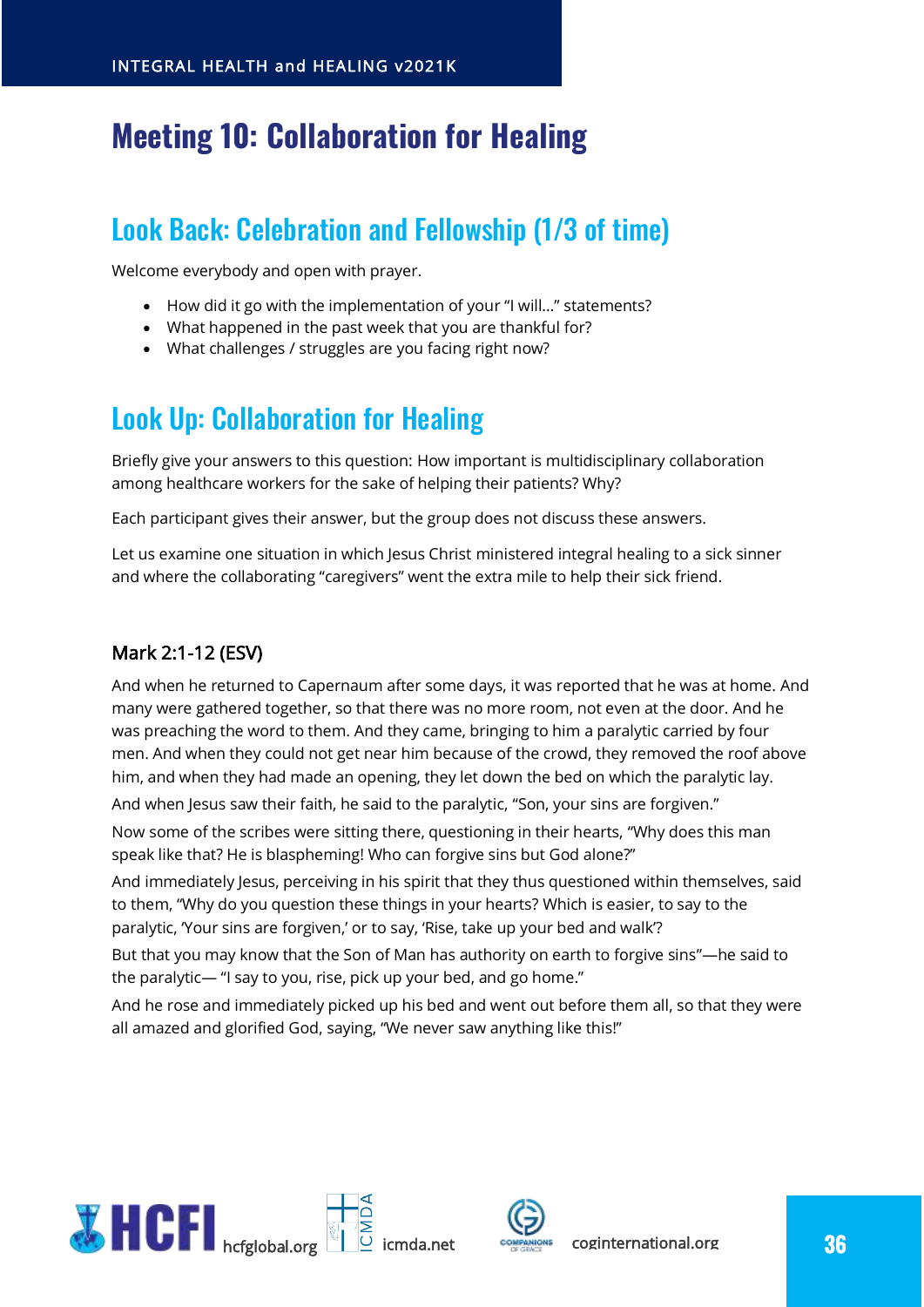# Meeting 10: Collaboration for Healing

## Look Back: Celebration and Fellowship (1/3 of time)

Welcome everybody and open with prayer.

- How did it go with the implementation of your "I will…" statements?
- What happened in the past week that you are thankful for?
- What challenges / struggles are you facing right now?

## Look Up: Collaboration for Healing

Briefly give your answers to this question: How important is multidisciplinary collaboration among healthcare workers for the sake of helping their patients? Why?

Each participant gives their answer, but the group does not discuss these answers.

Let us examine one situation in which Jesus Christ ministered integral healing to a sick sinner and where the collaborating "caregivers" went the extra mile to help their sick friend.

### Mark 2:1-12 (ESV)

And when he returned to Capernaum after some days, it was reported that he was at home. And many were gathered together, so that there was no more room, not even at the door. And he was preaching the word to them. And they came, bringing to him a paralytic carried by four men. And when they could not get near him because of the crowd, they removed the roof above him, and when they had made an opening, they let down the bed on which the paralytic lay.

And when Jesus saw their faith, he said to the paralytic, "Son, your sins are forgiven."

Now some of the scribes were sitting there, questioning in their hearts, "Why does this man speak like that? He is blaspheming! Who can forgive sins but God alone?"

And immediately Jesus, perceiving in his spirit that they thus questioned within themselves, said to them, "Why do you question these things in your hearts? Which is easier, to say to the paralytic, 'Your sins are forgiven,' or to say, 'Rise, take up your bed and walk'?

But that you may know that the Son of Man has authority on earth to forgive sins"—he said to the paralytic— "I say to you, rise, pick up your bed, and go home."

And he rose and immediately picked up his bed and went out before them all, so that they were all amazed and glorified God, saying, "We never saw anything like this!"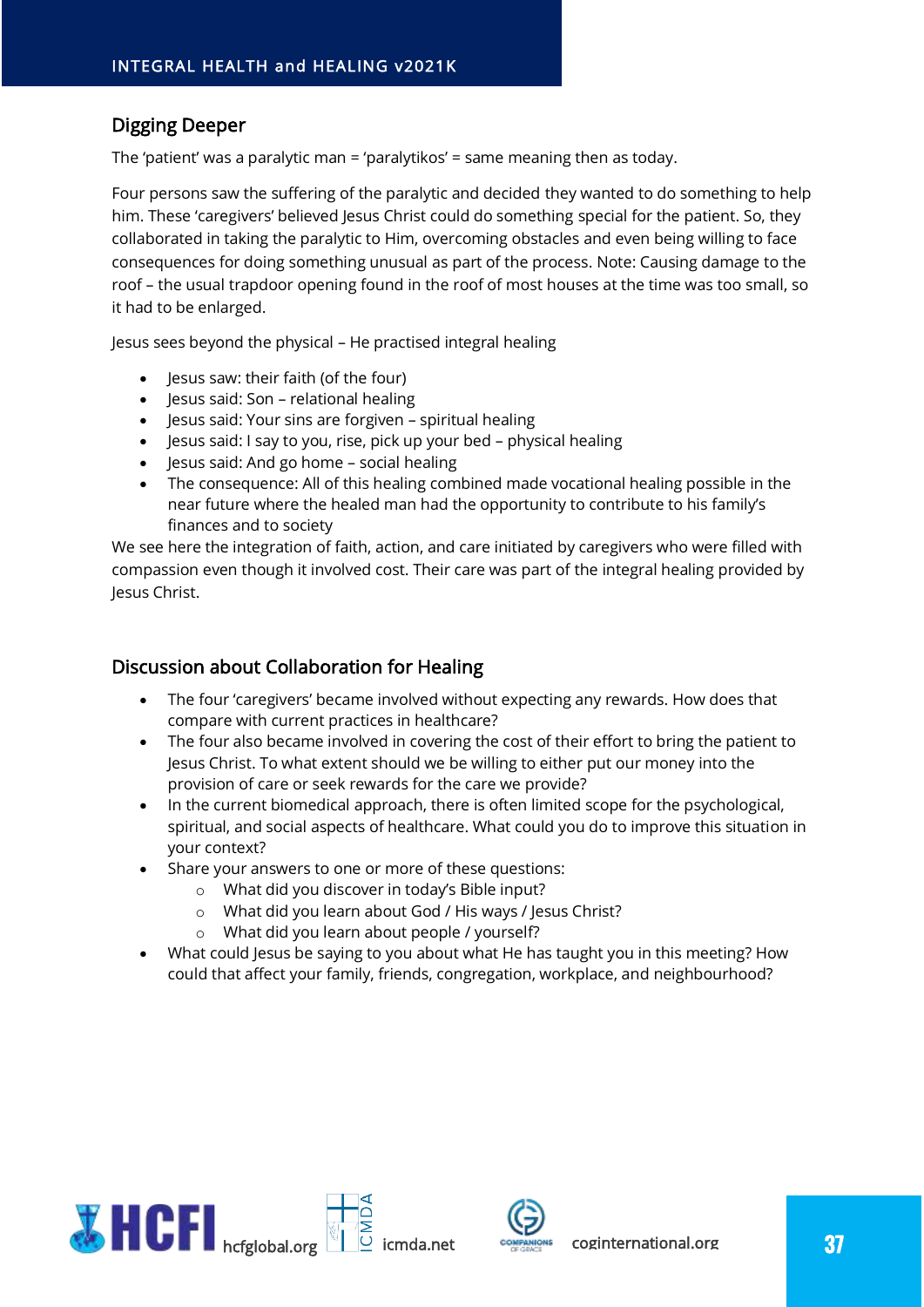## Digging Deeper

The 'patient' was a paralytic man = 'paralytikos' = same meaning then as today.

Four persons saw the suffering of the paralytic and decided they wanted to do something to help him. These 'caregivers' believed Jesus Christ could do something special for the patient. So, they collaborated in taking the paralytic to Him, overcoming obstacles and even being willing to face consequences for doing something unusual as part of the process. Note: Causing damage to the roof – the usual trapdoor opening found in the roof of most houses at the time was too small, so it had to be enlarged.

Jesus sees beyond the physical – He practised integral healing

- Jesus saw: their faith (of the four)
- Jesus said: Son – relational healing
- Jesus said: Your sins are forgiven – spiritual healing
- Jesus said: I say to you, rise, pick up your bed – physical healing
- Jesus said: And go home – social healing
- The consequence: All of this healing combined made vocational healing possible in the near future where the healed man had the opportunity to contribute to his family's finances and to society

We see here the integration of faith, action, and care initiated by caregivers who were filled with compassion even though it involved cost. Their care was part of the integral healing provided by Jesus Christ.

## Discussion about Collaboration for Healing

- The four 'caregivers' became involved without expecting any rewards. How does that compare with current practices in healthcare?
- The four also became involved in covering the cost of their effort to bring the patient to Jesus Christ. To what extent should we be willing to either put our money into the provision of care or seek rewards for the care we provide?
- In the current biomedical approach, there is often limited scope for the psychological, spiritual, and social aspects of healthcare. What could you do to improve this situation in your context?
- Share your answers to one or more of these questions:
  - What did you discover in today's Bible input?
  - What did you learn about God / His ways / Jesus Christ?
  - What did you learn about people / yourself?
- What could Jesus be saying to you about what He has taught you in this meeting? How could that affect your family, friends, congregation, workplace, and neighbourhood?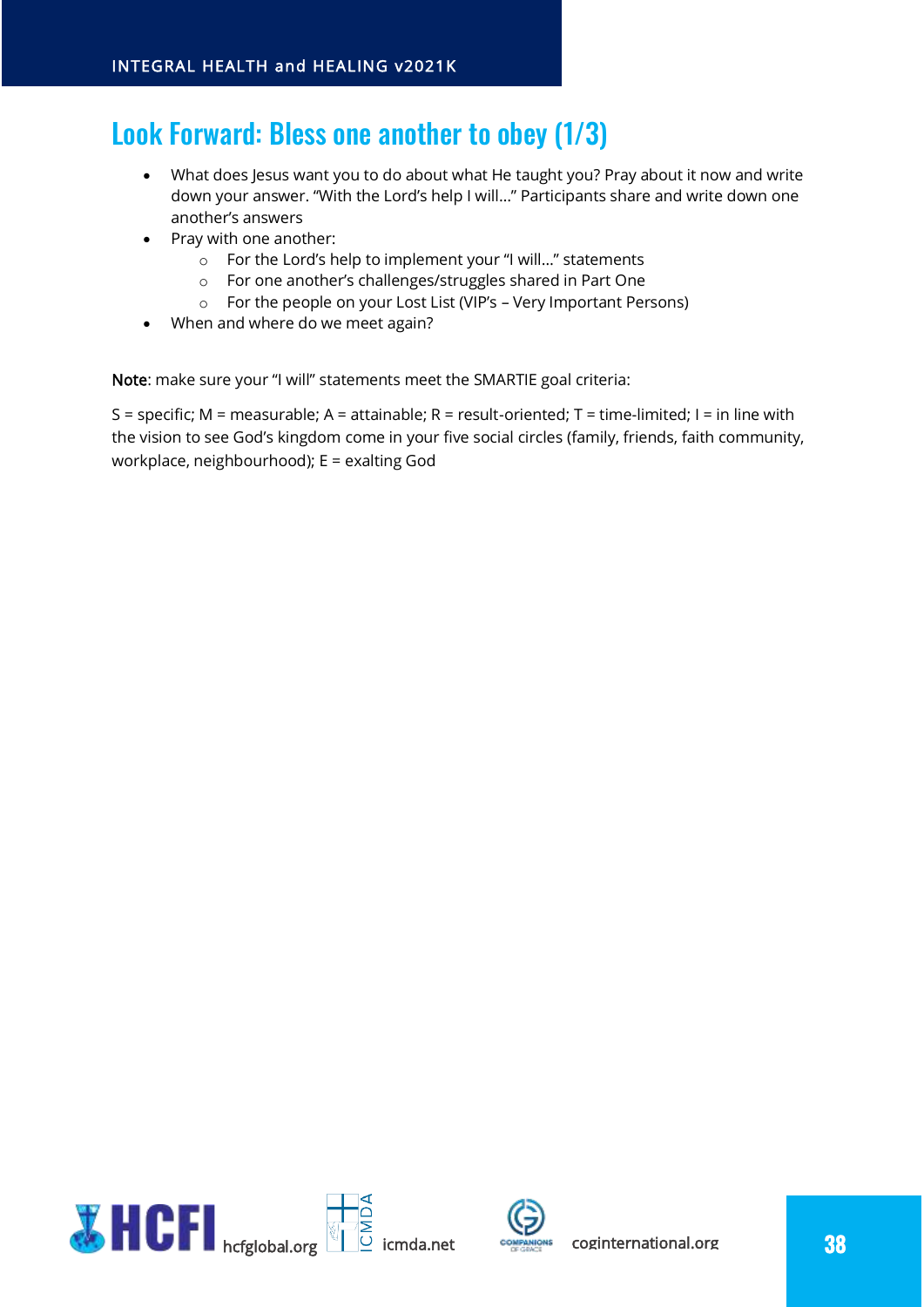## Look Forward: Bless one another to obey (1/3)

- What does Jesus want you to do about what He taught you? Pray about it now and write down your answer. "With the Lord's help I will…" Participants share and write down one another's answers
- Pray with one another:
  - For the Lord's help to implement your "I will…" statements
  - For one another's challenges/struggles shared in Part One
  - For the people on your Lost List (VIP's – Very Important Persons)
- When and where do we meet again?

Note: make sure your "I will" statements meet the SMARTIE goal criteria:

S = specific; M = measurable; A = attainable; R = result-oriented; T = time-limited; I = in line with the vision to see God's kingdom come in your five social circles (family, friends, faith community, workplace, neighbourhood); E = exalting God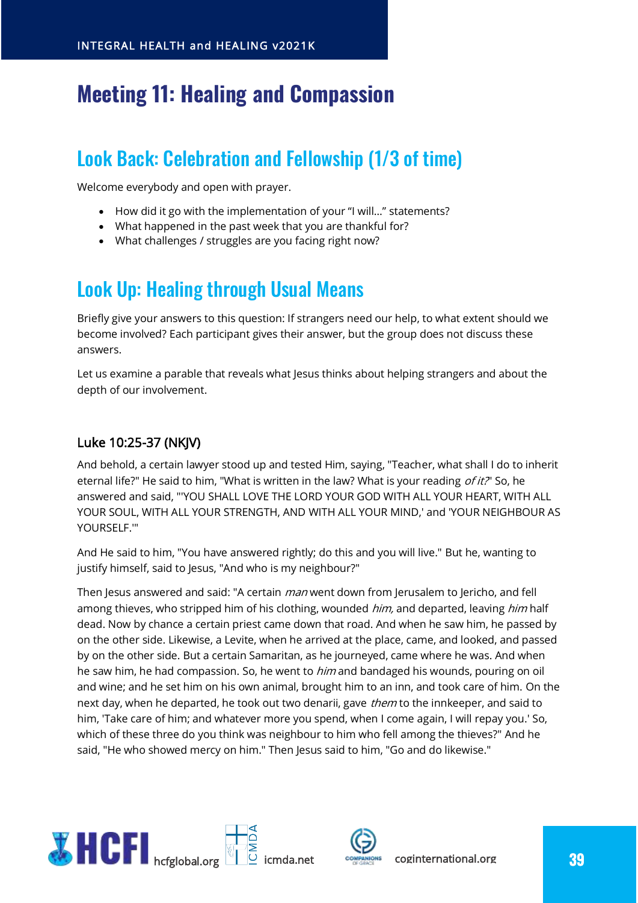# Meeting 11: Healing and Compassion

## Look Back: Celebration and Fellowship (1/3 of time)

Welcome everybody and open with prayer.

- How did it go with the implementation of your "I will…" statements?
- What happened in the past week that you are thankful for?
- What challenges / struggles are you facing right now?

## Look Up: Healing through Usual Means

Briefly give your answers to this question: If strangers need our help, to what extent should we become involved? Each participant gives their answer, but the group does not discuss these answers.

Let us examine a parable that reveals what Jesus thinks about helping strangers and about the depth of our involvement.

### Luke 10:25-37 (NKJV)

And behold, a certain lawyer stood up and tested Him, saying, "Teacher, what shall I do to inherit eternal life?" He said to him, "What is written in the law? What is your reading *of it?*" So, he answered and said, "'YOU SHALL LOVE THE LORD YOUR GOD WITH ALL YOUR HEART, WITH ALL YOUR SOUL, WITH ALL YOUR STRENGTH, AND WITH ALL YOUR MIND,' and 'YOUR NEIGHBOUR AS YOURSELF.'"

And He said to him, "You have answered rightly; do this and you will live." But he, wanting to justify himself, said to Jesus, "And who is my neighbour?"

Then Jesus answered and said: "A certain *man* went down from Jerusalem to Jericho, and fell among thieves, who stripped him of his clothing, wounded *him,* and departed, leaving *him* half dead. Now by chance a certain priest came down that road. And when he saw him, he passed by on the other side. Likewise, a Levite, when he arrived at the place, came, and looked, and passed by on the other side. But a certain Samaritan, as he journeyed, came where he was. And when he saw him, he had compassion. So, he went to *him* and bandaged his wounds, pouring on oil and wine; and he set him on his own animal, brought him to an inn, and took care of him. On the next day, when he departed, he took out two denarii, gave *them* to the innkeeper, and said to him, 'Take care of him; and whatever more you spend, when I come again, I will repay you.' So, which of these three do you think was neighbour to him who fell among the thieves?" And he said, "He who showed mercy on him." Then Jesus said to him, "Go and do likewise."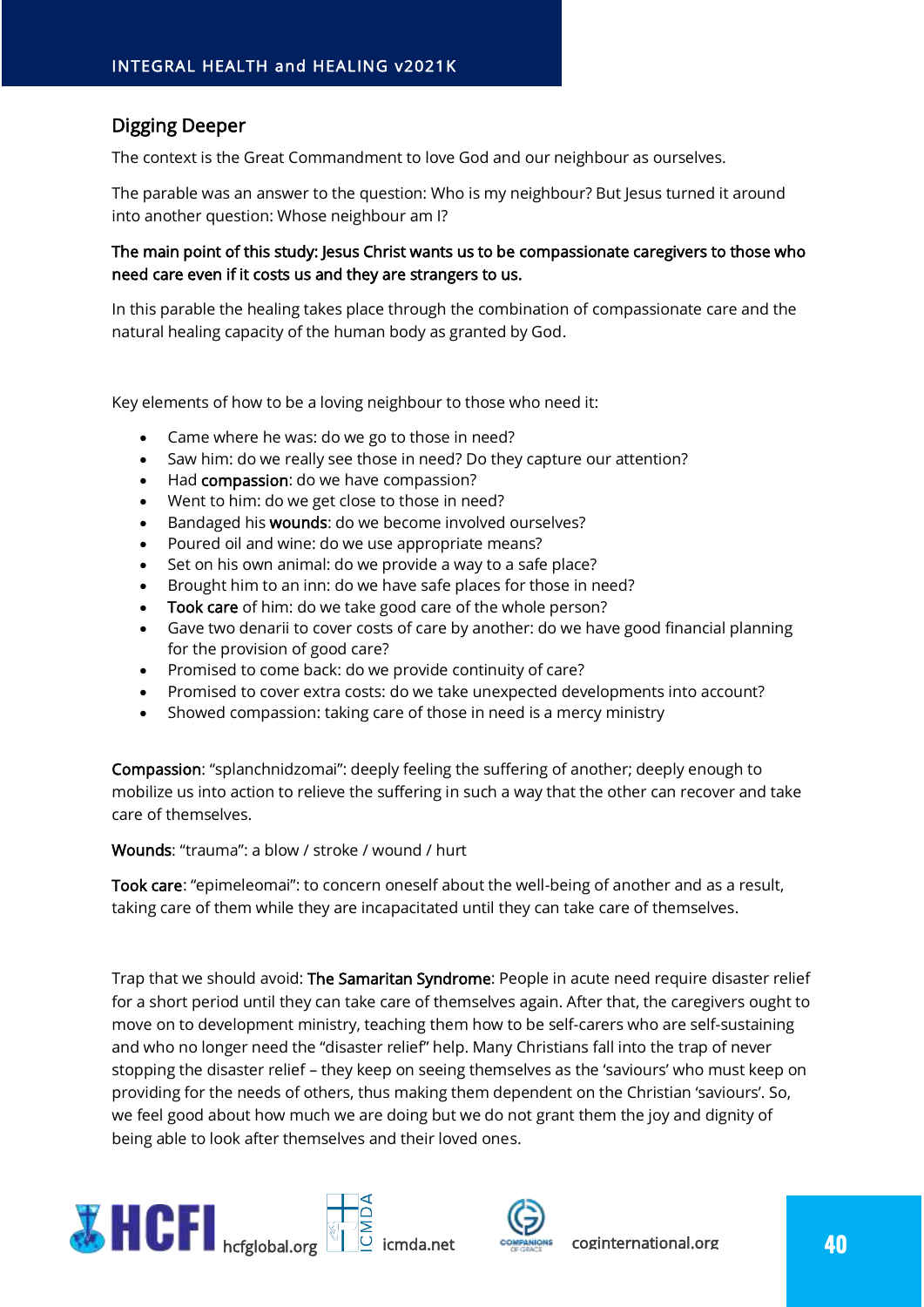## Digging Deeper

The context is the Great Commandment to love God and our neighbour as ourselves.

The parable was an answer to the question: Who is my neighbour? But Jesus turned it around into another question: Whose neighbour am I?

**The main point of this study: Jesus Christ wants us to be compassionate caregivers to those who need care even if it costs us and they are strangers to us.**

In this parable the healing takes place through the combination of compassionate care and the natural healing capacity of the human body as granted by God.

Key elements of how to be a loving neighbour to those who need it:

- Came where he was: do we go to those in need?
- Saw him: do we really see those in need? Do they capture our attention?
- Had **compassion**: do we have compassion?
- Went to him: do we get close to those in need?
- Bandaged his **wounds**: do we become involved ourselves?
- Poured oil and wine: do we use appropriate means?
- Set on his own animal: do we provide a way to a safe place?
- Brought him to an inn: do we have safe places for those in need?
- **Took care** of him: do we take good care of the whole person?
- Gave two denarii to cover costs of care by another: do we have good financial planning for the provision of good care?
- Promised to come back: do we provide continuity of care?
- Promised to cover extra costs: do we take unexpected developments into account?
- Showed compassion: taking care of those in need is a mercy ministry

**Compassion**: "splanchnidzomai": deeply feeling the suffering of another; deeply enough to mobilize us into action to relieve the suffering in such a way that the other can recover and take care of themselves.

**Wounds**: "trauma": a blow / stroke / wound / hurt

**Took care**: "epimeleomai": to concern oneself about the well-being of another and as a result, taking care of them while they are incapacitated until they can take care of themselves.

Trap that we should avoid: **The Samaritan Syndrome**: People in acute need require disaster relief for a short period until they can take care of themselves again. After that, the caregivers ought to move on to development ministry, teaching them how to be self-carers who are self-sustaining and who no longer need the "disaster relief" help. Many Christians fall into the trap of never stopping the disaster relief – they keep on seeing themselves as the 'saviours' who must keep on providing for the needs of others, thus making them dependent on the Christian 'saviours'. So, we feel good about how much we are doing but we do not grant them the joy and dignity of being able to look after themselves and their loved ones.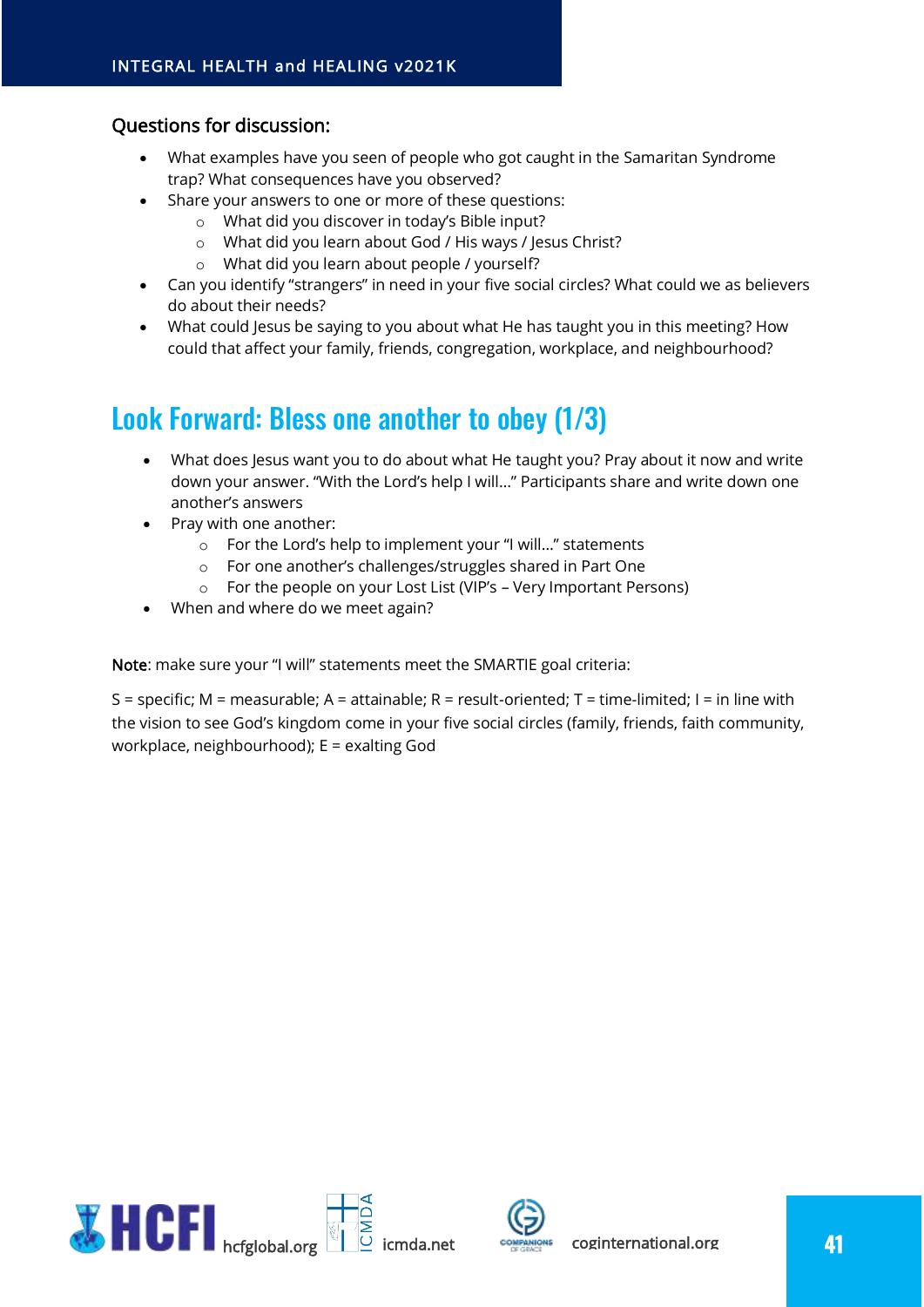### Questions for discussion:

- What examples have you seen of people who got caught in the Samaritan Syndrome trap? What consequences have you observed?
- Share your answers to one or more of these questions:
  - What did you discover in today's Bible input?
  - What did you learn about God / His ways / Jesus Christ?
  - What did you learn about people / yourself?
- Can you identify "strangers" in need in your five social circles? What could we as believers do about their needs?
- What could Jesus be saying to you about what He has taught you in this meeting? How could that affect your family, friends, congregation, workplace, and neighbourhood?

## Look Forward: Bless one another to obey (1/3)

- What does Jesus want you to do about what He taught you? Pray about it now and write down your answer. "With the Lord's help I will..." Participants share and write down one another's answers
- Pray with one another:
  - For the Lord's help to implement your "I will..." statements
  - For one another's challenges/struggles shared in Part One
  - For the people on your Lost List (VIP's – Very Important Persons)
- When and where do we meet again?

**Note**: make sure your "I will" statements meet the SMARTIE goal criteria:

S = specific; M = measurable; A = attainable; R = result-oriented; T = time-limited; I = in line with the vision to see God's kingdom come in your five social circles (family, friends, faith community, workplace, neighbourhood); E = exalting God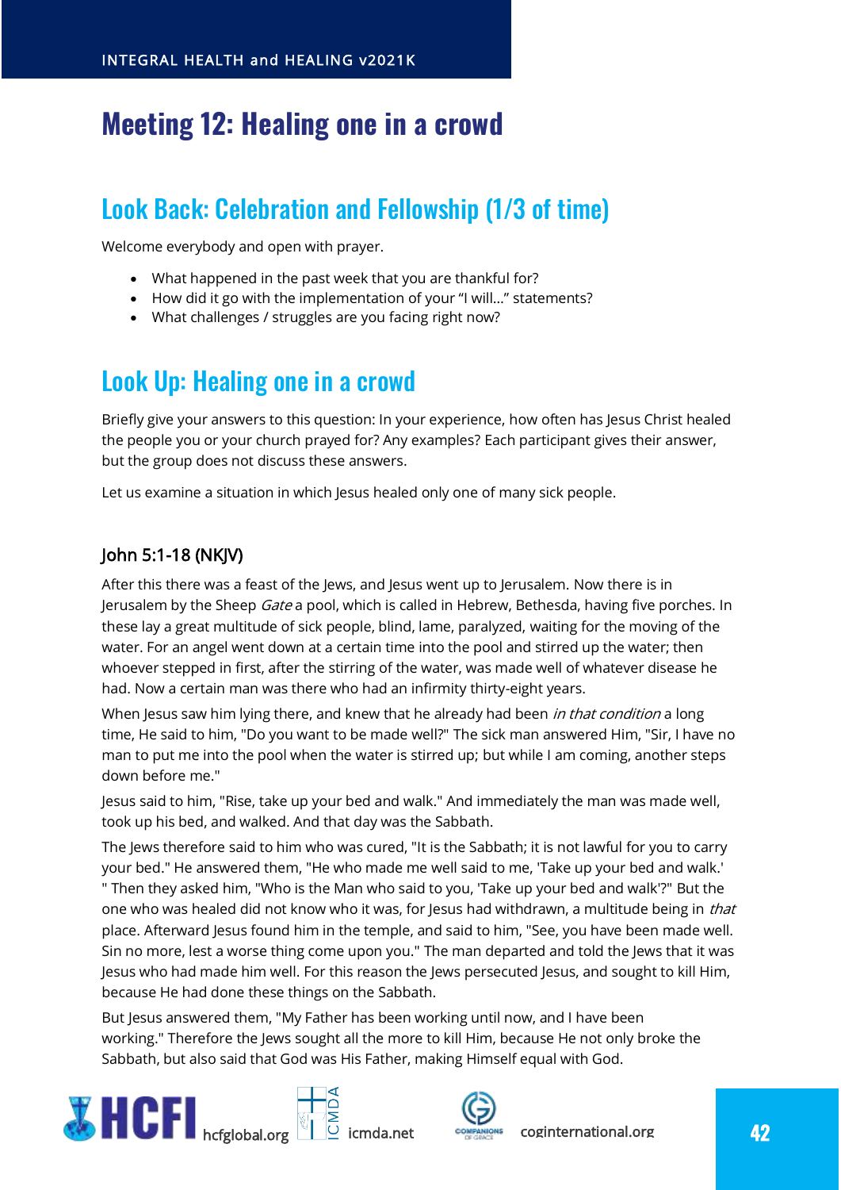# Meeting 12: Healing one in a crowd

## Look Back: Celebration and Fellowship (1/3 of time)

Welcome everybody and open with prayer.

- What happened in the past week that you are thankful for?
- How did it go with the implementation of your "I will…" statements?
- What challenges / struggles are you facing right now?

## Look Up: Healing one in a crowd

Briefly give your answers to this question: In your experience, how often has Jesus Christ healed the people you or your church prayed for? Any examples? Each participant gives their answer, but the group does not discuss these answers.

Let us examine a situation in which Jesus healed only one of many sick people.

### John 5:1-18 (NKJV)

After this there was a feast of the Jews, and Jesus went up to Jerusalem. Now there is in Jerusalem by the Sheep *Gate* a pool, which is called in Hebrew, Bethesda, having five porches. In these lay a great multitude of sick people, blind, lame, paralyzed, waiting for the moving of the water. For an angel went down at a certain time into the pool and stirred up the water; then whoever stepped in first, after the stirring of the water, was made well of whatever disease he had. Now a certain man was there who had an infirmity thirty-eight years.

When Jesus saw him lying there, and knew that he already had been *in that condition* a long time, He said to him, "Do you want to be made well?" The sick man answered Him, "Sir, I have no man to put me into the pool when the water is stirred up; but while I am coming, another steps down before me."

Jesus said to him, "Rise, take up your bed and walk." And immediately the man was made well, took up his bed, and walked. And that day was the Sabbath.

The Jews therefore said to him who was cured, "It is the Sabbath; it is not lawful for you to carry your bed." He answered them, "He who made me well said to me, 'Take up your bed and walk.' " Then they asked him, "Who is the Man who said to you, 'Take up your bed and walk'?" But the one who was healed did not know who it was, for Jesus had withdrawn, a multitude being in *that* place. Afterward Jesus found him in the temple, and said to him, "See, you have been made well. Sin no more, lest a worse thing come upon you." The man departed and told the Jews that it was Jesus who had made him well. For this reason the Jews persecuted Jesus, and sought to kill Him, because He had done these things on the Sabbath.

But Jesus answered them, "My Father has been working until now, and I have been working." Therefore the Jews sought all the more to kill Him, because He not only broke the Sabbath, but also said that God was His Father, making Himself equal with God.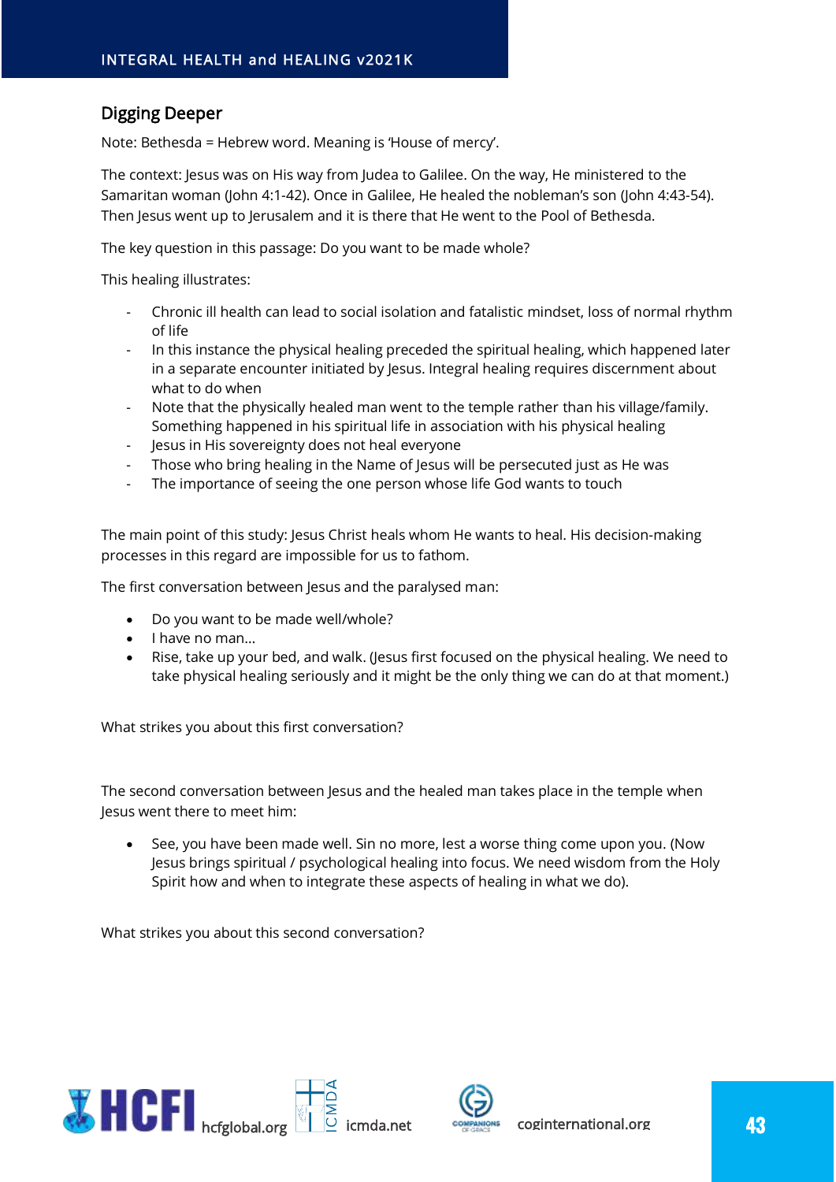## Digging Deeper

Note: Bethesda = Hebrew word. Meaning is 'House of mercy'.

The context: Jesus was on His way from Judea to Galilee. On the way, He ministered to the Samaritan woman (John 4:1-42). Once in Galilee, He healed the nobleman's son (John 4:43-54). Then Jesus went up to Jerusalem and it is there that He went to the Pool of Bethesda.

The key question in this passage: Do you want to be made whole?

This healing illustrates:

- Chronic ill health can lead to social isolation and fatalistic mindset, loss of normal rhythm of life
- In this instance the physical healing preceded the spiritual healing, which happened later in a separate encounter initiated by Jesus. Integral healing requires discernment about what to do when
- Note that the physically healed man went to the temple rather than his village/family. Something happened in his spiritual life in association with his physical healing
- Jesus in His sovereignty does not heal everyone
- Those who bring healing in the Name of Jesus will be persecuted just as He was
- The importance of seeing the one person whose life God wants to touch

The main point of this study: Jesus Christ heals whom He wants to heal. His decision-making processes in this regard are impossible for us to fathom.

The first conversation between Jesus and the paralysed man:

- Do you want to be made well/whole?
- I have no man…
- Rise, take up your bed, and walk. (Jesus first focused on the physical healing. We need to take physical healing seriously and it might be the only thing we can do at that moment.)

What strikes you about this first conversation?

The second conversation between Jesus and the healed man takes place in the temple when Jesus went there to meet him:

- See, you have been made well. Sin no more, lest a worse thing come upon you. (Now Jesus brings spiritual / psychological healing into focus. We need wisdom from the Holy Spirit how and when to integrate these aspects of healing in what we do).

What strikes you about this second conversation?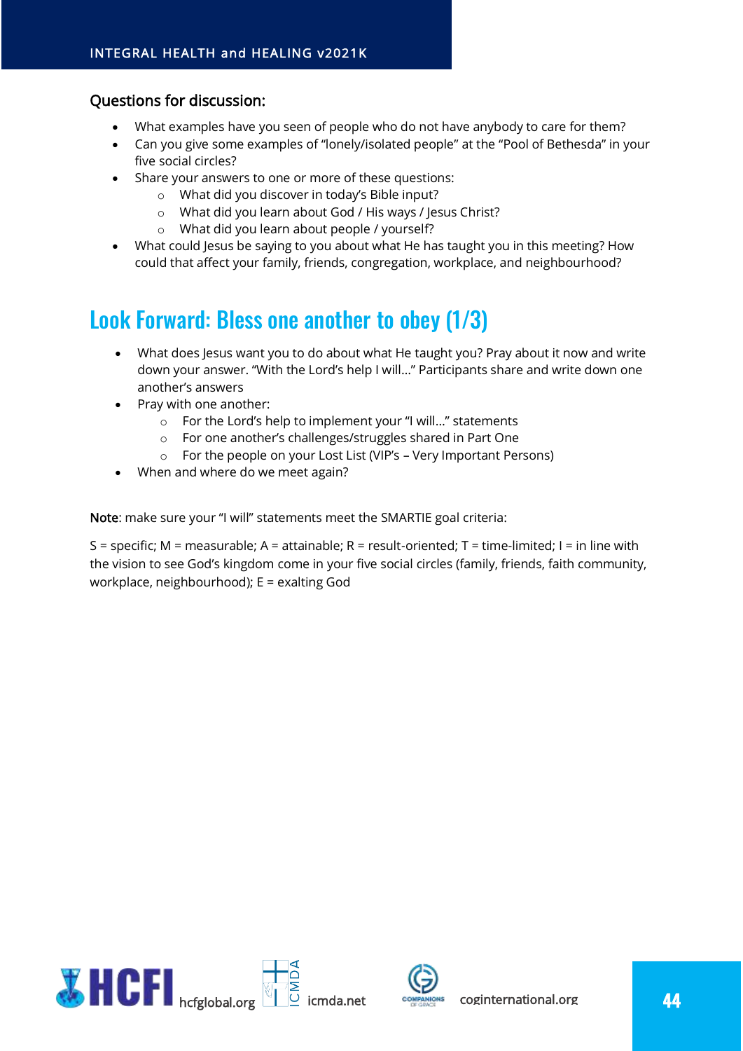### Questions for discussion:

- What examples have you seen of people who do not have anybody to care for them?
- Can you give some examples of “lonely/isolated people” at the “Pool of Bethesda” in your five social circles?
- Share your answers to one or more of these questions:
  - What did you discover in today’s Bible input?
  - What did you learn about God / His ways / Jesus Christ?
  - What did you learn about people / yourself?
- What could Jesus be saying to you about what He has taught you in this meeting? How could that affect your family, friends, congregation, workplace, and neighbourhood?

## Look Forward: Bless one another to obey (1/3)

- What does Jesus want you to do about what He taught you? Pray about it now and write down your answer. “With the Lord’s help I will…” Participants share and write down one another’s answers
- Pray with one another:
  - For the Lord’s help to implement your “I will…” statements
  - For one another’s challenges/struggles shared in Part One
  - For the people on your Lost List (VIP’s – Very Important Persons)
- When and where do we meet again?

Note: make sure your “I will” statements meet the SMARTIE goal criteria:

S = specific; M = measurable; A = attainable; R = result-oriented; T = time-limited; I = in line with the vision to see God’s kingdom come in your five social circles (family, friends, faith community, workplace, neighbourhood); E = exalting God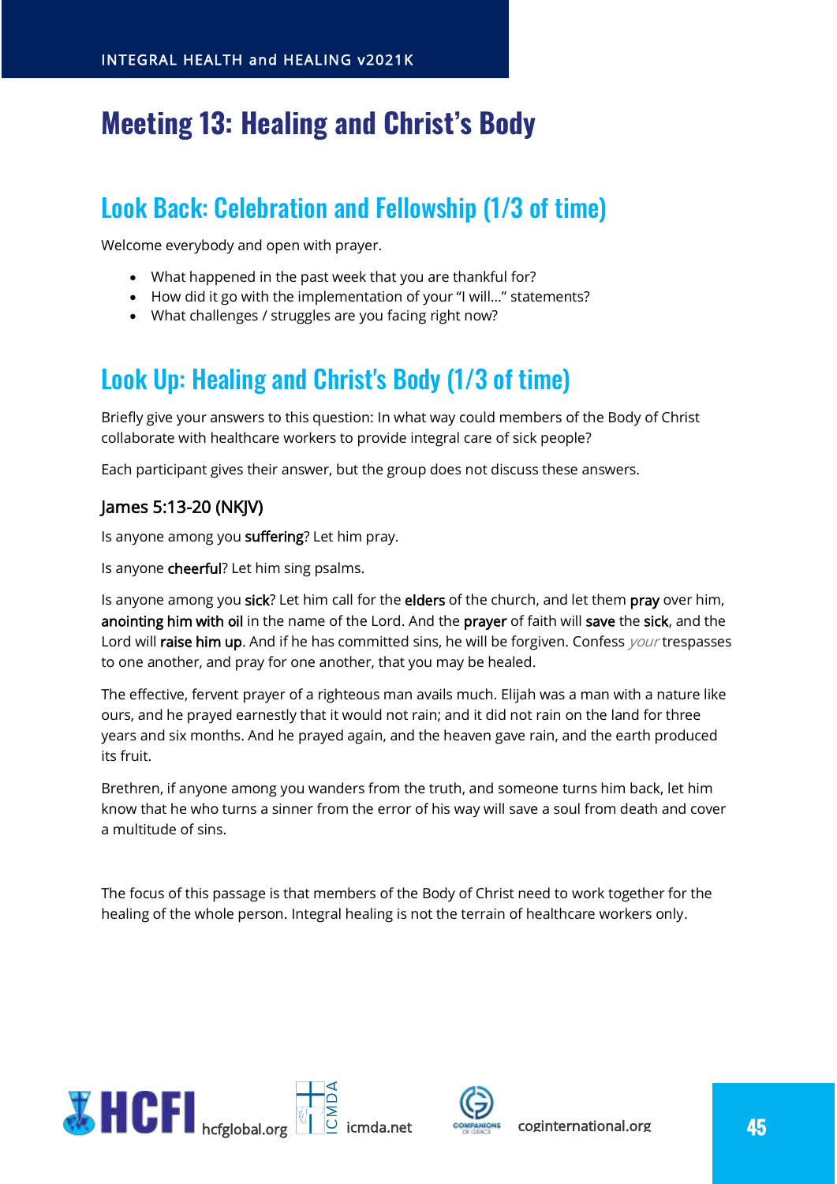# Meeting 13: Healing and Christ's Body

## Look Back: Celebration and Fellowship (1/3 of time)

Welcome everybody and open with prayer.

- What happened in the past week that you are thankful for?
- How did it go with the implementation of your "I will…" statements?
- What challenges / struggles are you facing right now?

## Look Up: Healing and Christ's Body (1/3 of time)

Briefly give your answers to this question: In what way could members of the Body of Christ collaborate with healthcare workers to provide integral care of sick people?

Each participant gives their answer, but the group does not discuss these answers.

### James 5:13-20 (NKJV)

Is anyone among you **suffering**? Let him pray.

Is anyone **cheerful**? Let him sing psalms.

Is anyone among you **sick**? Let him call for the **elders** of the church, and let them **pray** over him, **anointing him with oil** in the name of the Lord. And the **prayer** of faith will **save** the **sick**, and the Lord will **raise him up**. And if he has committed sins, he will be forgiven. Confess *your* trespasses to one another, and pray for one another, that you may be healed.

The effective, fervent prayer of a righteous man avails much. Elijah was a man with a nature like ours, and he prayed earnestly that it would not rain; and it did not rain on the land for three years and six months. And he prayed again, and the heaven gave rain, and the earth produced its fruit.

Brethren, if anyone among you wanders from the truth, and someone turns him back, let him know that he who turns a sinner from the error of his way will save a soul from death and cover a multitude of sins.

The focus of this passage is that members of the Body of Christ need to work together for the healing of the whole person. Integral healing is not the terrain of healthcare workers only.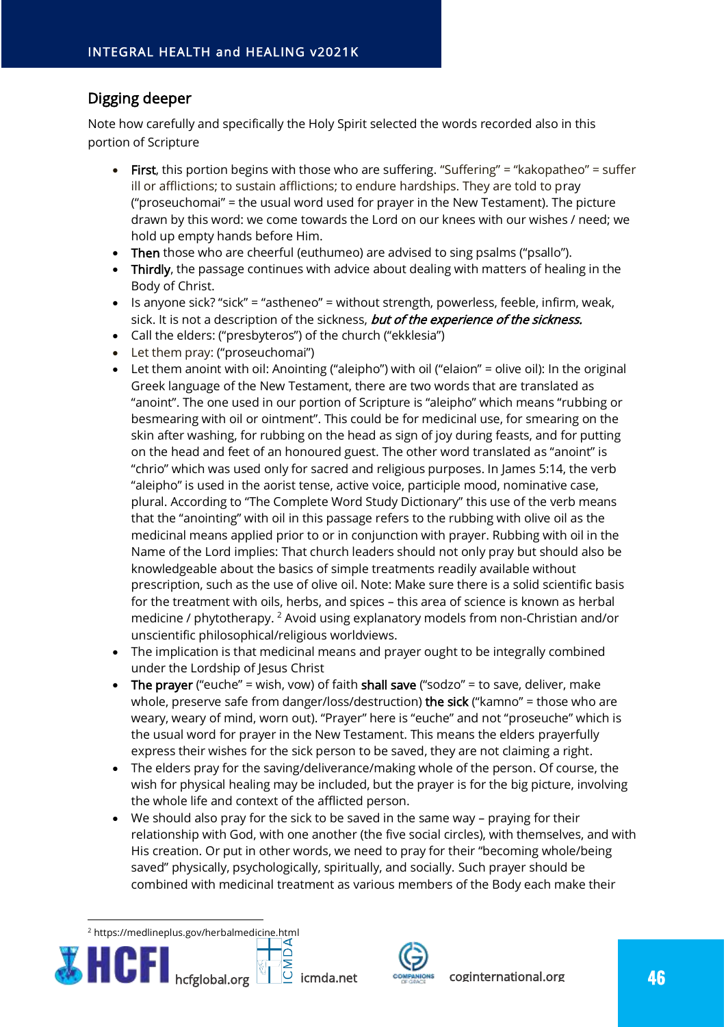## Digging deeper

Note how carefully and specifically the Holy Spirit selected the words recorded also in this portion of Scripture

- **First**, this portion begins with those who are suffering. "Suffering" = "kakopatheo" = suffer ill or afflictions; to sustain afflictions; to endure hardships. They are told to pray ("proseuchomai" = the usual word used for prayer in the New Testament). The picture drawn by this word: we come towards the Lord on our knees with our wishes / need; we hold up empty hands before Him.
- **Then** those who are cheerful (euthumeo) are advised to sing psalms ("psallo").
- **Thirdly**, the passage continues with advice about dealing with matters of healing in the Body of Christ.
- Is anyone sick? "sick" = "astheneo" = without strength, powerless, feeble, infirm, weak, sick. It is not a description of the sickness, ***but of the experience of the sickness.***
- Call the elders: ("presbyteros") of the church ("ekklesia")
- Let them pray: ("proseuchomai")
- Let them anoint with oil: Anointing ("aleipho") with oil ("elaion" = olive oil): In the original Greek language of the New Testament, there are two words that are translated as "anoint". The one used in our portion of Scripture is "aleipho" which means "rubbing or besmearing with oil or ointment". This could be for medicinal use, for smearing on the skin after washing, for rubbing on the head as sign of joy during feasts, and for putting on the head and feet of an honoured guest. The other word translated as "anoint" is "chrio" which was used only for sacred and religious purposes. In James 5:14, the verb "aleipho" is used in the aorist tense, active voice, participle mood, nominative case, plural. According to "The Complete Word Study Dictionary" this use of the verb means that the "anointing" with oil in this passage refers to the rubbing with olive oil as the medicinal means applied prior to or in conjunction with prayer. Rubbing with oil in the Name of the Lord implies: That church leaders should not only pray but should also be knowledgeable about the basics of simple treatments readily available without prescription, such as the use of olive oil. Note: Make sure there is a solid scientific basis for the treatment with oils, herbs, and spices – this area of science is known as herbal medicine / phytotherapy. [2] Avoid using explanatory models from non-Christian and/or unscientific philosophical/religious worldviews.
- The implication is that medicinal means and prayer ought to be integrally combined under the Lordship of Jesus Christ
- **The prayer** ("euche" = wish, vow) of faith **shall save** ("sodzo" = to save, deliver, make whole, preserve safe from danger/loss/destruction) **the sick** ("kamno" = those who are weary, weary of mind, worn out). "Prayer" here is "euche" and not "proseuche" which is the usual word for prayer in the New Testament. This means the elders prayerfully express their wishes for the sick person to be saved, they are not claiming a right.
- The elders pray for the saving/deliverance/making whole of the person. Of course, the wish for physical healing may be included, but the prayer is for the big picture, involving the whole life and context of the afflicted person.
- We should also pray for the sick to be saved in the same way – praying for their relationship with God, with one another (the five social circles), with themselves, and with His creation. Or put in other words, we need to pray for their "becoming whole/being saved" physically, psychologically, spiritually, and socially. Such prayer should be combined with medicinal treatment as various members of the Body each make their

[2] https://medlineplus.gov/herbalmedicine.html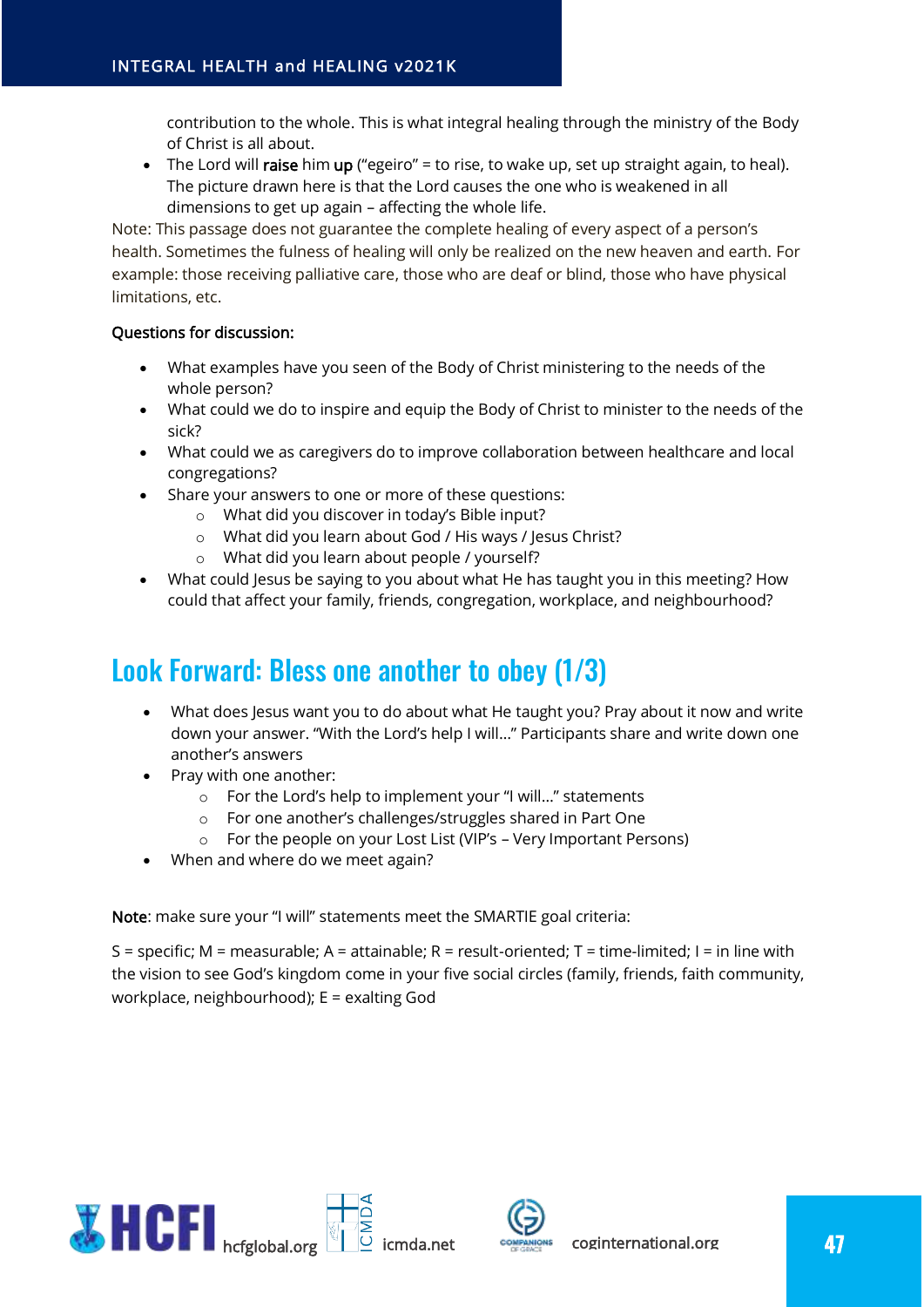contribution to the whole. This is what integral healing through the ministry of the Body of Christ is all about.

- The Lord will **raise** him **up** ("egeiro" = to rise, to wake up, set up straight again, to heal). The picture drawn here is that the Lord causes the one who is weakened in all dimensions to get up again – affecting the whole life.

Note: This passage does not guarantee the complete healing of every aspect of a person's health. Sometimes the fulness of healing will only be realized on the new heaven and earth. For example: those receiving palliative care, those who are deaf or blind, those who have physical limitations, etc.

Questions for discussion:

- What examples have you seen of the Body of Christ ministering to the needs of the whole person?
- What could we do to inspire and equip the Body of Christ to minister to the needs of the sick?
- What could we as caregivers do to improve collaboration between healthcare and local congregations?
- Share your answers to one or more of these questions:
  - What did you discover in today's Bible input?
  - What did you learn about God / His ways / Jesus Christ?
  - What did you learn about people / yourself?
- What could Jesus be saying to you about what He has taught you in this meeting? How could that affect your family, friends, congregation, workplace, and neighbourhood?

## Look Forward: Bless one another to obey (1/3)

- What does Jesus want you to do about what He taught you? Pray about it now and write down your answer. "With the Lord's help I will…" Participants share and write down one another's answers
- Pray with one another:
  - For the Lord's help to implement your "I will…" statements
  - For one another's challenges/struggles shared in Part One
  - For the people on your Lost List (VIP's – Very Important Persons)
- When and where do we meet again?

Note: make sure your "I will" statements meet the SMARTIE goal criteria:

S = specific; M = measurable; A = attainable; R = result-oriented; T = time-limited; I = in line with the vision to see God's kingdom come in your five social circles (family, friends, faith community, workplace, neighbourhood); E = exalting God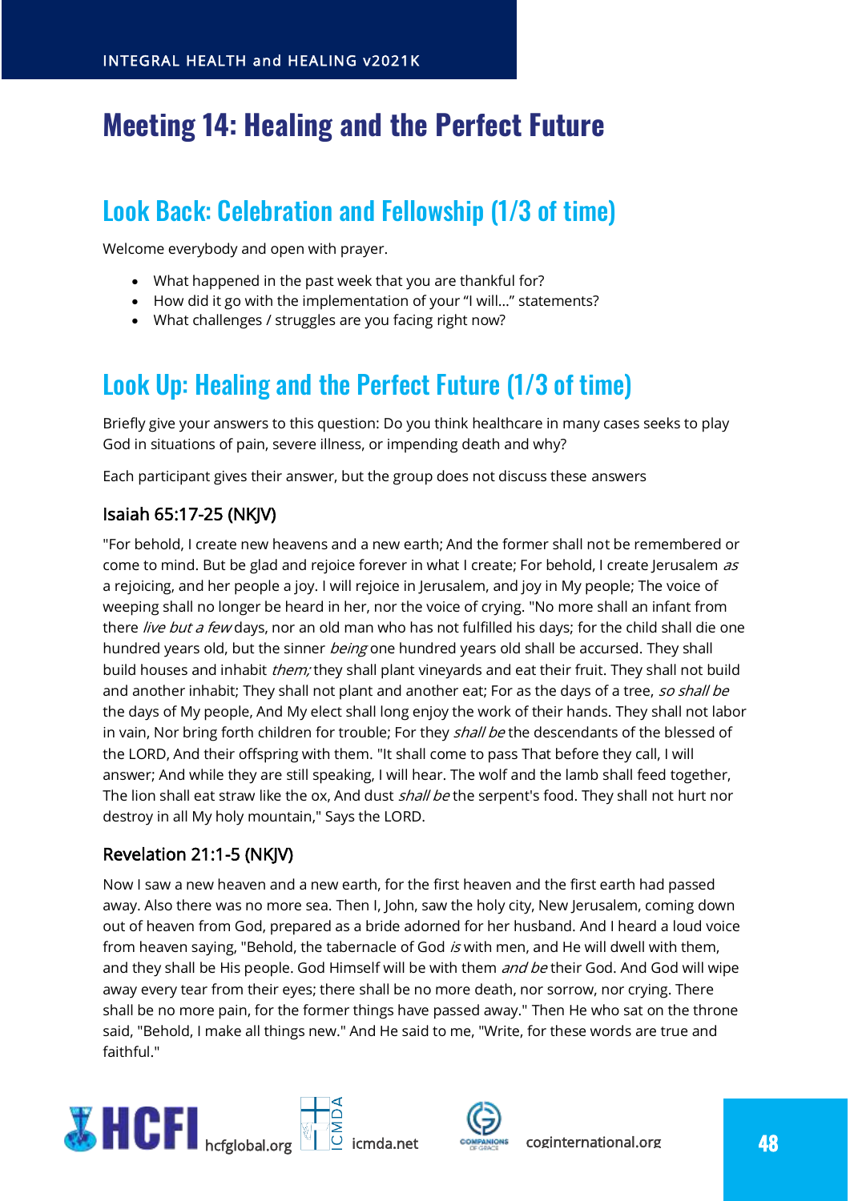# Meeting 14: Healing and the Perfect Future

## Look Back: Celebration and Fellowship (1/3 of time)

Welcome everybody and open with prayer.

- What happened in the past week that you are thankful for?
- How did it go with the implementation of your "I will…" statements?
- What challenges / struggles are you facing right now?

## Look Up: Healing and the Perfect Future (1/3 of time)

Briefly give your answers to this question: Do you think healthcare in many cases seeks to play God in situations of pain, severe illness, or impending death and why?

Each participant gives their answer, but the group does not discuss these answers

### Isaiah 65:17-25 (NKJV)

"For behold, I create new heavens and a new earth; And the former shall not be remembered or come to mind. But be glad and rejoice forever in what I create; For behold, I create Jerusalem *as* a rejoicing, and her people a joy. I will rejoice in Jerusalem, and joy in My people; The voice of weeping shall no longer be heard in her, nor the voice of crying. "No more shall an infant from there *live but a few* days, nor an old man who has not fulfilled his days; for the child shall die one hundred years old, but the sinner *being* one hundred years old shall be accursed. They shall build houses and inhabit *them;* they shall plant vineyards and eat their fruit. They shall not build and another inhabit; They shall not plant and another eat; For as the days of a tree, *so shall be* the days of My people, And My elect shall long enjoy the work of their hands. They shall not labor in vain, Nor bring forth children for trouble; For they *shall be* the descendants of the blessed of the LORD, And their offspring with them. "It shall come to pass That before they call, I will answer; And while they are still speaking, I will hear. The wolf and the lamb shall feed together, The lion shall eat straw like the ox, And dust *shall be* the serpent's food. They shall not hurt nor destroy in all My holy mountain," Says the LORD.

### Revelation 21:1-5 (NKJV)

Now I saw a new heaven and a new earth, for the first heaven and the first earth had passed away. Also there was no more sea. Then I, John, saw the holy city, New Jerusalem, coming down out of heaven from God, prepared as a bride adorned for her husband. And I heard a loud voice from heaven saying, "Behold, the tabernacle of God *is* with men, and He will dwell with them, and they shall be His people. God Himself will be with them *and be* their God. And God will wipe away every tear from their eyes; there shall be no more death, nor sorrow, nor crying. There shall be no more pain, for the former things have passed away." Then He who sat on the throne said, "Behold, I make all things new." And He said to me, "Write, for these words are true and faithful."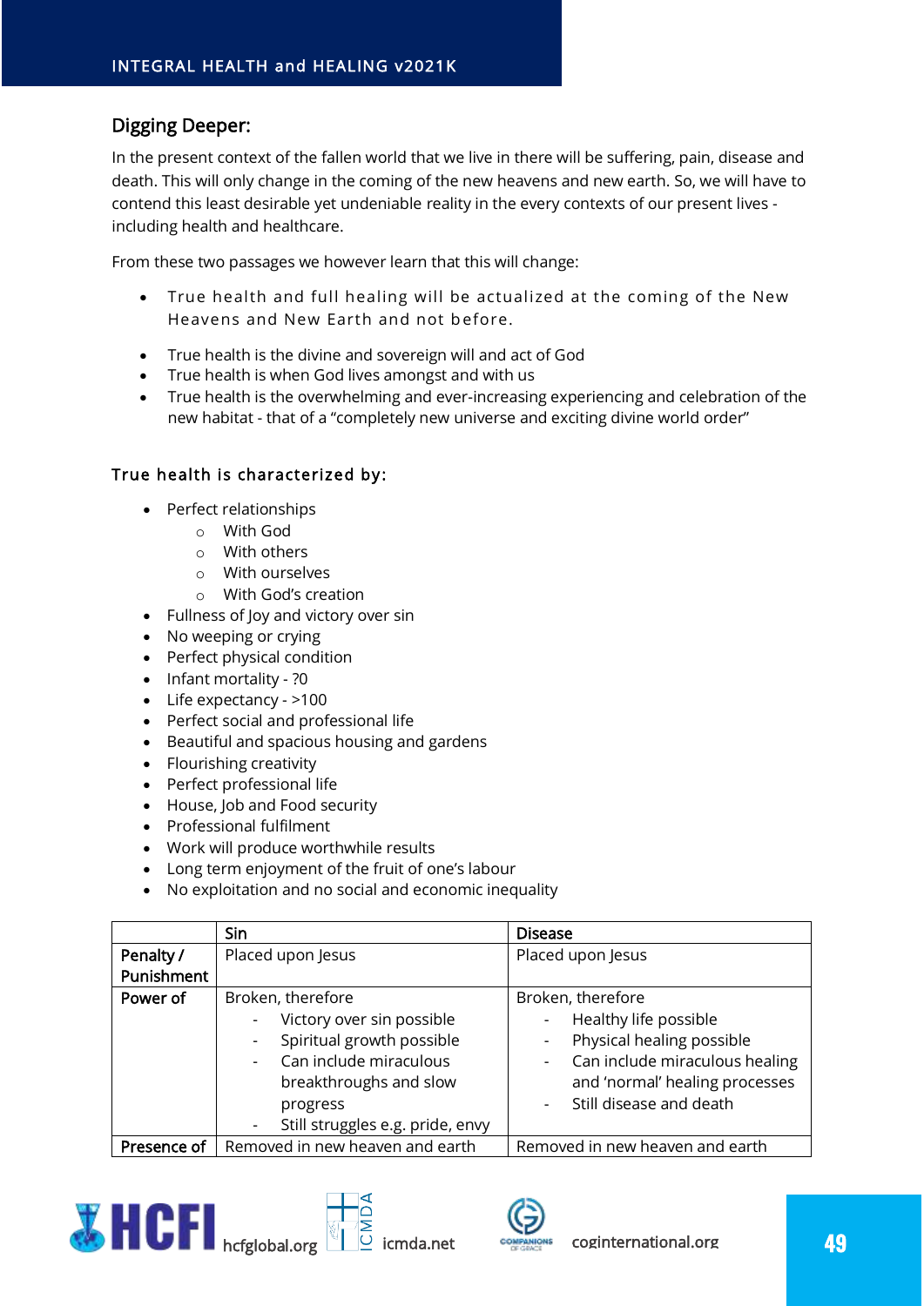## Digging Deeper:

In the present context of the fallen world that we live in there will be suffering, pain, disease and death. This will only change in the coming of the new heavens and new earth. So, we will have to contend this least desirable yet undeniable reality in the every contexts of our present lives - including health and healthcare.

From these two passages we however learn that this will change:

- True health and full healing will be actualized at the coming of the New Heavens and New Earth and not before.

- True health is the divine and sovereign will and act of God
- True health is when God lives amongst and with us
- True health is the overwhelming and ever-increasing experiencing and celebration of the new habitat - that of a "completely new universe and exciting divine world order"

### True health is characterized by:

- Perfect relationships
  - With God
  - With others
  - With ourselves
  - With God's creation
- Fullness of Joy and victory over sin
- No weeping or crying
- Perfect physical condition
- Infant mortality - ?0
- Life expectancy - >100
- Perfect social and professional life
- Beautiful and spacious housing and gardens
- Flourishing creativity
- Perfect professional life
- House, Job and Food security
- Professional fulfilment
- Work will produce worthwhile results
- Long term enjoyment of the fruit of one's labour
- No exploitation and no social and economic inequality

| | **Sin** | **Disease** |
|---|---|---|
| **Penalty / Punishment** | Placed upon Jesus | Placed upon Jesus |
| **Power of** | Broken, therefore<br>- Victory over sin possible<br>- Spiritual growth possible<br>- Can include miraculous breakthroughs and slow progress<br>- Still struggles e.g. pride, envy | Broken, therefore<br>- Healthy life possible<br>- Physical healing possible<br>- Can include miraculous healing and 'normal' healing processes<br>- Still disease and death |
| **Presence of** | Removed in new heaven and earth | Removed in new heaven and earth |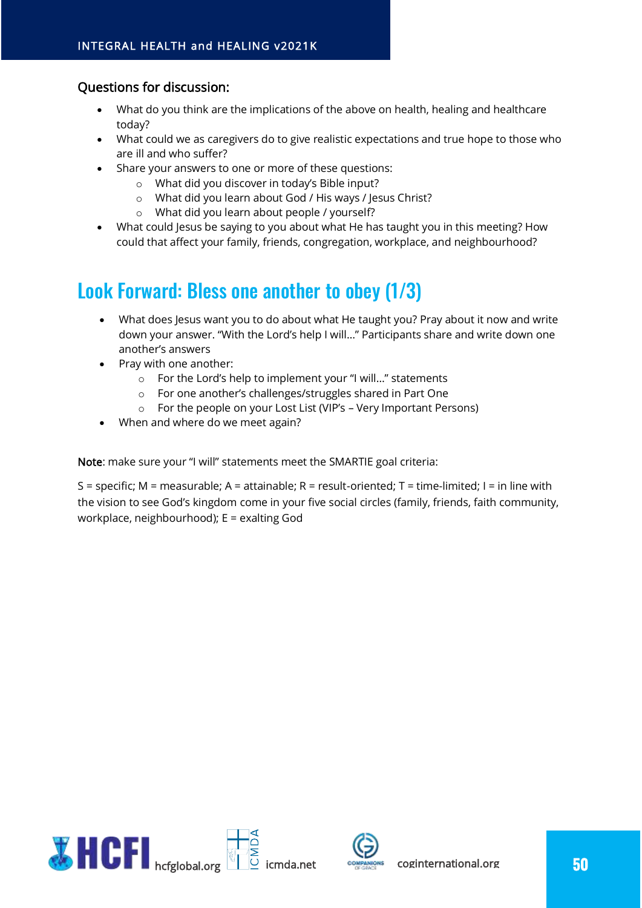### Questions for discussion:

- What do you think are the implications of the above on health, healing and healthcare today?
- What could we as caregivers do to give realistic expectations and true hope to those who are ill and who suffer?
- Share your answers to one or more of these questions:
  - What did you discover in today's Bible input?
  - What did you learn about God / His ways / Jesus Christ?
  - What did you learn about people / yourself?
- What could Jesus be saying to you about what He has taught you in this meeting? How could that affect your family, friends, congregation, workplace, and neighbourhood?

## Look Forward: Bless one another to obey (1/3)

- What does Jesus want you to do about what He taught you? Pray about it now and write down your answer. "With the Lord's help I will..." Participants share and write down one another's answers
- Pray with one another:
  - For the Lord's help to implement your "I will..." statements
  - For one another's challenges/struggles shared in Part One
  - For the people on your Lost List (VIP's – Very Important Persons)
- When and where do we meet again?

**Note**: make sure your "I will" statements meet the SMARTIE goal criteria:

S = specific; M = measurable; A = attainable; R = result-oriented; T = time-limited; I = in line with the vision to see God's kingdom come in your five social circles (family, friends, faith community, workplace, neighbourhood); E = exalting God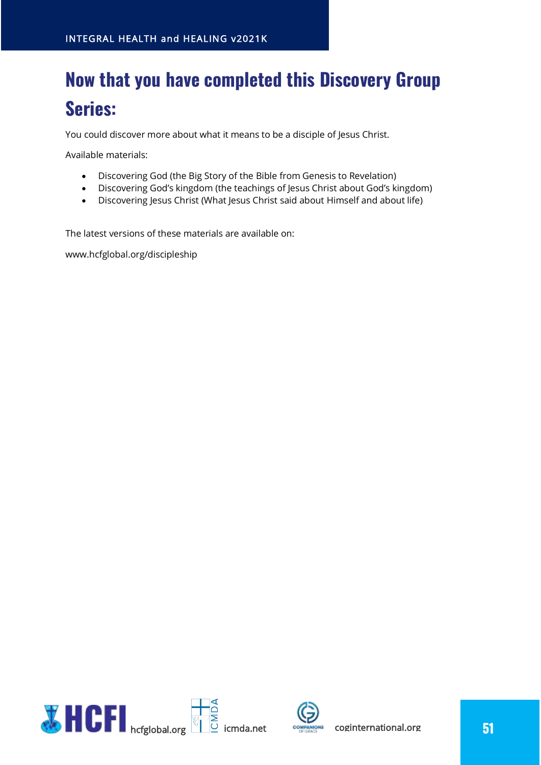# Now that you have completed this Discovery Group Series:

You could discover more about what it means to be a disciple of Jesus Christ.

Available materials:

- Discovering God (the Big Story of the Bible from Genesis to Revelation)
- Discovering God's kingdom (the teachings of Jesus Christ about God's kingdom)
- Discovering Jesus Christ (What Jesus Christ said about Himself and about life)

The latest versions of these materials are available on:

www.hcfglobal.org/discipleship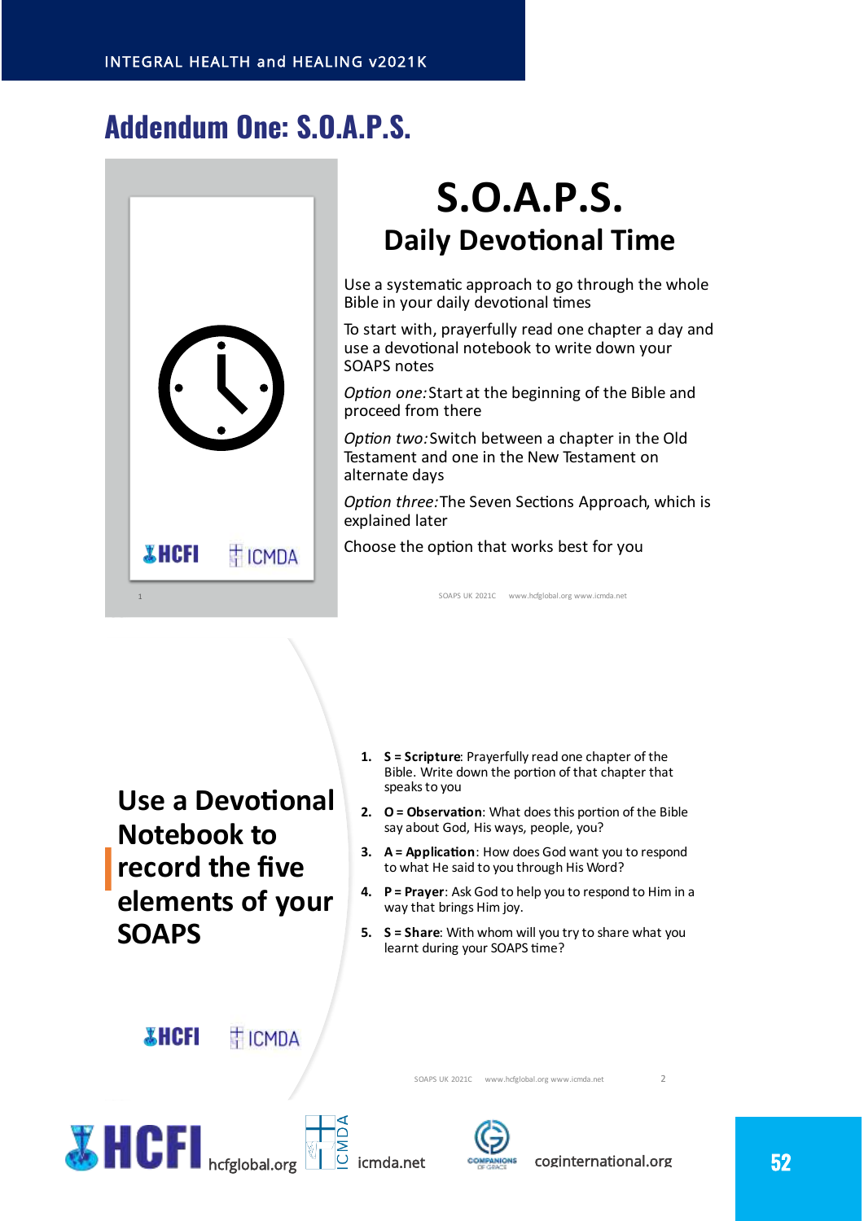# Addendum One: S.O.A.P.S.

## S.O.A.P.S.
### Daily Devotional Time

Use a systematic approach to go through the whole Bible in your daily devotional times

To start with, prayerfully read one chapter a day and use a devotional notebook to write down your SOAPS notes

*Option one:* Start at the beginning of the Bible and proceed from there

*Option two:* Switch between a chapter in the Old Testament and one in the New Testament on alternate days

*Option three:* The Seven Sections Approach, which is explained later

Choose the option that works best for you

SOAPS UK 2021C www.hcfglobal.org www.icmda.net

## Use a Devotional Notebook to record the five elements of your SOAPS

1. **S = Scripture**: Prayerfully read one chapter of the Bible. Write down the portion of that chapter that speaks to you
2. **O = Observation**: What does this portion of the Bible say about God, His ways, people, you?
3. **A = Application**: How does God want you to respond to what He said to you through His Word?
4. **P = Prayer**: Ask God to help you to respond to Him in a way that brings Him joy.
5. **S = Share**: With whom will you try to share what you learnt during your SOAPS time?

SOAPS UK 2021C www.hcfglobal.org www.icmda.net

HCFI hcfglobal.org ICMDA icmda.net coginternational.org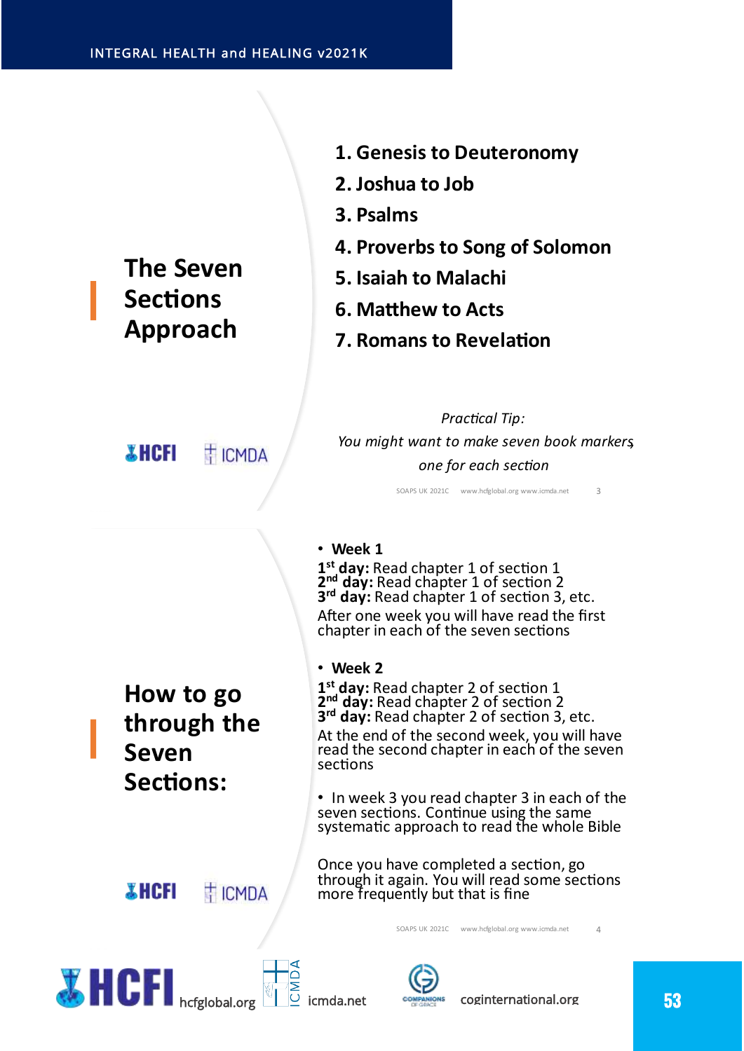## The Seven Sections Approach

1. Genesis to Deuteronomy
2. Joshua to Job
3. Psalms
4. Proverbs to Song of Solomon
5. Isaiah to Malachi
6. Matthew to Acts
7. Romans to Revelation

*Practical Tip:*
*You might want to make seven book markers, one for each section*

## How to go through the Seven Sections:

- **Week 1**

**1st day:** Read chapter 1 of section 1
**2nd day:** Read chapter 1 of section 2
**3rd day:** Read chapter 1 of section 3, etc.
After one week you will have read the first chapter in each of the seven sections

- **Week 2**

**1st day:** Read chapter 2 of section 1
**2nd day:** Read chapter 2 of section 2
**3rd day:** Read chapter 2 of section 3, etc.
At the end of the second week, you will have read the second chapter in each of the seven sections

- In week 3 you read chapter 3 in each of the seven sections. Continue using the same systematic approach to read the whole Bible

Once you have completed a section, go through it again. You will read some sections more frequently but that is fine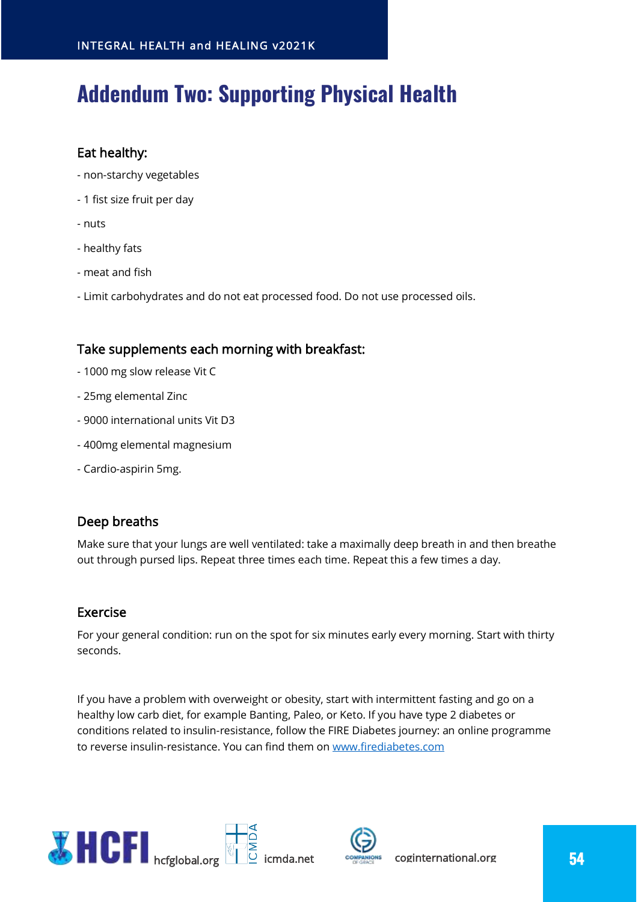# Addendum Two: Supporting Physical Health

## Eat healthy:

- non-starchy vegetables
- 1 fist size fruit per day
- nuts
- healthy fats
- meat and fish
- Limit carbohydrates and do not eat processed food. Do not use processed oils.

## Take supplements each morning with breakfast:

- 1000 mg slow release Vit C
- 25mg elemental Zinc
- 9000 international units Vit D3
- 400mg elemental magnesium
- Cardio-aspirin 5mg.

## Deep breaths

Make sure that your lungs are well ventilated: take a maximally deep breath in and then breathe out through pursed lips. Repeat three times each time. Repeat this a few times a day.

## Exercise

For your general condition: run on the spot for six minutes early every morning. Start with thirty seconds.

If you have a problem with overweight or obesity, start with intermittent fasting and go on a healthy low carb diet, for example Banting, Paleo, or Keto. If you have type 2 diabetes or conditions related to insulin-resistance, follow the FIRE Diabetes journey: an online programme to reverse insulin-resistance. You can find them on [www.firediabetes.com](http://www.firediabetes.com)